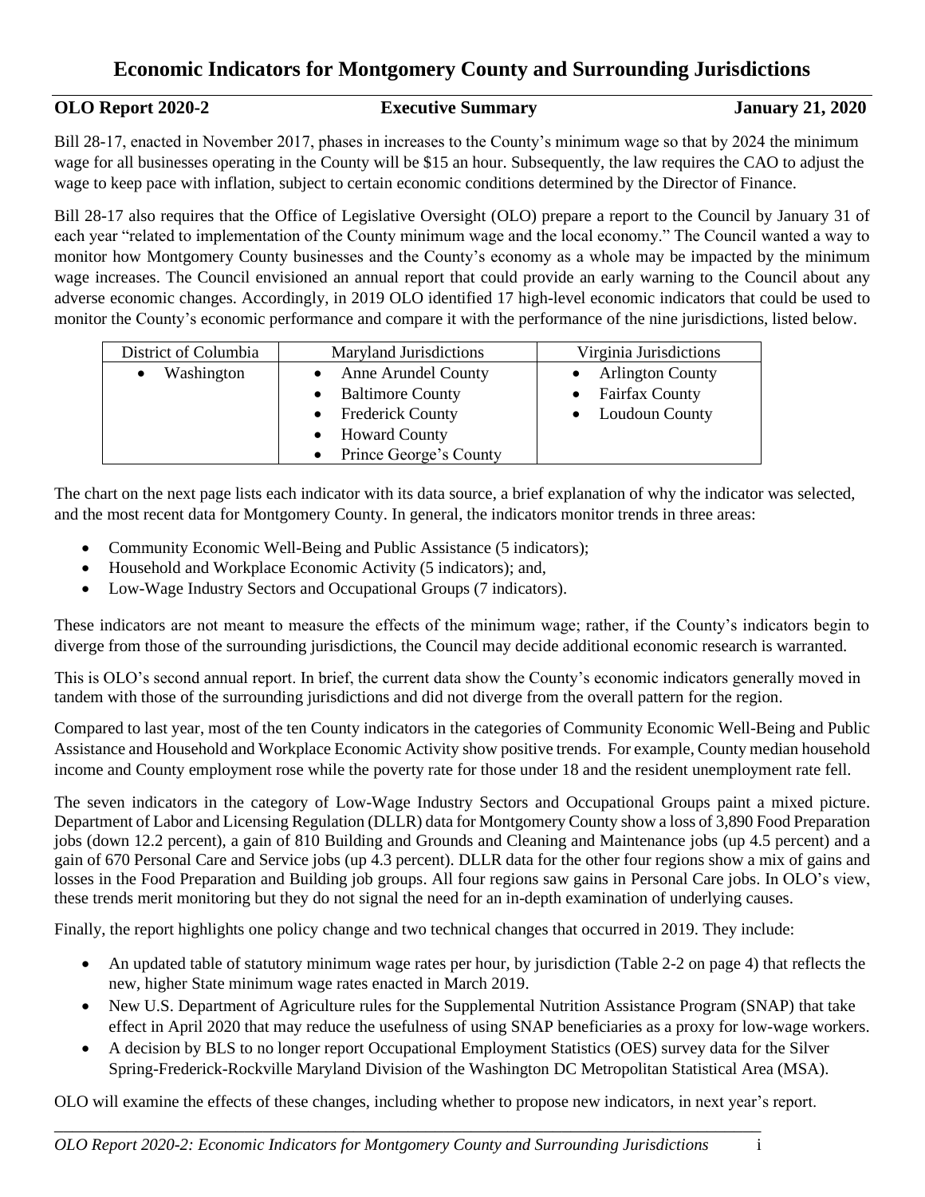# Economic Indicators for Montgomery County and Surrounding Jurisdictions

**OLO Report 2020-2** **Executive Summary** **January 21, 2020**

Bill 28-17, enacted in November 2017, phases in increases to the County's minimum wage so that by 2024 the minimum wage for all businesses operating in the County will be $15 an hour. Subsequently, the law requires the CAO to adjust the wage to keep pace with inflation, subject to certain economic conditions determined by the Director of Finance.

Bill 28-17 also requires that the Office of Legislative Oversight (OLO) prepare a report to the Council by January 31 of each year "related to implementation of the County minimum wage and the local economy." The Council wanted a way to monitor how Montgomery County businesses and the County's economy as a whole may be impacted by the minimum wage increases. The Council envisioned an annual report that could provide an early warning to the Council about any adverse economic changes. Accordingly, in 2019 OLO identified 17 high-level economic indicators that could be used to monitor the County's economic performance and compare it with the performance of the nine jurisdictions, listed below.

| District of Columbia | Maryland Jurisdictions | Virginia Jurisdictions |
|---|---|---|
| • Washington | • Anne Arundel County<br>• Baltimore County<br>• Frederick County<br>• Howard County<br>• Prince George's County | • Arlington County<br>• Fairfax County<br>• Loudoun County |

The chart on the next page lists each indicator with its data source, a brief explanation of why the indicator was selected, and the most recent data for Montgomery County. In general, the indicators monitor trends in three areas:

- Community Economic Well-Being and Public Assistance (5 indicators);
- Household and Workplace Economic Activity (5 indicators); and,
- Low-Wage Industry Sectors and Occupational Groups (7 indicators).

These indicators are not meant to measure the effects of the minimum wage; rather, if the County's indicators begin to diverge from those of the surrounding jurisdictions, the Council may decide additional economic research is warranted.

This is OLO's second annual report. In brief, the current data show the County's economic indicators generally moved in tandem with those of the surrounding jurisdictions and did not diverge from the overall pattern for the region.

Compared to last year, most of the ten County indicators in the categories of Community Economic Well-Being and Public Assistance and Household and Workplace Economic Activity show positive trends. For example, County median household income and County employment rose while the poverty rate for those under 18 and the resident unemployment rate fell.

The seven indicators in the category of Low-Wage Industry Sectors and Occupational Groups paint a mixed picture. Department of Labor and Licensing Regulation (DLLR) data for Montgomery County show a loss of 3,890 Food Preparation jobs (down 12.2 percent), a gain of 810 Building and Grounds and Cleaning and Maintenance jobs (up 4.5 percent) and a gain of 670 Personal Care and Service jobs (up 4.3 percent). DLLR data for the other four regions show a mix of gains and losses in the Food Preparation and Building job groups. All four regions saw gains in Personal Care jobs. In OLO's view, these trends merit monitoring but they do not signal the need for an in-depth examination of underlying causes.

Finally, the report highlights one policy change and two technical changes that occurred in 2019. They include:

- An updated table of statutory minimum wage rates per hour, by jurisdiction (Table 2-2 on page 4) that reflects the new, higher State minimum wage rates enacted in March 2019.
- New U.S. Department of Agriculture rules for the Supplemental Nutrition Assistance Program (SNAP) that take effect in April 2020 that may reduce the usefulness of using SNAP beneficiaries as a proxy for low-wage workers.
- A decision by BLS to no longer report Occupational Employment Statistics (OES) survey data for the Silver Spring-Frederick-Rockville Maryland Division of the Washington DC Metropolitan Statistical Area (MSA).

OLO will examine the effects of these changes, including whether to propose new indicators, in next year's report.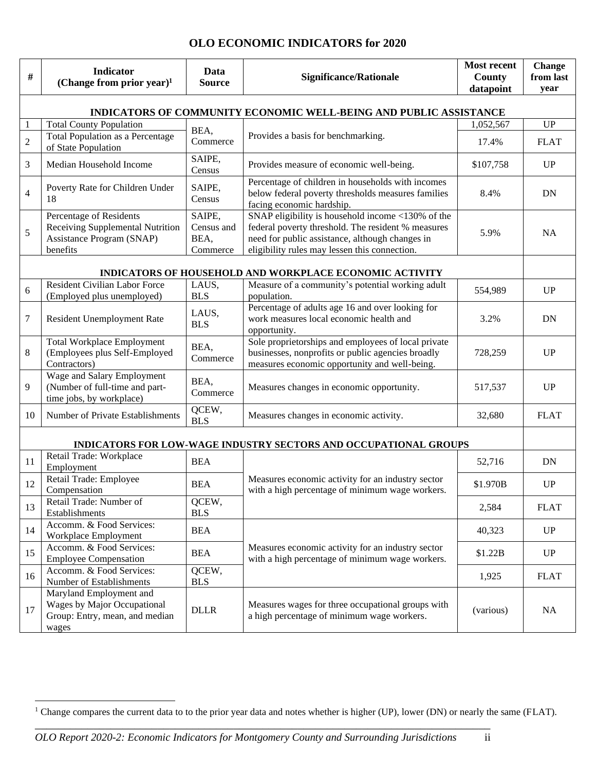# OLO ECONOMIC INDICATORS for 2020

| # | Indicator (Change from prior year)[1] | Data Source | Significance/Rationale | Most recent County datapoint | Change from last year |
|---|---|---|---|---|---|
| **INDICATORS OF COMMUNITY ECONOMIC WELL-BEING AND PUBLIC ASSISTANCE** | | | | | |
| 1 | Total County Population | BEA, Commerce | Provides a basis for benchmarking. | 1,052,567 | UP |
| 2 | Total Population as a Percentage of State Population | | | 17.4% | FLAT |
| 3 | Median Household Income | SAIPE, Census | Provides measure of economic well-being. | $107,758 | UP |
| 4 | Poverty Rate for Children Under 18 | SAIPE, Census | Percentage of children in households with incomes below federal poverty thresholds measures families facing economic hardship. | 8.4% | DN |
| 5 | Percentage of Residents Receiving Supplemental Nutrition Assistance Program (SNAP) benefits | SAIPE, Census and BEA, Commerce | SNAP eligibility is household income <130% of the federal poverty threshold. The resident % measures need for public assistance, although changes in eligibility rules may lessen this connection. | 5.9% | NA |
| **INDICATORS OF HOUSEHOLD AND WORKPLACE ECONOMIC ACTIVITY** | | | | | |
| 6 | Resident Civilian Labor Force (Employed plus unemployed) | LAUS, BLS | Measure of a community's potential working adult population. | 554,989 | UP |
| 7 | Resident Unemployment Rate | LAUS, BLS | Percentage of adults age 16 and over looking for work measures local economic health and opportunity. | 3.2% | DN |
| 8 | Total Workplace Employment (Employees plus Self-Employed Contractors) | BEA, Commerce | Sole proprietorships and employees of local private businesses, nonprofits or public agencies broadly measures economic opportunity and well-being. | 728,259 | UP |
| 9 | Wage and Salary Employment (Number of full-time and part-time jobs, by workplace) | BEA, Commerce | Measures changes in economic opportunity. | 517,537 | UP |
| 10 | Number of Private Establishments | QCEW, BLS | Measures changes in economic activity. | 32,680 | FLAT |
| **INDICATORS FOR LOW-WAGE INDUSTRY SECTORS AND OCCUPATIONAL GROUPS** | | | | | |
| 11 | Retail Trade: Workplace Employment | BEA | Measures economic activity for an industry sector with a high percentage of minimum wage workers. | 52,716 | DN |
| 12 | Retail Trade: Employee Compensation | BEA | | $1.970B | UP |
| 13 | Retail Trade: Number of Establishments | QCEW, BLS | | 2,584 | FLAT |
| 14 | Accomm. & Food Services: Workplace Employment | BEA | Measures economic activity for an industry sector with a high percentage of minimum wage workers. | 40,323 | UP |
| 15 | Accomm. & Food Services: Employee Compensation | BEA | | $1.22B | UP |
| 16 | Accomm. & Food Services: Number of Establishments | QCEW, BLS | | 1,925 | FLAT |
| 17 | Maryland Employment and Wages by Major Occupational Group: Entry, mean, and median wages | DLLR | Measures wages for three occupational groups with a high percentage of minimum wage workers. | (various) | NA |

[1] Change compares the current data to to the prior year data and notes whether is higher (UP), lower (DN) or nearly the same (FLAT).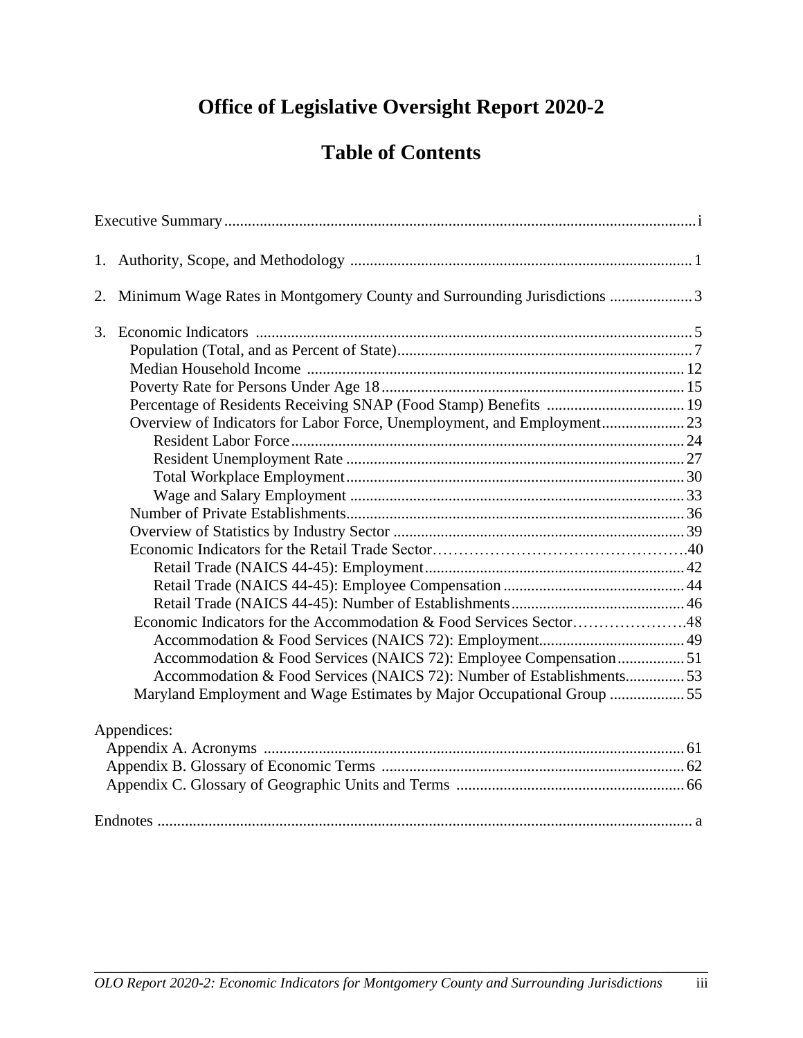# Office of Legislative Oversight Report 2020-2

## Table of Contents

Executive Summary ..... i

1. Authority, Scope, and Methodology ..... 1

2. Minimum Wage Rates in Montgomery County and Surrounding Jurisdictions ..... 3

3. Economic Indicators ..... 5
   - Population (Total, and as Percent of State) ..... 7
   - Median Household Income ..... 12
   - Poverty Rate for Persons Under Age 18 ..... 15
   - Percentage of Residents Receiving SNAP (Food Stamp) Benefits ..... 19
   - Overview of Indicators for Labor Force, Unemployment, and Employment ..... 23
     - Resident Labor Force ..... 24
     - Resident Unemployment Rate ..... 27
     - Total Workplace Employment ..... 30
     - Wage and Salary Employment ..... 33
   - Number of Private Establishments ..... 36
   - Overview of Statistics by Industry Sector ..... 39
   - Economic Indicators for the Retail Trade Sector ..... 40
     - Retail Trade (NAICS 44-45): Employment ..... 42
     - Retail Trade (NAICS 44-45): Employee Compensation ..... 44
     - Retail Trade (NAICS 44-45): Number of Establishments ..... 46
   - Economic Indicators for the Accommodation & Food Services Sector ..... 48
     - Accommodation & Food Services (NAICS 72): Employment ..... 49
     - Accommodation & Food Services (NAICS 72): Employee Compensation ..... 51
     - Accommodation & Food Services (NAICS 72): Number of Establishments ..... 53
   - Maryland Employment and Wage Estimates by Major Occupational Group ..... 55

Appendices:
- Appendix A. Acronyms ..... 61
- Appendix B. Glossary of Economic Terms ..... 62
- Appendix C. Glossary of Geographic Units and Terms ..... 66

Endnotes ..... a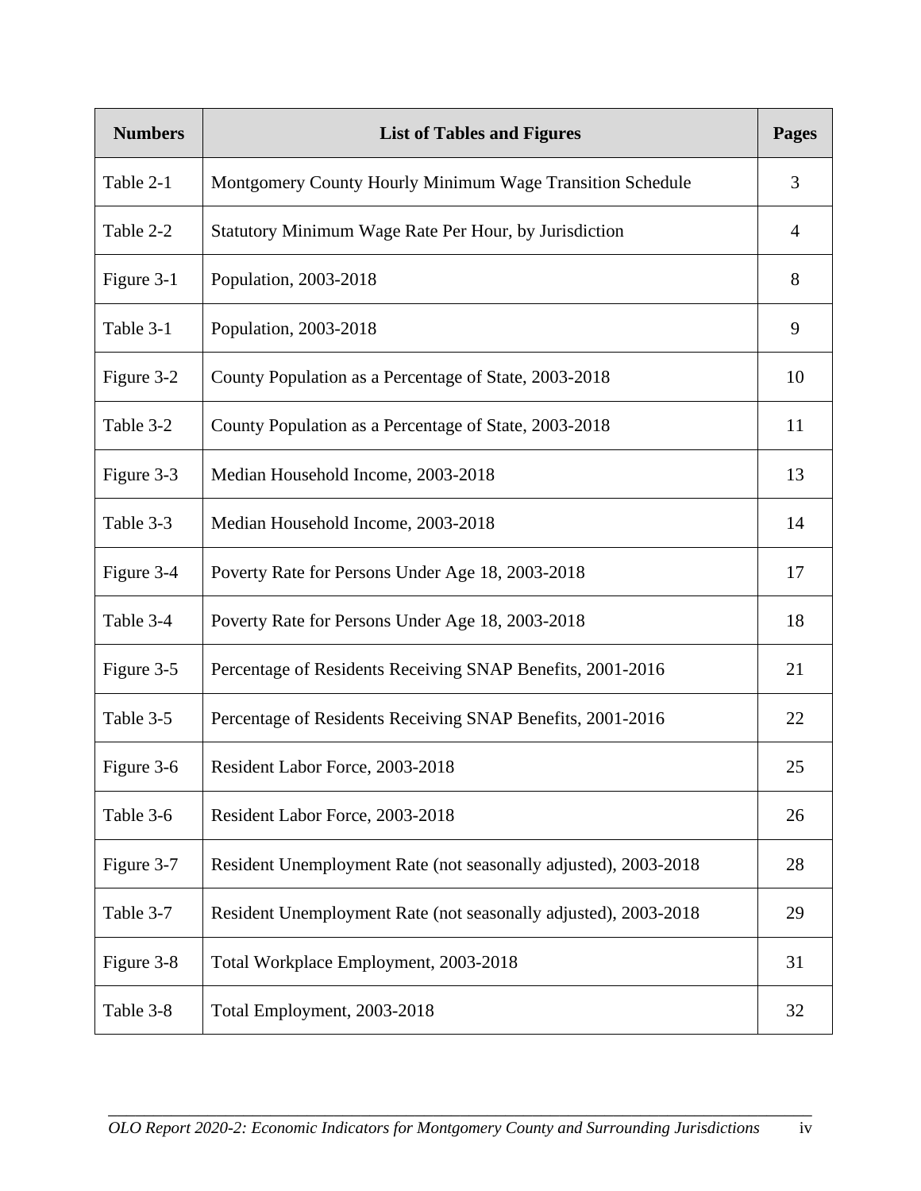| Numbers | List of Tables and Figures | Pages |
|---|---|---|
| Table 2-1 | Montgomery County Hourly Minimum Wage Transition Schedule | 3 |
| Table 2-2 | Statutory Minimum Wage Rate Per Hour, by Jurisdiction | 4 |
| Figure 3-1 | Population, 2003-2018 | 8 |
| Table 3-1 | Population, 2003-2018 | 9 |
| Figure 3-2 | County Population as a Percentage of State, 2003-2018 | 10 |
| Table 3-2 | County Population as a Percentage of State, 2003-2018 | 11 |
| Figure 3-3 | Median Household Income, 2003-2018 | 13 |
| Table 3-3 | Median Household Income, 2003-2018 | 14 |
| Figure 3-4 | Poverty Rate for Persons Under Age 18, 2003-2018 | 17 |
| Table 3-4 | Poverty Rate for Persons Under Age 18, 2003-2018 | 18 |
| Figure 3-5 | Percentage of Residents Receiving SNAP Benefits, 2001-2016 | 21 |
| Table 3-5 | Percentage of Residents Receiving SNAP Benefits, 2001-2016 | 22 |
| Figure 3-6 | Resident Labor Force, 2003-2018 | 25 |
| Table 3-6 | Resident Labor Force, 2003-2018 | 26 |
| Figure 3-7 | Resident Unemployment Rate (not seasonally adjusted), 2003-2018 | 28 |
| Table 3-7 | Resident Unemployment Rate (not seasonally adjusted), 2003-2018 | 29 |
| Figure 3-8 | Total Workplace Employment, 2003-2018 | 31 |
| Table 3-8 | Total Employment, 2003-2018 | 32 |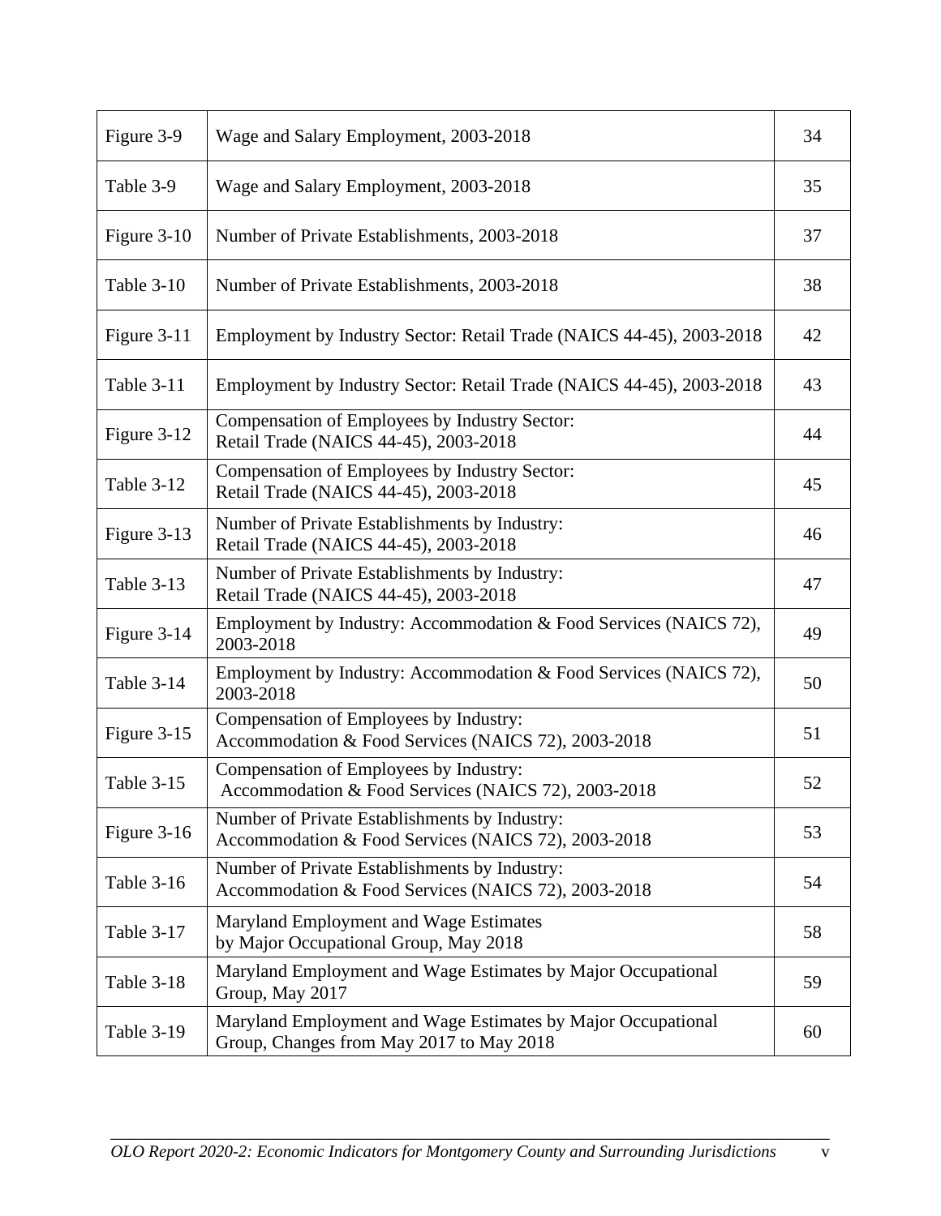| | | |
|---|---|---|
| Figure 3-9 | Wage and Salary Employment, 2003-2018 | 34 |
| Table 3-9 | Wage and Salary Employment, 2003-2018 | 35 |
| Figure 3-10 | Number of Private Establishments, 2003-2018 | 37 |
| Table 3-10 | Number of Private Establishments, 2003-2018 | 38 |
| Figure 3-11 | Employment by Industry Sector: Retail Trade (NAICS 44-45), 2003-2018 | 42 |
| Table 3-11 | Employment by Industry Sector: Retail Trade (NAICS 44-45), 2003-2018 | 43 |
| Figure 3-12 | Compensation of Employees by Industry Sector: Retail Trade (NAICS 44-45), 2003-2018 | 44 |
| Table 3-12 | Compensation of Employees by Industry Sector: Retail Trade (NAICS 44-45), 2003-2018 | 45 |
| Figure 3-13 | Number of Private Establishments by Industry: Retail Trade (NAICS 44-45), 2003-2018 | 46 |
| Table 3-13 | Number of Private Establishments by Industry: Retail Trade (NAICS 44-45), 2003-2018 | 47 |
| Figure 3-14 | Employment by Industry: Accommodation & Food Services (NAICS 72), 2003-2018 | 49 |
| Table 3-14 | Employment by Industry: Accommodation & Food Services (NAICS 72), 2003-2018 | 50 |
| Figure 3-15 | Compensation of Employees by Industry: Accommodation & Food Services (NAICS 72), 2003-2018 | 51 |
| Table 3-15 | Compensation of Employees by Industry: Accommodation & Food Services (NAICS 72), 2003-2018 | 52 |
| Figure 3-16 | Number of Private Establishments by Industry: Accommodation & Food Services (NAICS 72), 2003-2018 | 53 |
| Table 3-16 | Number of Private Establishments by Industry: Accommodation & Food Services (NAICS 72), 2003-2018 | 54 |
| Table 3-17 | Maryland Employment and Wage Estimates by Major Occupational Group, May 2018 | 58 |
| Table 3-18 | Maryland Employment and Wage Estimates by Major Occupational Group, May 2017 | 59 |
| Table 3-19 | Maryland Employment and Wage Estimates by Major Occupational Group, Changes from May 2017 to May 2018 | 60 |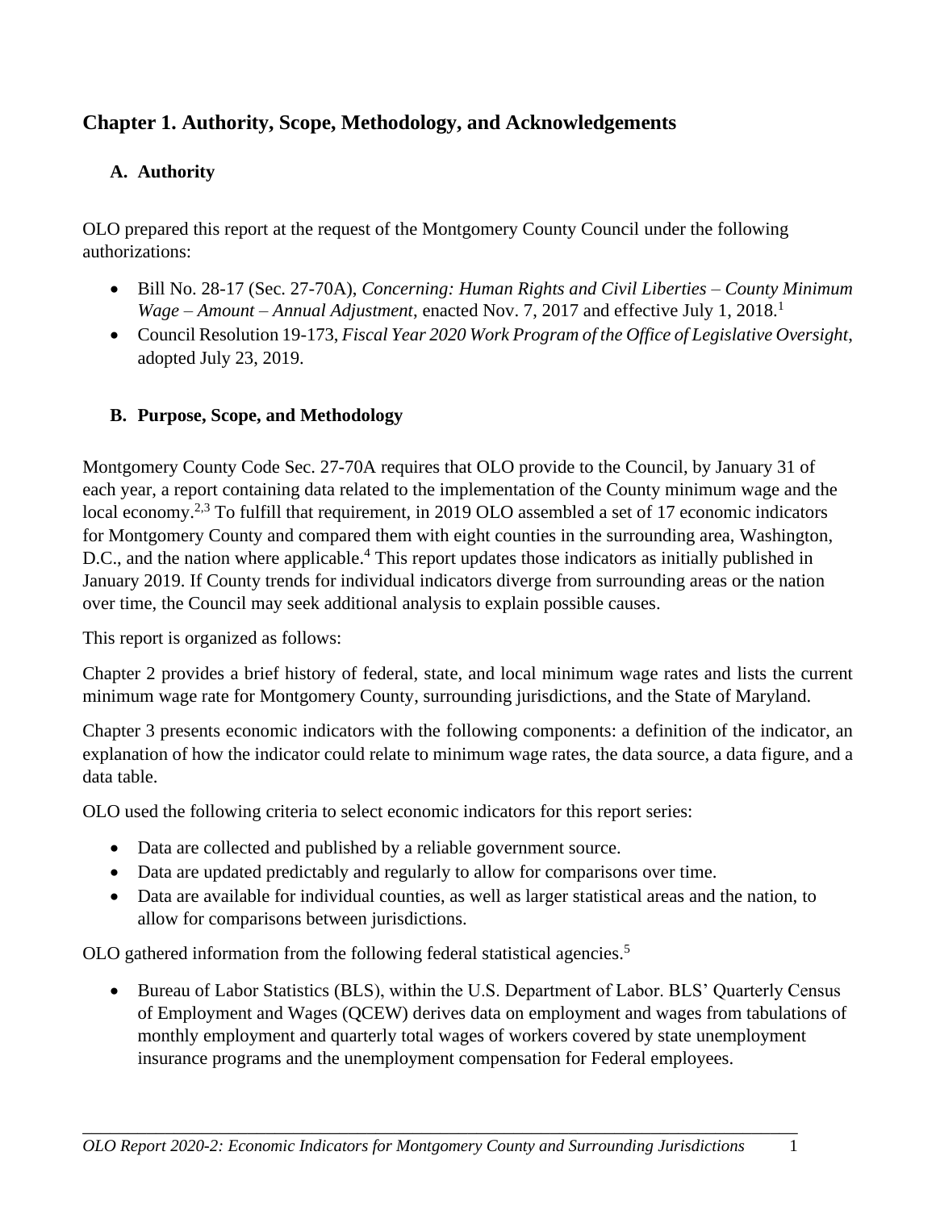## Chapter 1. Authority, Scope, Methodology, and Acknowledgements

### A. Authority

OLO prepared this report at the request of the Montgomery County Council under the following authorizations:

- Bill No. 28-17 (Sec. 27-70A), *Concerning: Human Rights and Civil Liberties – County Minimum Wage – Amount – Annual Adjustment*, enacted Nov. 7, 2017 and effective July 1, 2018.[1]
- Council Resolution 19-173, *Fiscal Year 2020 Work Program of the Office of Legislative Oversight*, adopted July 23, 2019.

### B. Purpose, Scope, and Methodology

Montgomery County Code Sec. 27-70A requires that OLO provide to the Council, by January 31 of each year, a report containing data related to the implementation of the County minimum wage and the local economy.[2,3] To fulfill that requirement, in 2019 OLO assembled a set of 17 economic indicators for Montgomery County and compared them with eight counties in the surrounding area, Washington, D.C., and the nation where applicable.[4] This report updates those indicators as initially published in January 2019. If County trends for individual indicators diverge from surrounding areas or the nation over time, the Council may seek additional analysis to explain possible causes.

This report is organized as follows:

Chapter 2 provides a brief history of federal, state, and local minimum wage rates and lists the current minimum wage rate for Montgomery County, surrounding jurisdictions, and the State of Maryland.

Chapter 3 presents economic indicators with the following components: a definition of the indicator, an explanation of how the indicator could relate to minimum wage rates, the data source, a data figure, and a data table.

OLO used the following criteria to select economic indicators for this report series:

- Data are collected and published by a reliable government source.
- Data are updated predictably and regularly to allow for comparisons over time.
- Data are available for individual counties, as well as larger statistical areas and the nation, to allow for comparisons between jurisdictions.

OLO gathered information from the following federal statistical agencies.[5]

- Bureau of Labor Statistics (BLS), within the U.S. Department of Labor. BLS' Quarterly Census of Employment and Wages (QCEW) derives data on employment and wages from tabulations of monthly employment and quarterly total wages of workers covered by state unemployment insurance programs and the unemployment compensation for Federal employees.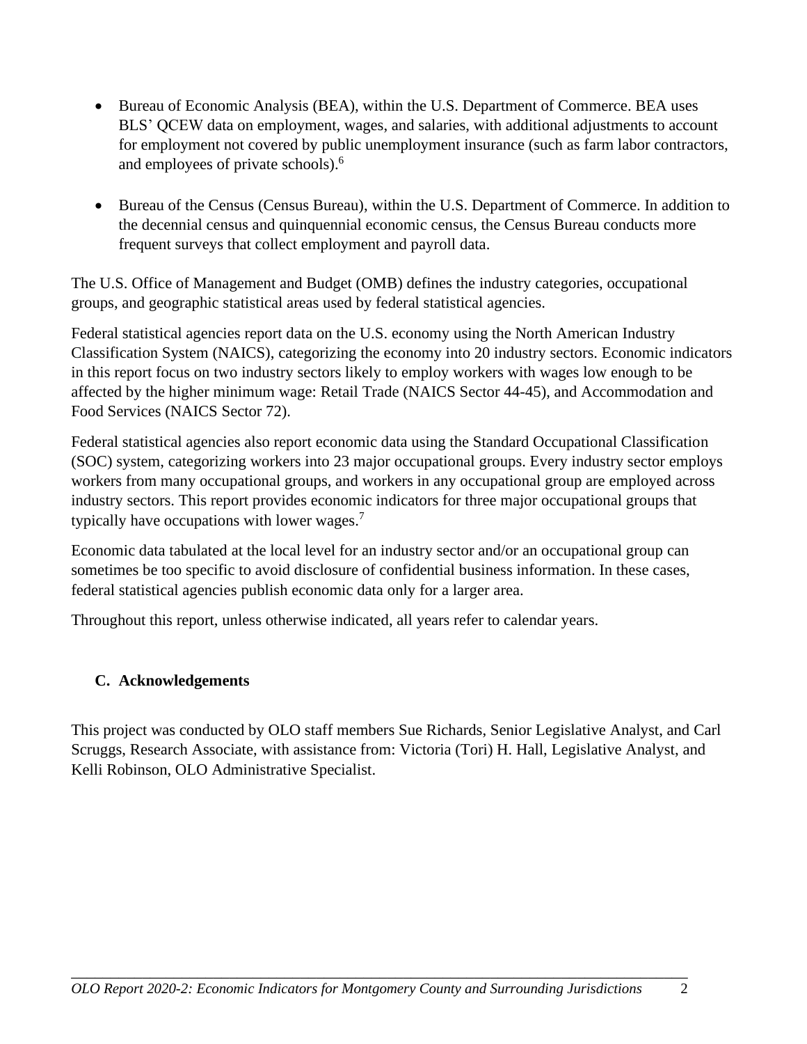- Bureau of Economic Analysis (BEA), within the U.S. Department of Commerce. BEA uses BLS' QCEW data on employment, wages, and salaries, with additional adjustments to account for employment not covered by public unemployment insurance (such as farm labor contractors, and employees of private schools).[6]

- Bureau of the Census (Census Bureau), within the U.S. Department of Commerce. In addition to the decennial census and quinquennial economic census, the Census Bureau conducts more frequent surveys that collect employment and payroll data.

The U.S. Office of Management and Budget (OMB) defines the industry categories, occupational groups, and geographic statistical areas used by federal statistical agencies.

Federal statistical agencies report data on the U.S. economy using the North American Industry Classification System (NAICS), categorizing the economy into 20 industry sectors. Economic indicators in this report focus on two industry sectors likely to employ workers with wages low enough to be affected by the higher minimum wage: Retail Trade (NAICS Sector 44-45), and Accommodation and Food Services (NAICS Sector 72).

Federal statistical agencies also report economic data using the Standard Occupational Classification (SOC) system, categorizing workers into 23 major occupational groups. Every industry sector employs workers from many occupational groups, and workers in any occupational group are employed across industry sectors. This report provides economic indicators for three major occupational groups that typically have occupations with lower wages.[7]

Economic data tabulated at the local level for an industry sector and/or an occupational group can sometimes be too specific to avoid disclosure of confidential business information. In these cases, federal statistical agencies publish economic data only for a larger area.

Throughout this report, unless otherwise indicated, all years refer to calendar years.

### C. Acknowledgements

This project was conducted by OLO staff members Sue Richards, Senior Legislative Analyst, and Carl Scruggs, Research Associate, with assistance from: Victoria (Tori) H. Hall, Legislative Analyst, and Kelli Robinson, OLO Administrative Specialist.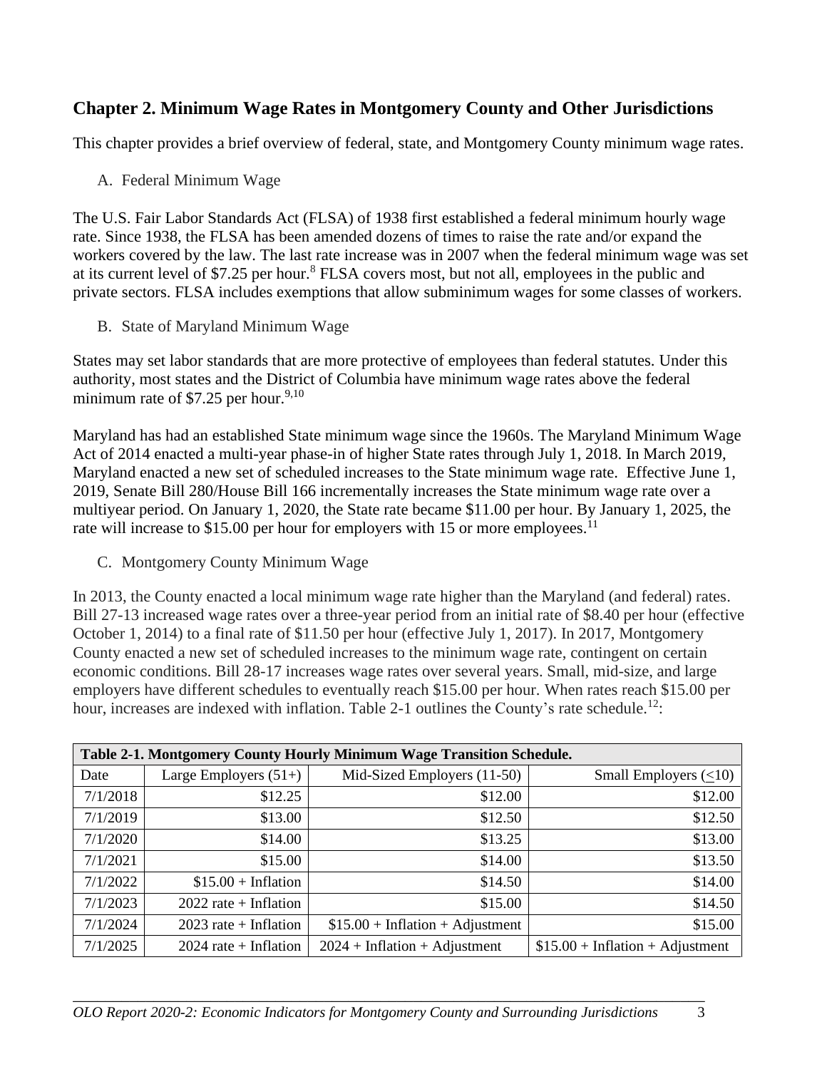## Chapter 2. Minimum Wage Rates in Montgomery County and Other Jurisdictions

This chapter provides a brief overview of federal, state, and Montgomery County minimum wage rates.

### A. Federal Minimum Wage

The U.S. Fair Labor Standards Act (FLSA) of 1938 first established a federal minimum hourly wage rate. Since 1938, the FLSA has been amended dozens of times to raise the rate and/or expand the workers covered by the law. The last rate increase was in 2007 when the federal minimum wage was set at its current level of $7.25 per hour.[8] FLSA covers most, but not all, employees in the public and private sectors. FLSA includes exemptions that allow subminimum wages for some classes of workers.

### B. State of Maryland Minimum Wage

States may set labor standards that are more protective of employees than federal statutes. Under this authority, most states and the District of Columbia have minimum wage rates above the federal minimum rate of $7.25 per hour.[9,10]

Maryland has had an established State minimum wage since the 1960s. The Maryland Minimum Wage Act of 2014 enacted a multi-year phase-in of higher State rates through July 1, 2018. In March 2019, Maryland enacted a new set of scheduled increases to the State minimum wage rate. Effective June 1, 2019, Senate Bill 280/House Bill 166 incrementally increases the State minimum wage rate over a multiyear period. On January 1, 2020, the State rate became $11.00 per hour. By January 1, 2025, the rate will increase to $15.00 per hour for employers with 15 or more employees.[11]

### C. Montgomery County Minimum Wage

In 2013, the County enacted a local minimum wage rate higher than the Maryland (and federal) rates. Bill 27-13 increased wage rates over a three-year period from an initial rate of $8.40 per hour (effective October 1, 2014) to a final rate of $11.50 per hour (effective July 1, 2017). In 2017, Montgomery County enacted a new set of scheduled increases to the minimum wage rate, contingent on certain economic conditions. Bill 28-17 increases wage rates over several years. Small, mid-size, and large employers have different schedules to eventually reach $15.00 per hour. When rates reach $15.00 per hour, increases are indexed with inflation. Table 2-1 outlines the County's rate schedule.[12]:

**Table 2-1. Montgomery County Hourly Minimum Wage Transition Schedule.**

| Date | Large Employers (51+) | Mid-Sized Employers (11-50) | Small Employers (≤10) |
|---|---|---|---|
| 7/1/2018 | $12.25 | $12.00 | $12.00 |
| 7/1/2019 | $13.00 | $12.50 | $12.50 |
| 7/1/2020 | $14.00 | $13.25 | $13.00 |
| 7/1/2021 | $15.00 | $14.00 | $13.50 |
| 7/1/2022 | $15.00 + Inflation | $14.50 | $14.00 |
| 7/1/2023 | 2022 rate + Inflation | $15.00 | $14.50 |
| 7/1/2024 | 2023 rate + Inflation | $15.00 + Inflation + Adjustment | $15.00 |
| 7/1/2025 | 2024 rate + Inflation | 2024 + Inflation + Adjustment | $15.00 + Inflation + Adjustment |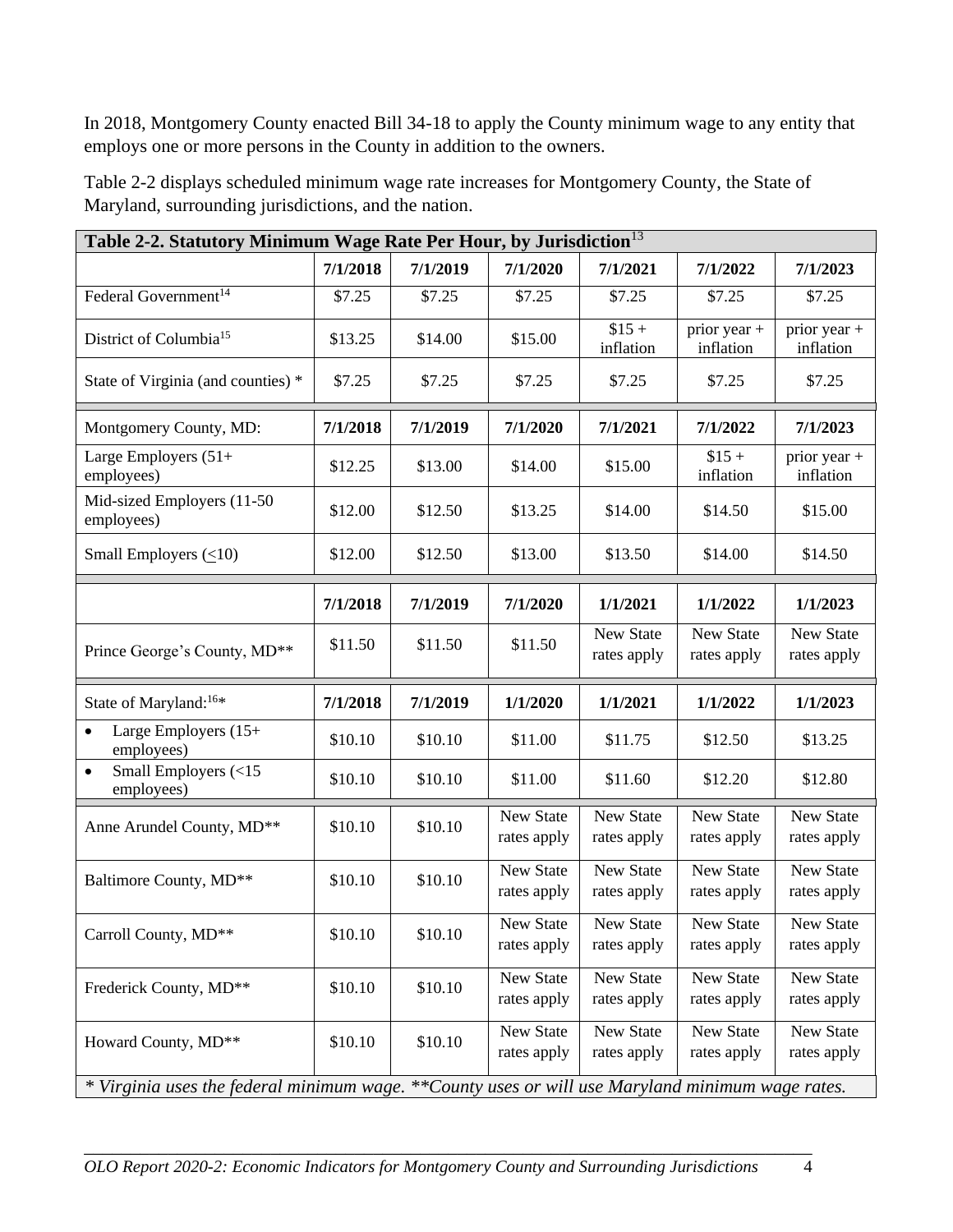In 2018, Montgomery County enacted Bill 34-18 to apply the County minimum wage to any entity that employs one or more persons in the County in addition to the owners.

Table 2-2 displays scheduled minimum wage rate increases for Montgomery County, the State of Maryland, surrounding jurisdictions, and the nation.

| Table 2-2. Statutory Minimum Wage Rate Per Hour, by Jurisdiction[13] | | | | | | |
|---|---|---|---|---|---|---|
| | **7/1/2018** | **7/1/2019** | **7/1/2020** | **7/1/2021** | **7/1/2022** | **7/1/2023** |
| Federal Government[14] | $7.25 | $7.25 | $7.25 | $7.25 | $7.25 | $7.25 |
| District of Columbia[15] | $13.25 | $14.00 | $15.00 | $15 + inflation | prior year + inflation | prior year + inflation |
| State of Virginia (and counties) * | $7.25 | $7.25 | $7.25 | $7.25 | $7.25 | $7.25 |
| Montgomery County, MD: | **7/1/2018** | **7/1/2019** | **7/1/2020** | **7/1/2021** | **7/1/2022** | **7/1/2023** |
| Large Employers (51+ employees) | $12.25 | $13.00 | $14.00 | $15.00 | $15 + inflation | prior year + inflation |
| Mid-sized Employers (11-50 employees) | $12.00 | $12.50 | $13.25 | $14.00 | $14.50 | $15.00 |
| Small Employers (≤10) | $12.00 | $12.50 | $13.00 | $13.50 | $14.00 | $14.50 |
| | **7/1/2018** | **7/1/2019** | **7/1/2020** | **1/1/2021** | **1/1/2022** | **1/1/2023** |
| Prince George's County, MD** | $11.50 | $11.50 | $11.50 | New State rates apply | New State rates apply | New State rates apply |
| State of Maryland:[16]* | **7/1/2018** | **7/1/2019** | **1/1/2020** | **1/1/2021** | **1/1/2022** | **1/1/2023** |
| • Large Employers (15+ employees) | $10.10 | $10.10 | $11.00 | $11.75 | $12.50 | $13.25 |
| • Small Employers (<15 employees) | $10.10 | $10.10 | $11.00 | $11.60 | $12.20 | $12.80 |
| Anne Arundel County, MD** | $10.10 | $10.10 | New State rates apply | New State rates apply | New State rates apply | New State rates apply |
| Baltimore County, MD** | $10.10 | $10.10 | New State rates apply | New State rates apply | New State rates apply | New State rates apply |
| Carroll County, MD** | $10.10 | $10.10 | New State rates apply | New State rates apply | New State rates apply | New State rates apply |
| Frederick County, MD** | $10.10 | $10.10 | New State rates apply | New State rates apply | New State rates apply | New State rates apply |
| Howard County, MD** | $10.10 | $10.10 | New State rates apply | New State rates apply | New State rates apply | New State rates apply |

*\* Virginia uses the federal minimum wage. \*\*County uses or will use Maryland minimum wage rates.*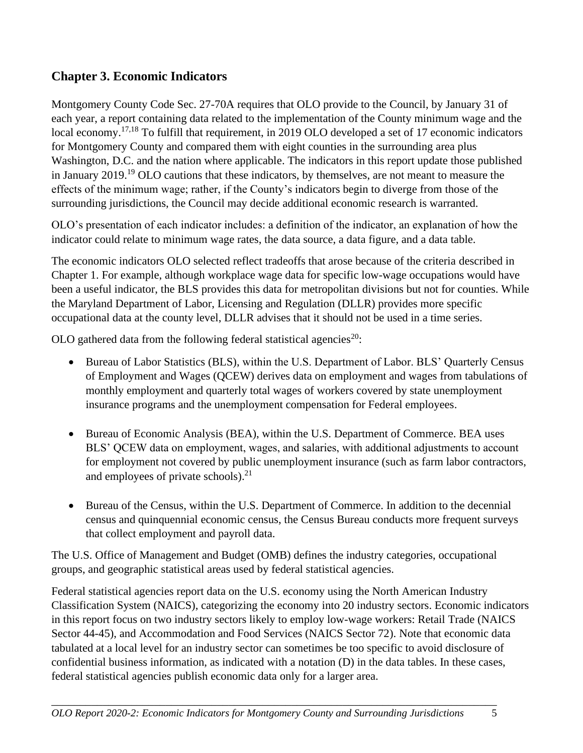## Chapter 3. Economic Indicators

Montgomery County Code Sec. 27-70A requires that OLO provide to the Council, by January 31 of each year, a report containing data related to the implementation of the County minimum wage and the local economy.[17,18] To fulfill that requirement, in 2019 OLO developed a set of 17 economic indicators for Montgomery County and compared them with eight counties in the surrounding area plus Washington, D.C. and the nation where applicable. The indicators in this report update those published in January 2019.[19] OLO cautions that these indicators, by themselves, are not meant to measure the effects of the minimum wage; rather, if the County's indicators begin to diverge from those of the surrounding jurisdictions, the Council may decide additional economic research is warranted.

OLO's presentation of each indicator includes: a definition of the indicator, an explanation of how the indicator could relate to minimum wage rates, the data source, a data figure, and a data table.

The economic indicators OLO selected reflect tradeoffs that arose because of the criteria described in Chapter 1. For example, although workplace wage data for specific low-wage occupations would have been a useful indicator, the BLS provides this data for metropolitan divisions but not for counties. While the Maryland Department of Labor, Licensing and Regulation (DLLR) provides more specific occupational data at the county level, DLLR advises that it should not be used in a time series.

OLO gathered data from the following federal statistical agencies[20]:

- Bureau of Labor Statistics (BLS), within the U.S. Department of Labor. BLS' Quarterly Census of Employment and Wages (QCEW) derives data on employment and wages from tabulations of monthly employment and quarterly total wages of workers covered by state unemployment insurance programs and the unemployment compensation for Federal employees.

- Bureau of Economic Analysis (BEA), within the U.S. Department of Commerce. BEA uses BLS' QCEW data on employment, wages, and salaries, with additional adjustments to account for employment not covered by public unemployment insurance (such as farm labor contractors, and employees of private schools).[21]

- Bureau of the Census, within the U.S. Department of Commerce. In addition to the decennial census and quinquennial economic census, the Census Bureau conducts more frequent surveys that collect employment and payroll data.

The U.S. Office of Management and Budget (OMB) defines the industry categories, occupational groups, and geographic statistical areas used by federal statistical agencies.

Federal statistical agencies report data on the U.S. economy using the North American Industry Classification System (NAICS), categorizing the economy into 20 industry sectors. Economic indicators in this report focus on two industry sectors likely to employ low-wage workers: Retail Trade (NAICS Sector 44-45), and Accommodation and Food Services (NAICS Sector 72). Note that economic data tabulated at a local level for an industry sector can sometimes be too specific to avoid disclosure of confidential business information, as indicated with a notation (D) in the data tables. In these cases, federal statistical agencies publish economic data only for a larger area.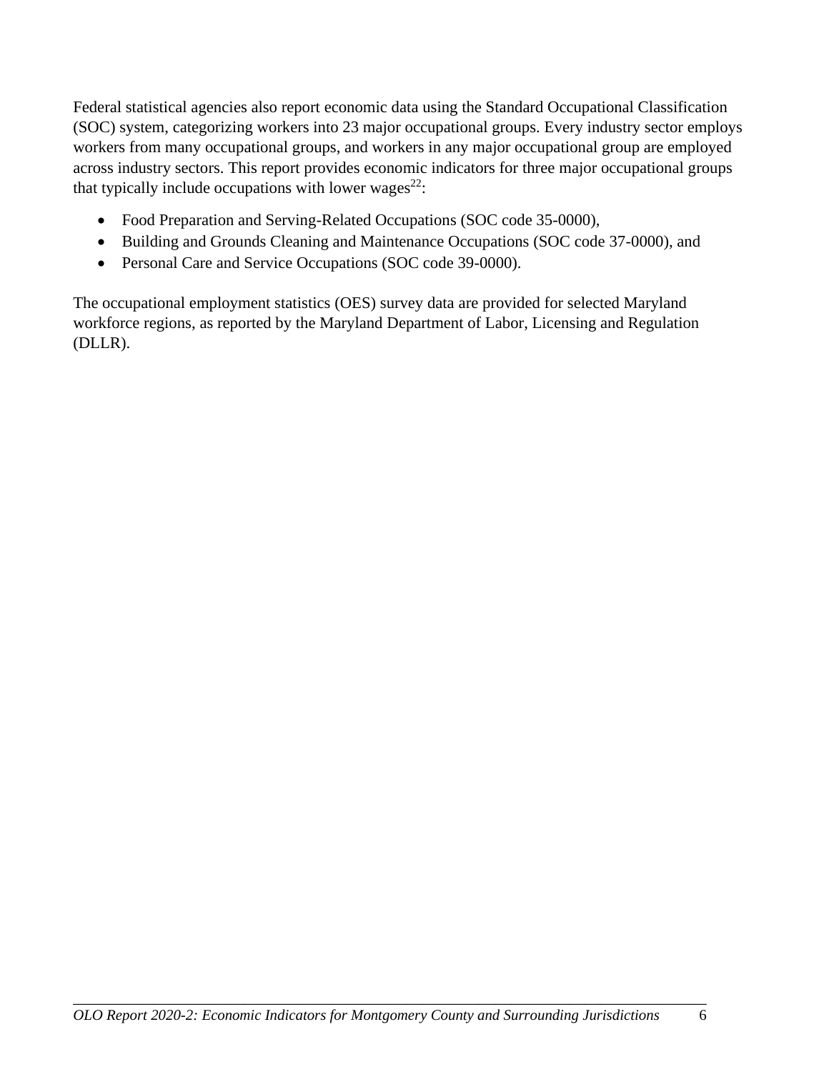Federal statistical agencies also report economic data using the Standard Occupational Classification (SOC) system, categorizing workers into 23 major occupational groups. Every industry sector employs workers from many occupational groups, and workers in any major occupational group are employed across industry sectors. This report provides economic indicators for three major occupational groups that typically include occupations with lower wages[22]:

- Food Preparation and Serving-Related Occupations (SOC code 35-0000),
- Building and Grounds Cleaning and Maintenance Occupations (SOC code 37-0000), and
- Personal Care and Service Occupations (SOC code 39-0000).

The occupational employment statistics (OES) survey data are provided for selected Maryland workforce regions, as reported by the Maryland Department of Labor, Licensing and Regulation (DLLR).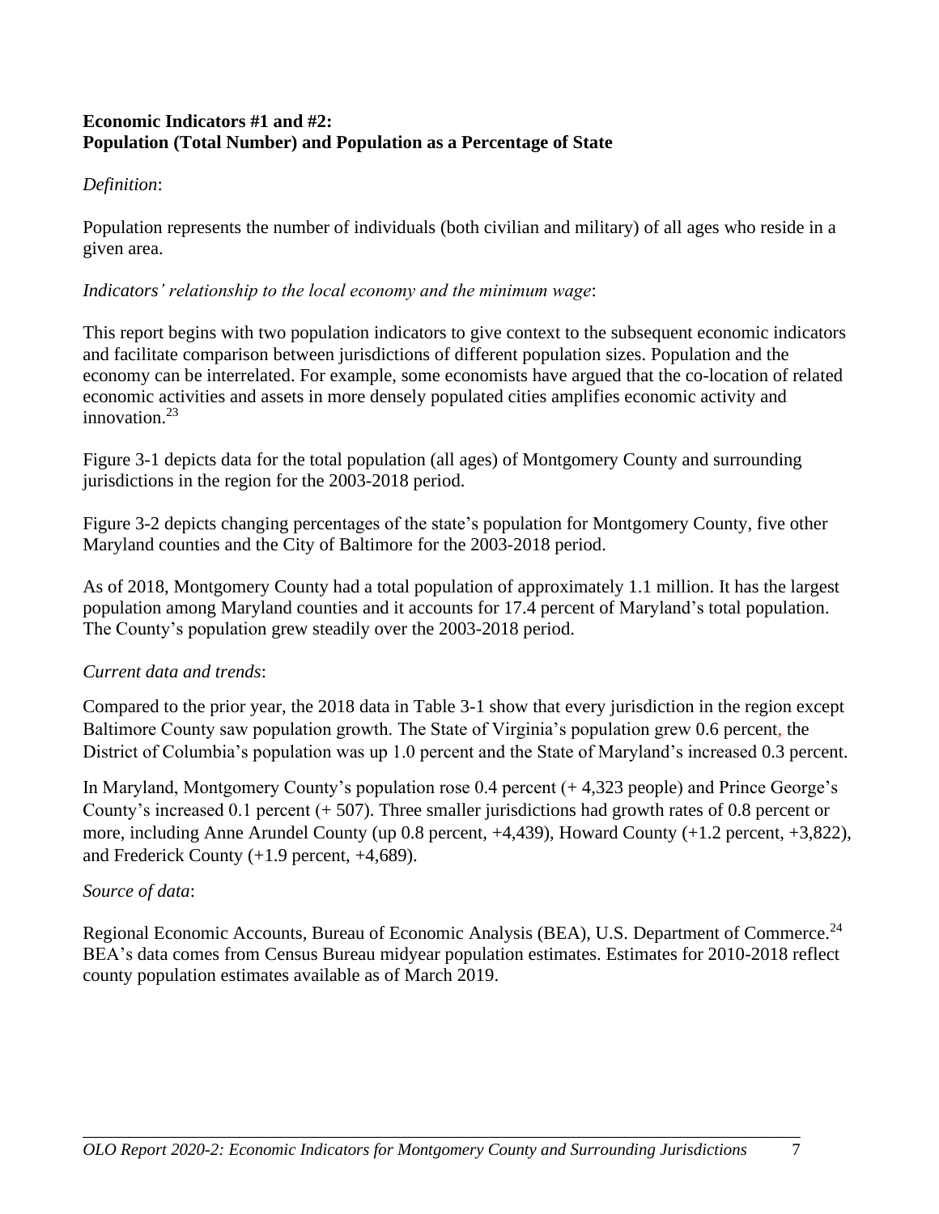**Economic Indicators #1 and #2:**
**Population (Total Number) and Population as a Percentage of State**

*Definition*:

Population represents the number of individuals (both civilian and military) of all ages who reside in a given area.

*Indicators' relationship to the local economy and the minimum wage*:

This report begins with two population indicators to give context to the subsequent economic indicators and facilitate comparison between jurisdictions of different population sizes. Population and the economy can be interrelated. For example, some economists have argued that the co-location of related economic activities and assets in more densely populated cities amplifies economic activity and innovation.[23]

Figure 3-1 depicts data for the total population (all ages) of Montgomery County and surrounding jurisdictions in the region for the 2003-2018 period.

Figure 3-2 depicts changing percentages of the state's population for Montgomery County, five other Maryland counties and the City of Baltimore for the 2003-2018 period.

As of 2018, Montgomery County had a total population of approximately 1.1 million. It has the largest population among Maryland counties and it accounts for 17.4 percent of Maryland's total population. The County's population grew steadily over the 2003-2018 period.

*Current data and trends*:

Compared to the prior year, the 2018 data in Table 3-1 show that every jurisdiction in the region except Baltimore County saw population growth. The State of Virginia's population grew 0.6 percent, the District of Columbia's population was up 1.0 percent and the State of Maryland's increased 0.3 percent.

In Maryland, Montgomery County's population rose 0.4 percent (+ 4,323 people) and Prince George's County's increased 0.1 percent (+ 507). Three smaller jurisdictions had growth rates of 0.8 percent or more, including Anne Arundel County (up 0.8 percent, +4,439), Howard County (+1.2 percent, +3,822), and Frederick County (+1.9 percent, +4,689).

*Source of data*:

Regional Economic Accounts, Bureau of Economic Analysis (BEA), U.S. Department of Commerce.[24] BEA's data comes from Census Bureau midyear population estimates. Estimates for 2010-2018 reflect county population estimates available as of March 2019.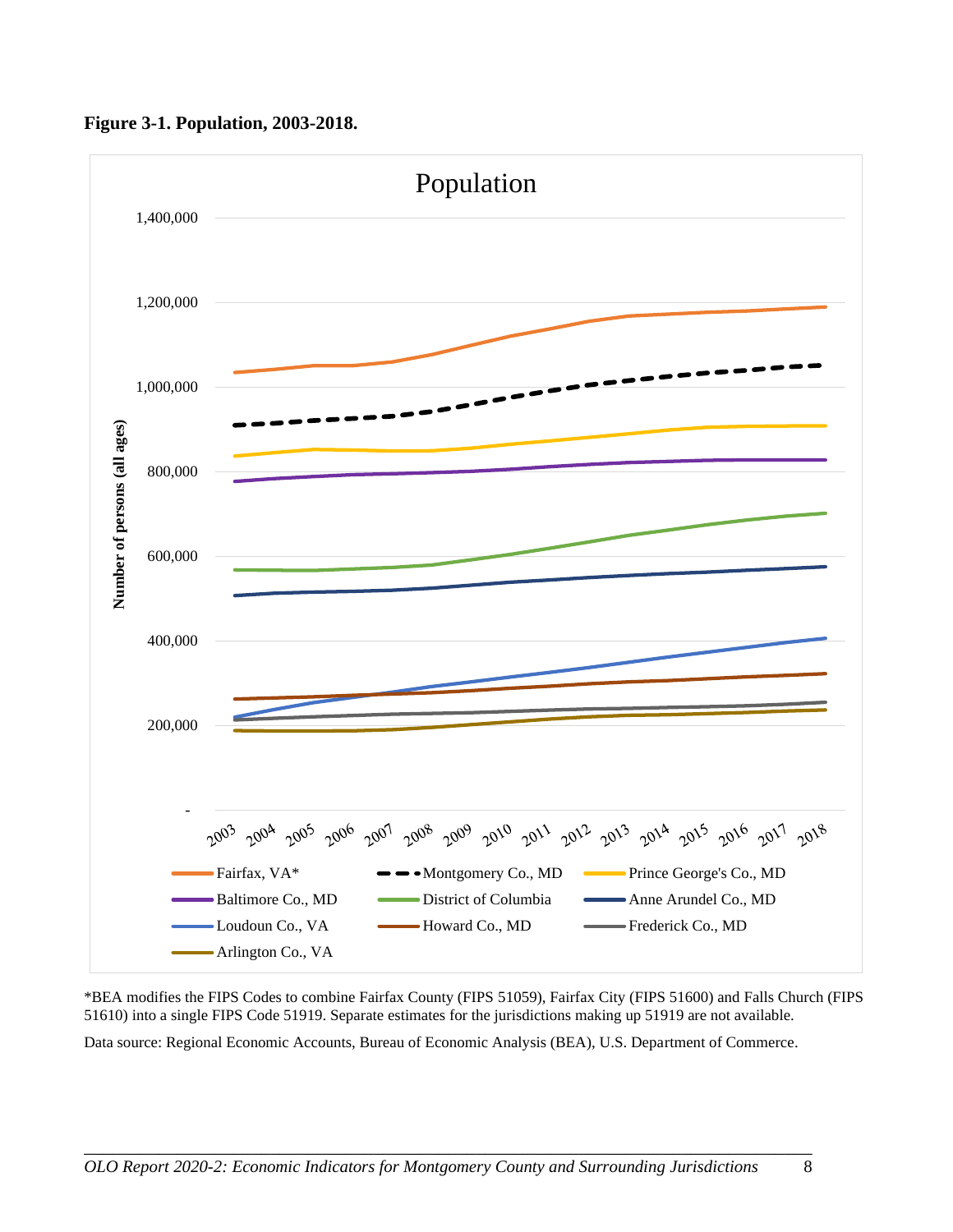**Figure 3-1. Population, 2003-2018.**

*BEA modifies the FIPS Codes to combine Fairfax County (FIPS 51059), Fairfax City (FIPS 51600) and Falls Church (FIPS 51610) into a single FIPS Code 51919. Separate estimates for the jurisdictions making up 51919 are not available.

Data source: Regional Economic Accounts, Bureau of Economic Analysis (BEA), U.S. Department of Commerce.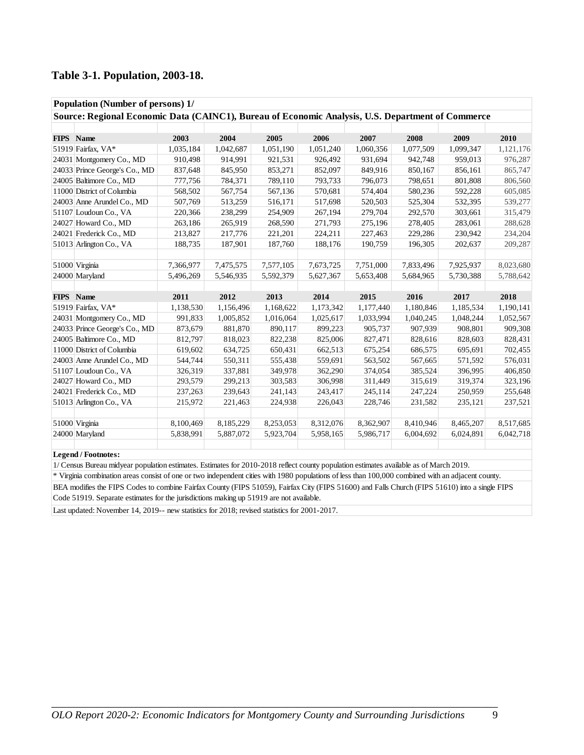## Table 3-1. Population, 2003-18.

**Population (Number of persons) 1/**

**Source: Regional Economic Data (CAINC1), Bureau of Economic Analysis, U.S. Department of Commerce**

| FIPS | Name | 2003 | 2004 | 2005 | 2006 | 2007 | 2008 | 2009 | 2010 |
|---|---|---|---|---|---|---|---|---|---|
| 51919 | Fairfax, VA* | 1,035,184 | 1,042,687 | 1,051,190 | 1,051,240 | 1,060,356 | 1,077,509 | 1,099,347 | 1,121,176 |
| 24031 | Montgomery Co., MD | 910,498 | 914,991 | 921,531 | 926,492 | 931,694 | 942,748 | 959,013 | 976,287 |
| 24033 | Prince George's Co., MD | 837,648 | 845,950 | 853,271 | 852,097 | 849,916 | 850,167 | 856,161 | 865,747 |
| 24005 | Baltimore Co., MD | 777,756 | 784,371 | 789,110 | 793,733 | 796,073 | 798,651 | 801,808 | 806,560 |
| 11000 | District of Columbia | 568,502 | 567,754 | 567,136 | 570,681 | 574,404 | 580,236 | 592,228 | 605,085 |
| 24003 | Anne Arundel Co., MD | 507,769 | 513,259 | 516,171 | 517,698 | 520,503 | 525,304 | 532,395 | 539,277 |
| 51107 | Loudoun Co., VA | 220,366 | 238,299 | 254,909 | 267,194 | 279,704 | 292,570 | 303,661 | 315,479 |
| 24027 | Howard Co., MD | 263,186 | 265,919 | 268,590 | 271,793 | 275,196 | 278,405 | 283,061 | 288,628 |
| 24021 | Frederick Co., MD | 213,827 | 217,776 | 221,201 | 224,211 | 227,463 | 229,286 | 230,942 | 234,204 |
| 51013 | Arlington Co., VA | 188,735 | 187,901 | 187,760 | 188,176 | 190,759 | 196,305 | 202,637 | 209,287 |
| | | | | | | | | | |
| 51000 | Virginia | 7,366,977 | 7,475,575 | 7,577,105 | 7,673,725 | 7,751,000 | 7,833,496 | 7,925,937 | 8,023,680 |
| 24000 | Maryland | 5,496,269 | 5,546,935 | 5,592,379 | 5,627,367 | 5,653,408 | 5,684,965 | 5,730,388 | 5,788,642 |
| | | | | | | | | | |
| **FIPS** | **Name** | **2011** | **2012** | **2013** | **2014** | **2015** | **2016** | **2017** | **2018** |
| 51919 | Fairfax, VA* | 1,138,530 | 1,156,496 | 1,168,622 | 1,173,342 | 1,177,440 | 1,180,846 | 1,185,534 | 1,190,141 |
| 24031 | Montgomery Co., MD | 991,833 | 1,005,852 | 1,016,064 | 1,025,617 | 1,033,994 | 1,040,245 | 1,048,244 | 1,052,567 |
| 24033 | Prince George's Co., MD | 873,679 | 881,870 | 890,117 | 899,223 | 905,737 | 907,939 | 908,801 | 909,308 |
| 24005 | Baltimore Co., MD | 812,797 | 818,023 | 822,238 | 825,006 | 827,471 | 828,616 | 828,603 | 828,431 |
| 11000 | District of Columbia | 619,602 | 634,725 | 650,431 | 662,513 | 675,254 | 686,575 | 695,691 | 702,455 |
| 24003 | Anne Arundel Co., MD | 544,744 | 550,311 | 555,438 | 559,691 | 563,502 | 567,665 | 571,592 | 576,031 |
| 51107 | Loudoun Co., VA | 326,319 | 337,881 | 349,978 | 362,290 | 374,054 | 385,524 | 396,995 | 406,850 |
| 24027 | Howard Co., MD | 293,579 | 299,213 | 303,583 | 306,998 | 311,449 | 315,619 | 319,374 | 323,196 |
| 24021 | Frederick Co., MD | 237,263 | 239,643 | 241,143 | 243,417 | 245,114 | 247,224 | 250,959 | 255,648 |
| 51013 | Arlington Co., VA | 215,972 | 221,463 | 224,938 | 226,043 | 228,746 | 231,582 | 235,121 | 237,521 |
| | | | | | | | | | |
| 51000 | Virginia | 8,100,469 | 8,185,229 | 8,253,053 | 8,312,076 | 8,362,907 | 8,410,946 | 8,465,207 | 8,517,685 |
| 24000 | Maryland | 5,838,991 | 5,887,072 | 5,923,704 | 5,958,165 | 5,986,717 | 6,004,692 | 6,024,891 | 6,042,718 |

**Legend / Footnotes:**

1/ Census Bureau midyear population estimates. Estimates for 2010-2018 reflect county population estimates available as of March 2019.

* Virginia combination areas consist of one or two independent cities with 1980 populations of less than 100,000 combined with an adjacent county.

BEA modifies the FIPS Codes to combine Fairfax County (FIPS 51059), Fairfax City (FIPS 51600) and Falls Church (FIPS 51610) into a single FIPS Code 51919. Separate estimates for the jurisdictions making up 51919 are not available.

Last updated: November 14, 2019-- new statistics for 2018; revised statistics for 2001-2017.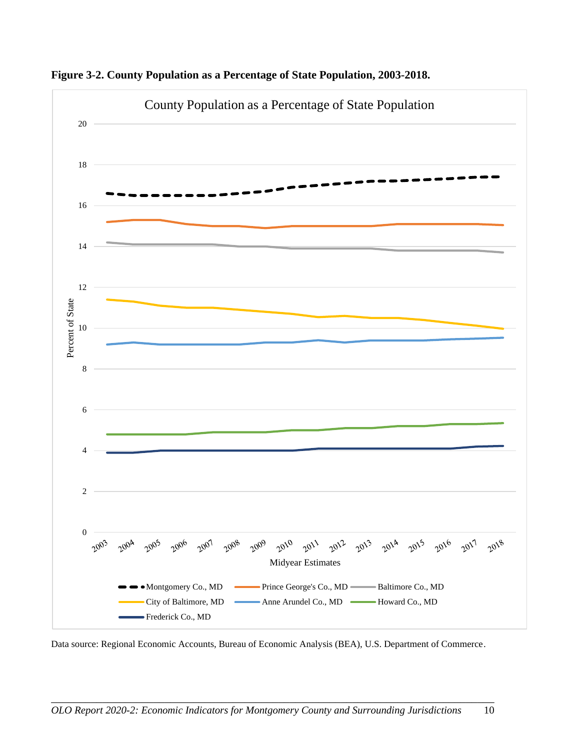**Figure 3-2. County Population as a Percentage of State Population, 2003-2018.**

Data source: Regional Economic Accounts, Bureau of Economic Analysis (BEA), U.S. Department of Commerce.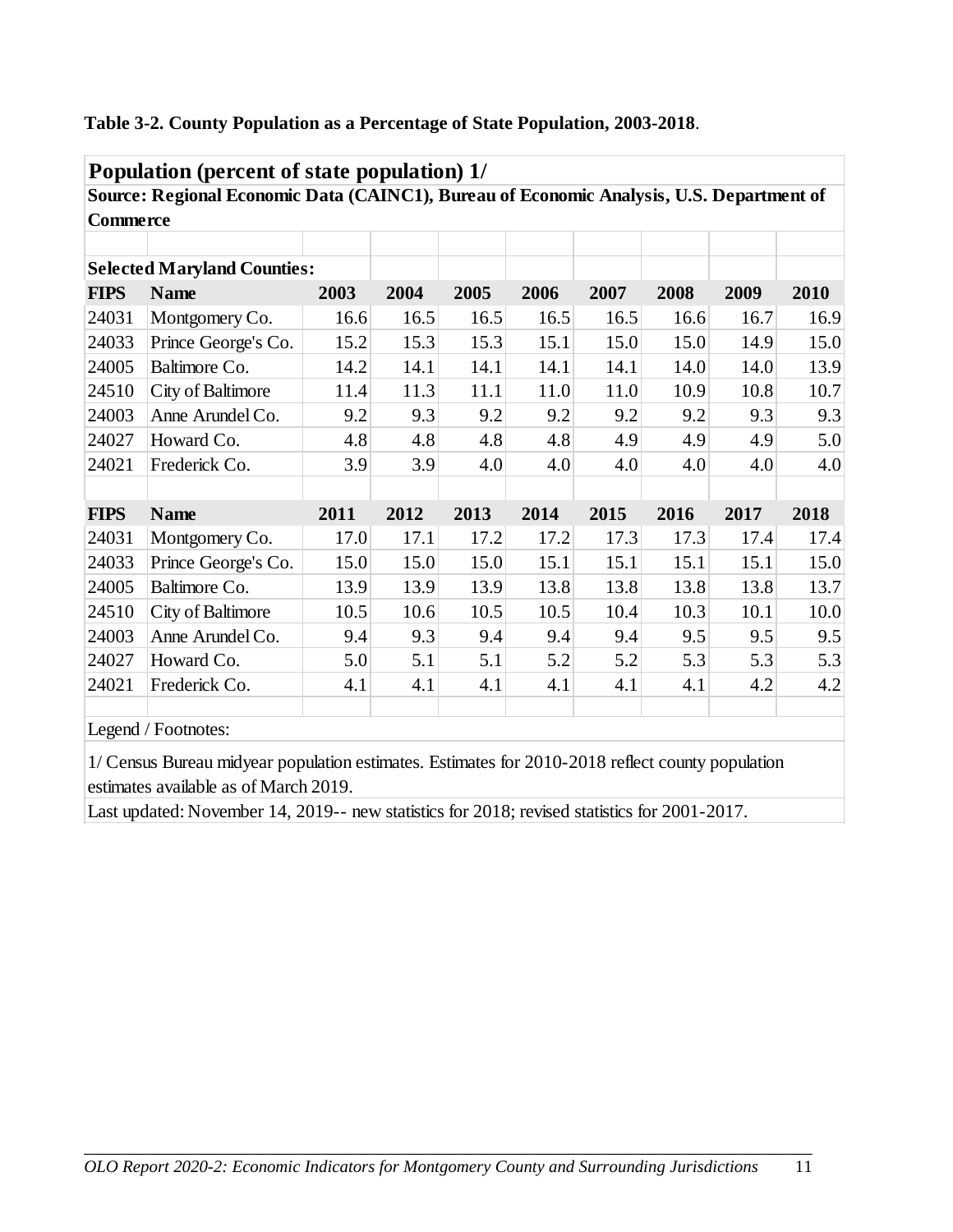**Table 3-2. County Population as a Percentage of State Population, 2003-2018**.

**Population (percent of state population) 1/**

**Source: Regional Economic Data (CAINC1), Bureau of Economic Analysis, U.S. Department of Commerce**

**Selected Maryland Counties:**

| FIPS | Name | 2003 | 2004 | 2005 | 2006 | 2007 | 2008 | 2009 | 2010 |
|---|---|---|---|---|---|---|---|---|---|
| 24031 | Montgomery Co. | 16.6 | 16.5 | 16.5 | 16.5 | 16.5 | 16.6 | 16.7 | 16.9 |
| 24033 | Prince George's Co. | 15.2 | 15.3 | 15.3 | 15.1 | 15.0 | 15.0 | 14.9 | 15.0 |
| 24005 | Baltimore Co. | 14.2 | 14.1 | 14.1 | 14.1 | 14.1 | 14.0 | 14.0 | 13.9 |
| 24510 | City of Baltimore | 11.4 | 11.3 | 11.1 | 11.0 | 11.0 | 10.9 | 10.8 | 10.7 |
| 24003 | Anne Arundel Co. | 9.2 | 9.3 | 9.2 | 9.2 | 9.2 | 9.2 | 9.3 | 9.3 |
| 24027 | Howard Co. | 4.8 | 4.8 | 4.8 | 4.8 | 4.9 | 4.9 | 4.9 | 5.0 |
| 24021 | Frederick Co. | 3.9 | 3.9 | 4.0 | 4.0 | 4.0 | 4.0 | 4.0 | 4.0 |
| | | | | | | | | | |
| **FIPS** | **Name** | **2011** | **2012** | **2013** | **2014** | **2015** | **2016** | **2017** | **2018** |
| 24031 | Montgomery Co. | 17.0 | 17.1 | 17.2 | 17.2 | 17.3 | 17.3 | 17.4 | 17.4 |
| 24033 | Prince George's Co. | 15.0 | 15.0 | 15.0 | 15.1 | 15.1 | 15.1 | 15.1 | 15.0 |
| 24005 | Baltimore Co. | 13.9 | 13.9 | 13.9 | 13.8 | 13.8 | 13.8 | 13.8 | 13.7 |
| 24510 | City of Baltimore | 10.5 | 10.6 | 10.5 | 10.5 | 10.4 | 10.3 | 10.1 | 10.0 |
| 24003 | Anne Arundel Co. | 9.4 | 9.3 | 9.4 | 9.4 | 9.4 | 9.5 | 9.5 | 9.5 |
| 24027 | Howard Co. | 5.0 | 5.1 | 5.1 | 5.2 | 5.2 | 5.3 | 5.3 | 5.3 |
| 24021 | Frederick Co. | 4.1 | 4.1 | 4.1 | 4.1 | 4.1 | 4.1 | 4.2 | 4.2 |

Legend / Footnotes:

1/ Census Bureau midyear population estimates. Estimates for 2010-2018 reflect county population estimates available as of March 2019.

Last updated: November 14, 2019-- new statistics for 2018; revised statistics for 2001-2017.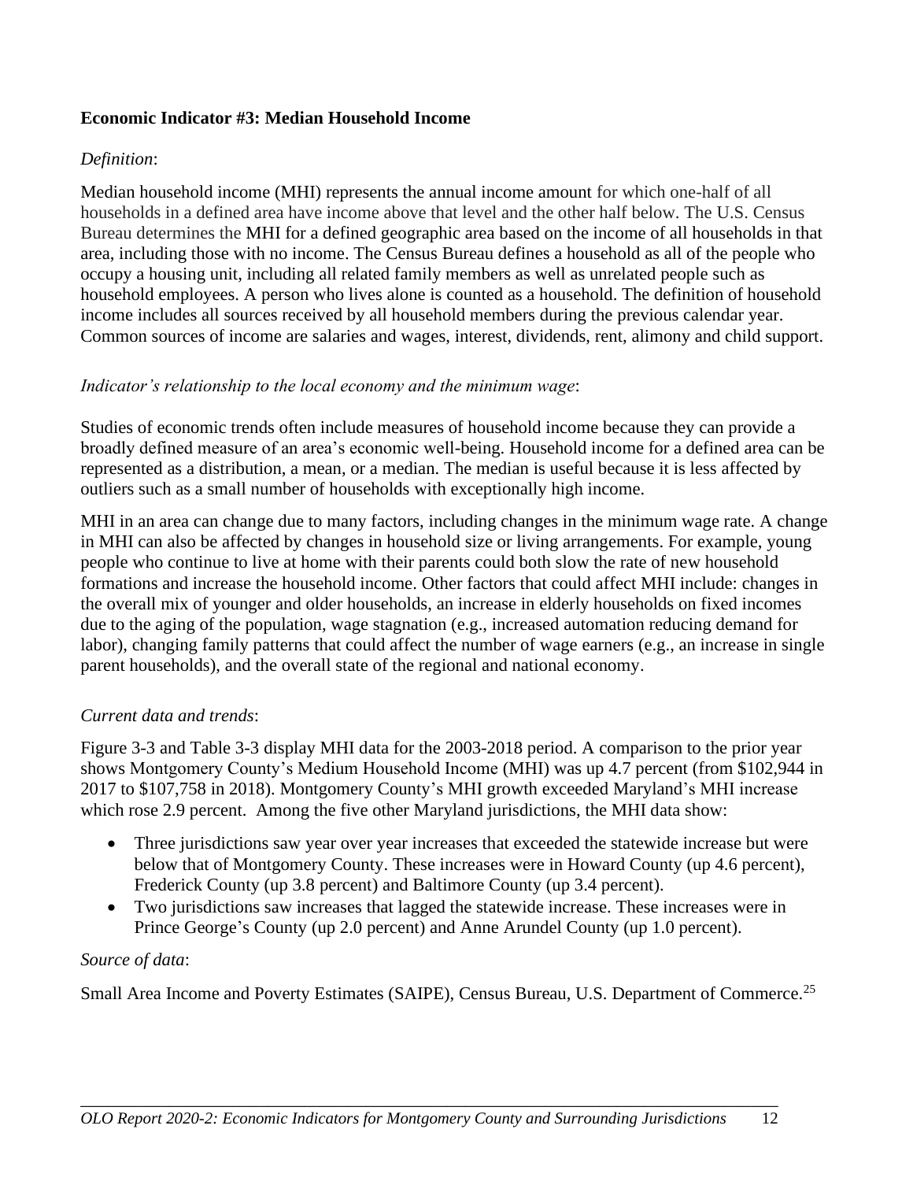**Economic Indicator #3: Median Household Income**

*Definition*:

Median household income (MHI) represents the annual income amount for which one-half of all households in a defined area have income above that level and the other half below. The U.S. Census Bureau determines the MHI for a defined geographic area based on the income of all households in that area, including those with no income. The Census Bureau defines a household as all of the people who occupy a housing unit, including all related family members as well as unrelated people such as household employees. A person who lives alone is counted as a household. The definition of household income includes all sources received by all household members during the previous calendar year. Common sources of income are salaries and wages, interest, dividends, rent, alimony and child support.

*Indicator's relationship to the local economy and the minimum wage*:

Studies of economic trends often include measures of household income because they can provide a broadly defined measure of an area's economic well-being. Household income for a defined area can be represented as a distribution, a mean, or a median. The median is useful because it is less affected by outliers such as a small number of households with exceptionally high income.

MHI in an area can change due to many factors, including changes in the minimum wage rate. A change in MHI can also be affected by changes in household size or living arrangements. For example, young people who continue to live at home with their parents could both slow the rate of new household formations and increase the household income. Other factors that could affect MHI include: changes in the overall mix of younger and older households, an increase in elderly households on fixed incomes due to the aging of the population, wage stagnation (e.g., increased automation reducing demand for labor), changing family patterns that could affect the number of wage earners (e.g., an increase in single parent households), and the overall state of the regional and national economy.

*Current data and trends*:

Figure 3-3 and Table 3-3 display MHI data for the 2003-2018 period. A comparison to the prior year shows Montgomery County's Medium Household Income (MHI) was up 4.7 percent (from $102,944 in 2017 to $107,758 in 2018). Montgomery County's MHI growth exceeded Maryland's MHI increase which rose 2.9 percent. Among the five other Maryland jurisdictions, the MHI data show:

- Three jurisdictions saw year over year increases that exceeded the statewide increase but were below that of Montgomery County. These increases were in Howard County (up 4.6 percent), Frederick County (up 3.8 percent) and Baltimore County (up 3.4 percent).
- Two jurisdictions saw increases that lagged the statewide increase. These increases were in Prince George's County (up 2.0 percent) and Anne Arundel County (up 1.0 percent).

*Source of data*:

Small Area Income and Poverty Estimates (SAIPE), Census Bureau, U.S. Department of Commerce.[25]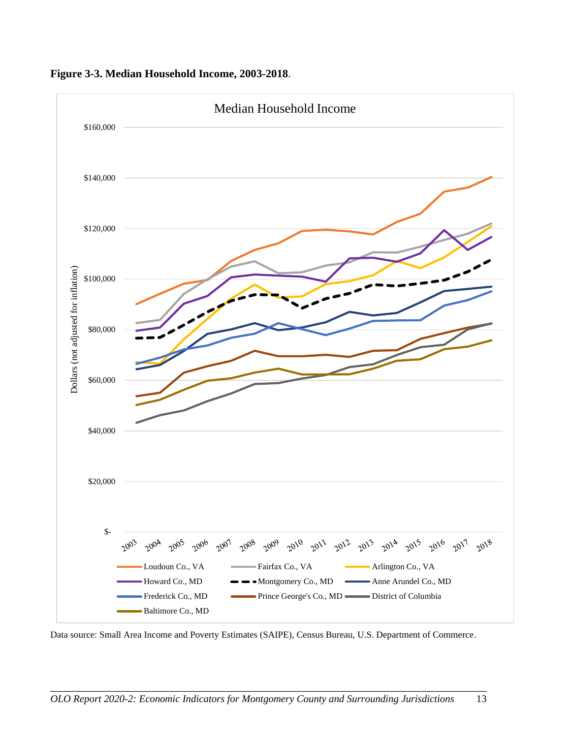**Figure 3-3. Median Household Income, 2003-2018**.

Data source: Small Area Income and Poverty Estimates (SAIPE), Census Bureau, U.S. Department of Commerce.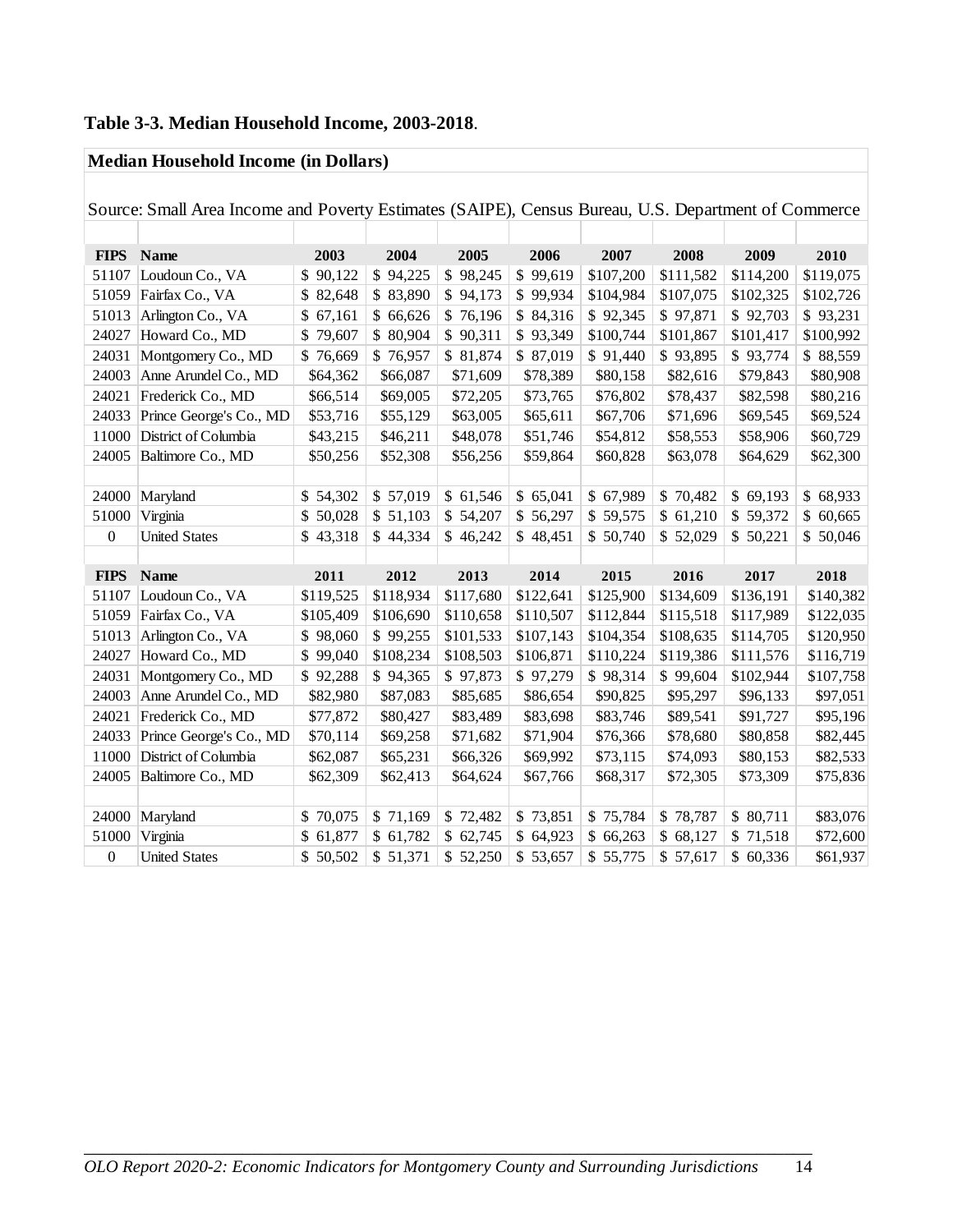**Table 3-3. Median Household Income, 2003-2018**.

**Median Household Income (in Dollars)**

Source: Small Area Income and Poverty Estimates (SAIPE), Census Bureau, U.S. Department of Commerce

| FIPS | Name | 2003 | 2004 | 2005 | 2006 | 2007 | 2008 | 2009 | 2010 |
|---|---|---|---|---|---|---|---|---|---|
| 51107 | Loudoun Co., VA | $ 90,122 | $ 94,225 | $ 98,245 | $ 99,619 | $107,200 | $111,582 | $114,200 | $119,075 |
| 51059 | Fairfax Co., VA | $ 82,648 | $ 83,890 | $ 94,173 | $ 99,934 | $104,984 | $107,075 | $102,325 | $102,726 |
| 51013 | Arlington Co., VA | $ 67,161 | $ 66,626 | $ 76,196 | $ 84,316 | $ 92,345 | $ 97,871 | $ 92,703 | $ 93,231 |
| 24027 | Howard Co., MD | $ 79,607 | $ 80,904 | $ 90,311 | $ 93,349 | $100,744 | $101,867 | $101,417 | $100,992 |
| 24031 | Montgomery Co., MD | $ 76,669 | $ 76,957 | $ 81,874 | $ 87,019 | $ 91,440 | $ 93,895 | $ 93,774 | $ 88,559 |
| 24003 | Anne Arundel Co., MD | $64,362 | $66,087 | $71,609 | $78,389 | $80,158 | $82,616 | $79,843 | $80,908 |
| 24021 | Frederick Co., MD | $66,514 | $69,005 | $72,205 | $73,765 | $76,802 | $78,437 | $82,598 | $80,216 |
| 24033 | Prince George's Co., MD | $53,716 | $55,129 | $63,005 | $65,611 | $67,706 | $71,696 | $69,545 | $69,524 |
| 11000 | District of Columbia | $43,215 | $46,211 | $48,078 | $51,746 | $54,812 | $58,553 | $58,906 | $60,729 |
| 24005 | Baltimore Co., MD | $50,256 | $52,308 | $56,256 | $59,864 | $60,828 | $63,078 | $64,629 | $62,300 |
| | | | | | | | | | |
| 24000 | Maryland | $ 54,302 | $ 57,019 | $ 61,546 | $ 65,041 | $ 67,989 | $ 70,482 | $ 69,193 | $ 68,933 |
| 51000 | Virginia | $ 50,028 | $ 51,103 | $ 54,207 | $ 56,297 | $ 59,575 | $ 61,210 | $ 59,372 | $ 60,665 |
| 0 | United States | $ 43,318 | $ 44,334 | $ 46,242 | $ 48,451 | $ 50,740 | $ 52,029 | $ 50,221 | $ 50,046 |
| | | | | | | | | | |
| **FIPS** | **Name** | **2011** | **2012** | **2013** | **2014** | **2015** | **2016** | **2017** | **2018** |
| 51107 | Loudoun Co., VA | $119,525 | $118,934 | $117,680 | $122,641 | $125,900 | $134,609 | $136,191 | $140,382 |
| 51059 | Fairfax Co., VA | $105,409 | $106,690 | $110,658 | $110,507 | $112,844 | $115,518 | $117,989 | $122,035 |
| 51013 | Arlington Co., VA | $ 98,060 | $ 99,255 | $101,533 | $107,143 | $104,354 | $108,635 | $114,705 | $120,950 |
| 24027 | Howard Co., MD | $ 99,040 | $108,234 | $108,503 | $106,871 | $110,224 | $119,386 | $111,576 | $116,719 |
| 24031 | Montgomery Co., MD | $ 92,288 | $ 94,365 | $ 97,873 | $ 97,279 | $ 98,314 | $ 99,604 | $102,944 | $107,758 |
| 24003 | Anne Arundel Co., MD | $82,980 | $87,083 | $85,685 | $86,654 | $90,825 | $95,297 | $96,133 | $97,051 |
| 24021 | Frederick Co., MD | $77,872 | $80,427 | $83,489 | $83,698 | $83,746 | $89,541 | $91,727 | $95,196 |
| 24033 | Prince George's Co., MD | $70,114 | $69,258 | $71,682 | $71,904 | $76,366 | $78,680 | $80,858 | $82,445 |
| 11000 | District of Columbia | $62,087 | $65,231 | $66,326 | $69,992 | $73,115 | $74,093 | $80,153 | $82,533 |
| 24005 | Baltimore Co., MD | $62,309 | $62,413 | $64,624 | $67,766 | $68,317 | $72,305 | $73,309 | $75,836 |
| | | | | | | | | | |
| 24000 | Maryland | $ 70,075 | $ 71,169 | $ 72,482 | $ 73,851 | $ 75,784 | $ 78,787 | $ 80,711 | $83,076 |
| 51000 | Virginia | $ 61,877 | $ 61,782 | $ 62,745 | $ 64,923 | $ 66,263 | $ 68,127 | $ 71,518 | $72,600 |
| 0 | United States | $ 50,502 | $ 51,371 | $ 52,250 | $ 53,657 | $ 55,775 | $ 57,617 | $ 60,336 | $61,937 |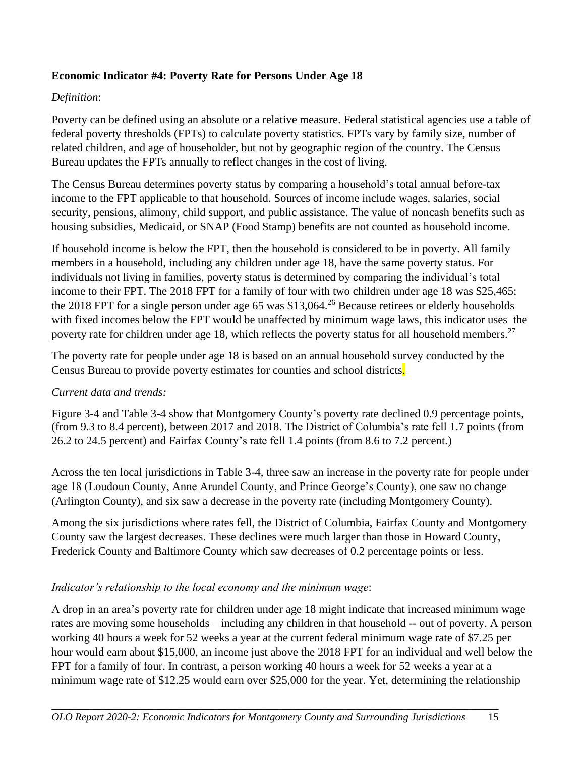**Economic Indicator #4: Poverty Rate for Persons Under Age 18**

*Definition*:

Poverty can be defined using an absolute or a relative measure. Federal statistical agencies use a table of federal poverty thresholds (FPTs) to calculate poverty statistics. FPTs vary by family size, number of related children, and age of householder, but not by geographic region of the country. The Census Bureau updates the FPTs annually to reflect changes in the cost of living.

The Census Bureau determines poverty status by comparing a household's total annual before-tax income to the FPT applicable to that household. Sources of income include wages, salaries, social security, pensions, alimony, child support, and public assistance. The value of noncash benefits such as housing subsidies, Medicaid, or SNAP (Food Stamp) benefits are not counted as household income.

If household income is below the FPT, then the household is considered to be in poverty. All family members in a household, including any children under age 18, have the same poverty status. For individuals not living in families, poverty status is determined by comparing the individual's total income to their FPT. The 2018 FPT for a family of four with two children under age 18 was $25,465; the 2018 FPT for a single person under age 65 was $13,064.[26] Because retirees or elderly households with fixed incomes below the FPT would be unaffected by minimum wage laws, this indicator uses the poverty rate for children under age 18, which reflects the poverty status for all household members.[27]

The poverty rate for people under age 18 is based on an annual household survey conducted by the Census Bureau to provide poverty estimates for counties and school districts.

*Current data and trends:*

Figure 3-4 and Table 3-4 show that Montgomery County's poverty rate declined 0.9 percentage points, (from 9.3 to 8.4 percent), between 2017 and 2018. The District of Columbia's rate fell 1.7 points (from 26.2 to 24.5 percent) and Fairfax County's rate fell 1.4 points (from 8.6 to 7.2 percent.)

Across the ten local jurisdictions in Table 3-4, three saw an increase in the poverty rate for people under age 18 (Loudoun County, Anne Arundel County, and Prince George's County), one saw no change (Arlington County), and six saw a decrease in the poverty rate (including Montgomery County).

Among the six jurisdictions where rates fell, the District of Columbia, Fairfax County and Montgomery County saw the largest decreases. These declines were much larger than those in Howard County, Frederick County and Baltimore County which saw decreases of 0.2 percentage points or less.

*Indicator's relationship to the local economy and the minimum wage*:

A drop in an area's poverty rate for children under age 18 might indicate that increased minimum wage rates are moving some households – including any children in that household -- out of poverty. A person working 40 hours a week for 52 weeks a year at the current federal minimum wage rate of $7.25 per hour would earn about $15,000, an income just above the 2018 FPT for an individual and well below the FPT for a family of four. In contrast, a person working 40 hours a week for 52 weeks a year at a minimum wage rate of $12.25 would earn over $25,000 for the year. Yet, determining the relationship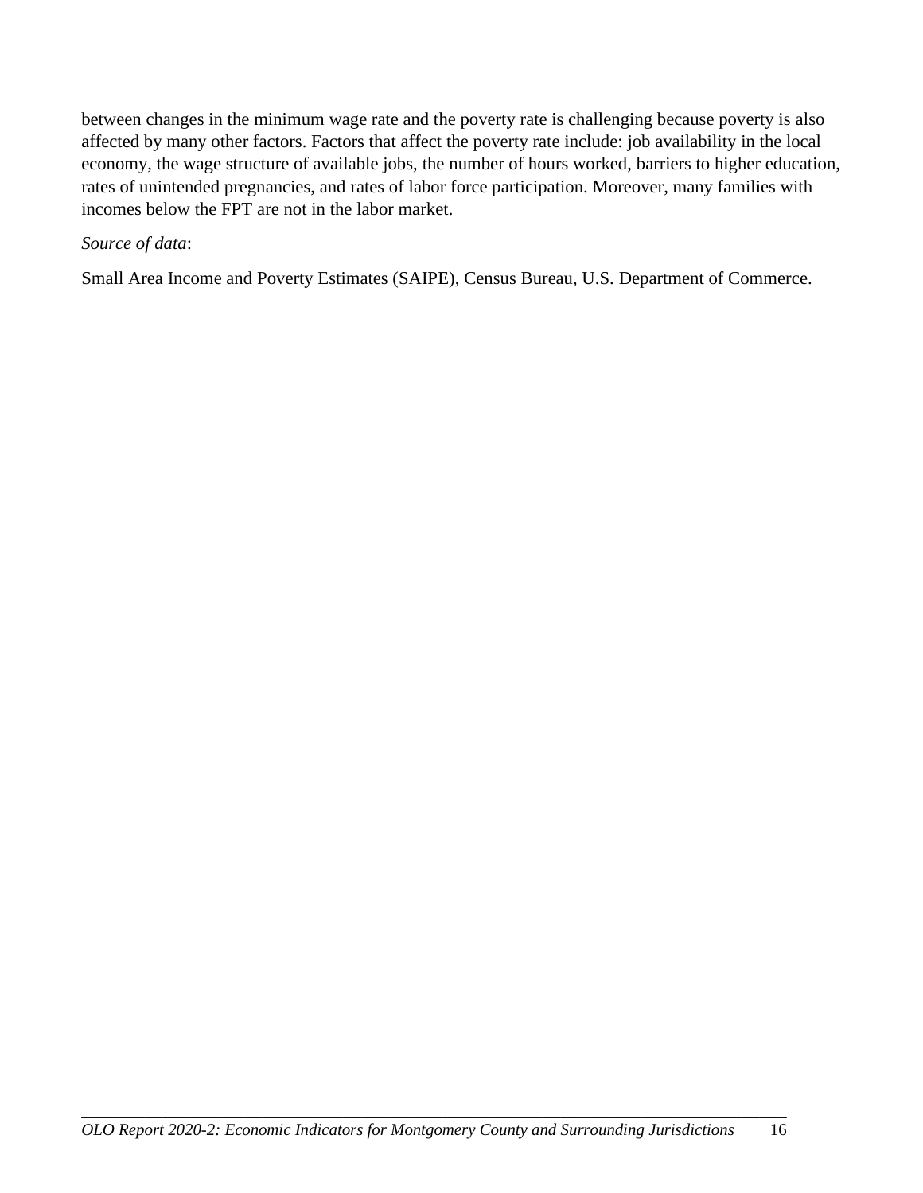between changes in the minimum wage rate and the poverty rate is challenging because poverty is also affected by many other factors. Factors that affect the poverty rate include: job availability in the local economy, the wage structure of available jobs, the number of hours worked, barriers to higher education, rates of unintended pregnancies, and rates of labor force participation. Moreover, many families with incomes below the FPT are not in the labor market.

*Source of data*:

Small Area Income and Poverty Estimates (SAIPE), Census Bureau, U.S. Department of Commerce.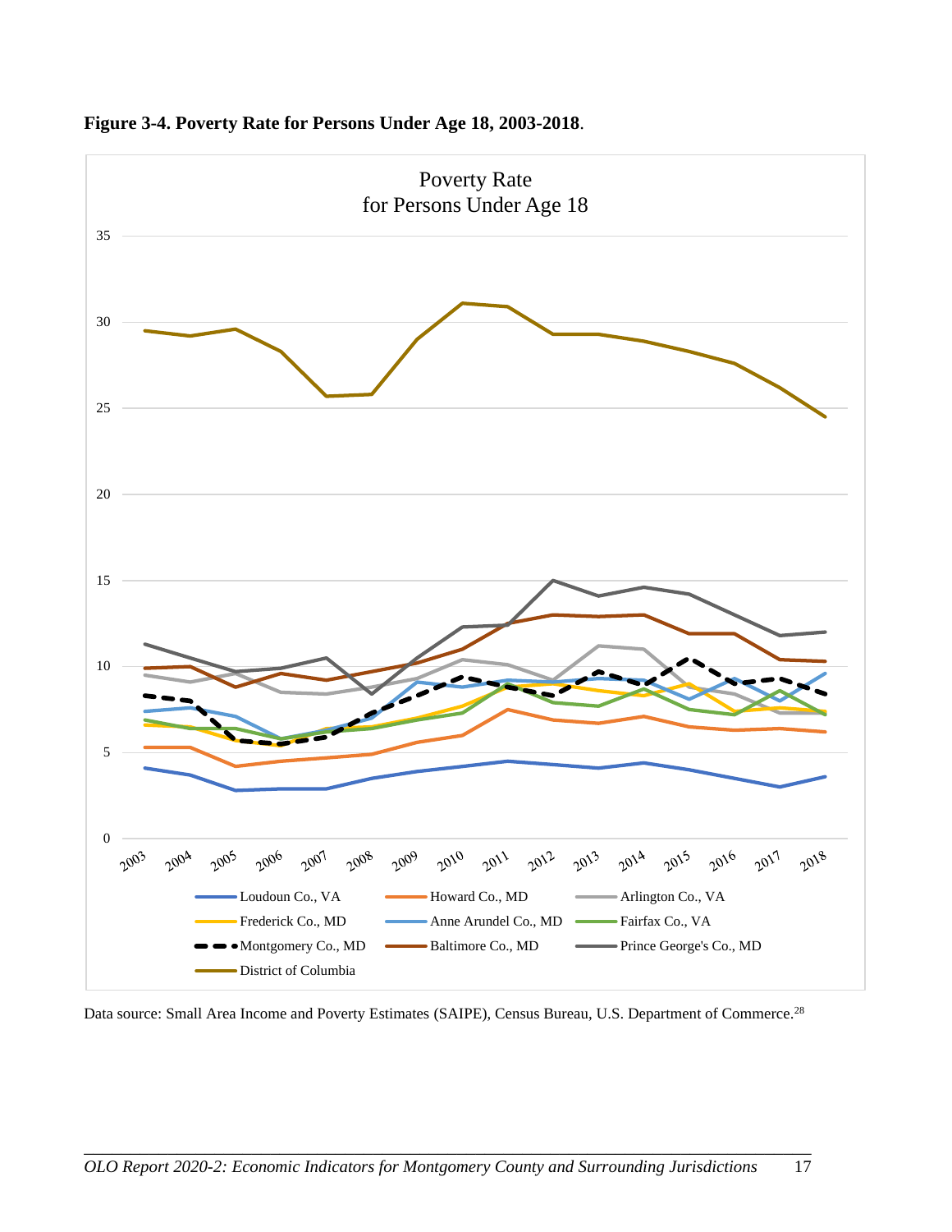**Figure 3-4. Poverty Rate for Persons Under Age 18, 2003-2018**.

Data source: Small Area Income and Poverty Estimates (SAIPE), Census Bureau, U.S. Department of Commerce.[28]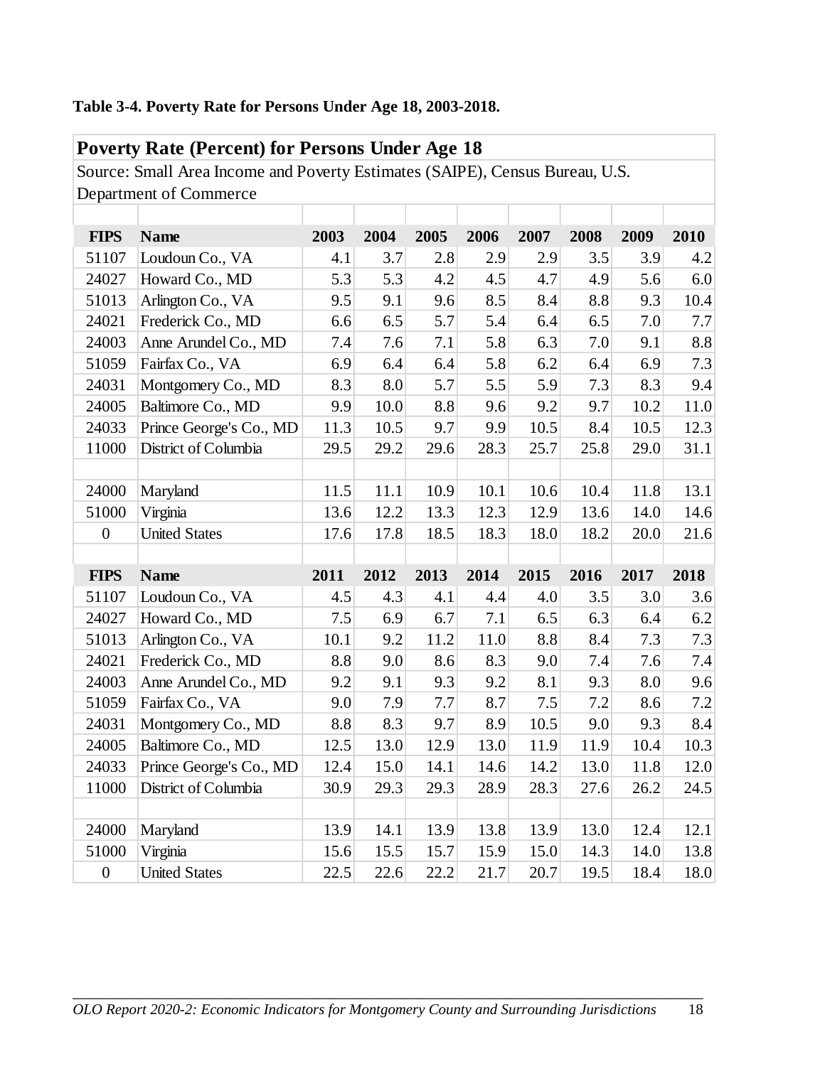**Table 3-4. Poverty Rate for Persons Under Age 18, 2003-2018.**

**Poverty Rate (Percent) for Persons Under Age 18**

Source: Small Area Income and Poverty Estimates (SAIPE), Census Bureau, U.S. Department of Commerce

| FIPS | Name | 2003 | 2004 | 2005 | 2006 | 2007 | 2008 | 2009 | 2010 |
|---|---|---|---|---|---|---|---|---|---|
| 51107 | Loudoun Co., VA | 4.1 | 3.7 | 2.8 | 2.9 | 2.9 | 3.5 | 3.9 | 4.2 |
| 24027 | Howard Co., MD | 5.3 | 5.3 | 4.2 | 4.5 | 4.7 | 4.9 | 5.6 | 6.0 |
| 51013 | Arlington Co., VA | 9.5 | 9.1 | 9.6 | 8.5 | 8.4 | 8.8 | 9.3 | 10.4 |
| 24021 | Frederick Co., MD | 6.6 | 6.5 | 5.7 | 5.4 | 6.4 | 6.5 | 7.0 | 7.7 |
| 24003 | Anne Arundel Co., MD | 7.4 | 7.6 | 7.1 | 5.8 | 6.3 | 7.0 | 9.1 | 8.8 |
| 51059 | Fairfax Co., VA | 6.9 | 6.4 | 6.4 | 5.8 | 6.2 | 6.4 | 6.9 | 7.3 |
| 24031 | Montgomery Co., MD | 8.3 | 8.0 | 5.7 | 5.5 | 5.9 | 7.3 | 8.3 | 9.4 |
| 24005 | Baltimore Co., MD | 9.9 | 10.0 | 8.8 | 9.6 | 9.2 | 9.7 | 10.2 | 11.0 |
| 24033 | Prince George's Co., MD | 11.3 | 10.5 | 9.7 | 9.9 | 10.5 | 8.4 | 10.5 | 12.3 |
| 11000 | District of Columbia | 29.5 | 29.2 | 29.6 | 28.3 | 25.7 | 25.8 | 29.0 | 31.1 |
| | | | | | | | | | |
| 24000 | Maryland | 11.5 | 11.1 | 10.9 | 10.1 | 10.6 | 10.4 | 11.8 | 13.1 |
| 51000 | Virginia | 13.6 | 12.2 | 13.3 | 12.3 | 12.9 | 13.6 | 14.0 | 14.6 |
| 0 | United States | 17.6 | 17.8 | 18.5 | 18.3 | 18.0 | 18.2 | 20.0 | 21.6 |
| | | | | | | | | | |
| **FIPS** | **Name** | **2011** | **2012** | **2013** | **2014** | **2015** | **2016** | **2017** | **2018** |
| 51107 | Loudoun Co., VA | 4.5 | 4.3 | 4.1 | 4.4 | 4.0 | 3.5 | 3.0 | 3.6 |
| 24027 | Howard Co., MD | 7.5 | 6.9 | 6.7 | 7.1 | 6.5 | 6.3 | 6.4 | 6.2 |
| 51013 | Arlington Co., VA | 10.1 | 9.2 | 11.2 | 11.0 | 8.8 | 8.4 | 7.3 | 7.3 |
| 24021 | Frederick Co., MD | 8.8 | 9.0 | 8.6 | 8.3 | 9.0 | 7.4 | 7.6 | 7.4 |
| 24003 | Anne Arundel Co., MD | 9.2 | 9.1 | 9.3 | 9.2 | 8.1 | 9.3 | 8.0 | 9.6 |
| 51059 | Fairfax Co., VA | 9.0 | 7.9 | 7.7 | 8.7 | 7.5 | 7.2 | 8.6 | 7.2 |
| 24031 | Montgomery Co., MD | 8.8 | 8.3 | 9.7 | 8.9 | 10.5 | 9.0 | 9.3 | 8.4 |
| 24005 | Baltimore Co., MD | 12.5 | 13.0 | 12.9 | 13.0 | 11.9 | 11.9 | 10.4 | 10.3 |
| 24033 | Prince George's Co., MD | 12.4 | 15.0 | 14.1 | 14.6 | 14.2 | 13.0 | 11.8 | 12.0 |
| 11000 | District of Columbia | 30.9 | 29.3 | 29.3 | 28.9 | 28.3 | 27.6 | 26.2 | 24.5 |
| | | | | | | | | | |
| 24000 | Maryland | 13.9 | 14.1 | 13.9 | 13.8 | 13.9 | 13.0 | 12.4 | 12.1 |
| 51000 | Virginia | 15.6 | 15.5 | 15.7 | 15.9 | 15.0 | 14.3 | 14.0 | 13.8 |
| 0 | United States | 22.5 | 22.6 | 22.2 | 21.7 | 20.7 | 19.5 | 18.4 | 18.0 |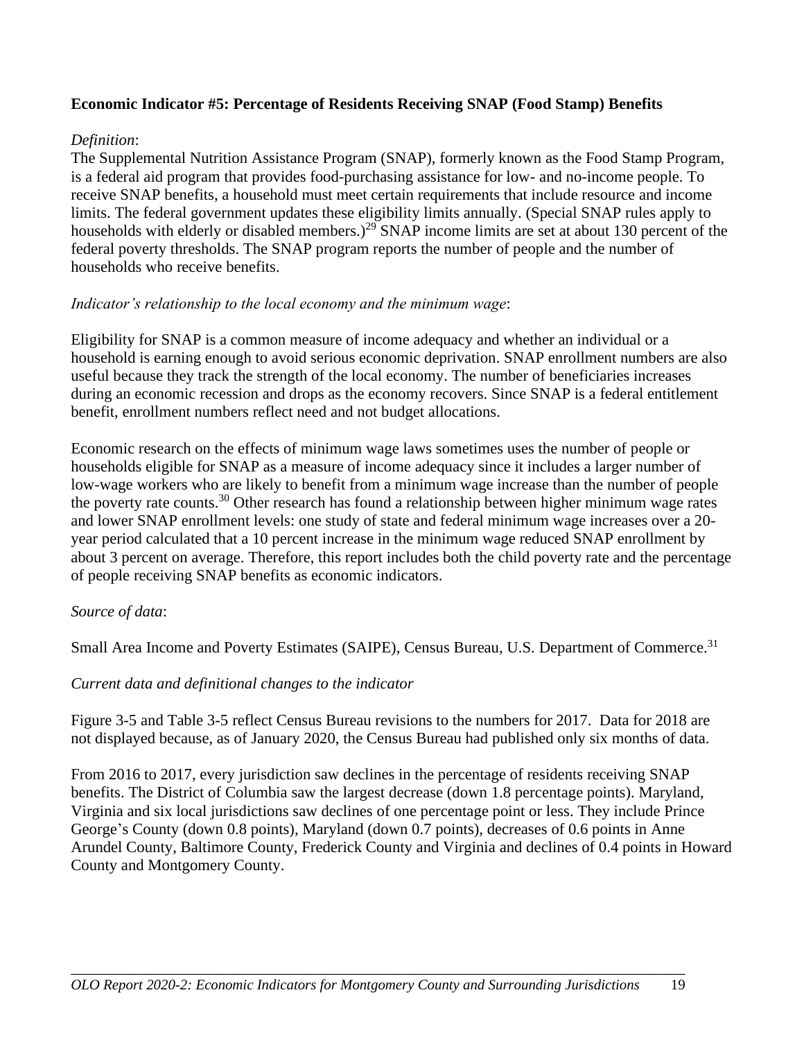**Economic Indicator #5: Percentage of Residents Receiving SNAP (Food Stamp) Benefits**

*Definition*:

The Supplemental Nutrition Assistance Program (SNAP), formerly known as the Food Stamp Program, is a federal aid program that provides food-purchasing assistance for low- and no-income people. To receive SNAP benefits, a household must meet certain requirements that include resource and income limits. The federal government updates these eligibility limits annually. (Special SNAP rules apply to households with elderly or disabled members.)[29] SNAP income limits are set at about 130 percent of the federal poverty thresholds. The SNAP program reports the number of people and the number of households who receive benefits.

*Indicator's relationship to the local economy and the minimum wage*:

Eligibility for SNAP is a common measure of income adequacy and whether an individual or a household is earning enough to avoid serious economic deprivation. SNAP enrollment numbers are also useful because they track the strength of the local economy. The number of beneficiaries increases during an economic recession and drops as the economy recovers. Since SNAP is a federal entitlement benefit, enrollment numbers reflect need and not budget allocations.

Economic research on the effects of minimum wage laws sometimes uses the number of people or households eligible for SNAP as a measure of income adequacy since it includes a larger number of low-wage workers who are likely to benefit from a minimum wage increase than the number of people the poverty rate counts.[30] Other research has found a relationship between higher minimum wage rates and lower SNAP enrollment levels: one study of state and federal minimum wage increases over a 20-year period calculated that a 10 percent increase in the minimum wage reduced SNAP enrollment by about 3 percent on average. Therefore, this report includes both the child poverty rate and the percentage of people receiving SNAP benefits as economic indicators.

*Source of data*:

Small Area Income and Poverty Estimates (SAIPE), Census Bureau, U.S. Department of Commerce.[31]

*Current data and definitional changes to the indicator*

Figure 3-5 and Table 3-5 reflect Census Bureau revisions to the numbers for 2017. Data for 2018 are not displayed because, as of January 2020, the Census Bureau had published only six months of data.

From 2016 to 2017, every jurisdiction saw declines in the percentage of residents receiving SNAP benefits. The District of Columbia saw the largest decrease (down 1.8 percentage points). Maryland, Virginia and six local jurisdictions saw declines of one percentage point or less. They include Prince George's County (down 0.8 points), Maryland (down 0.7 points), decreases of 0.6 points in Anne Arundel County, Baltimore County, Frederick County and Virginia and declines of 0.4 points in Howard County and Montgomery County.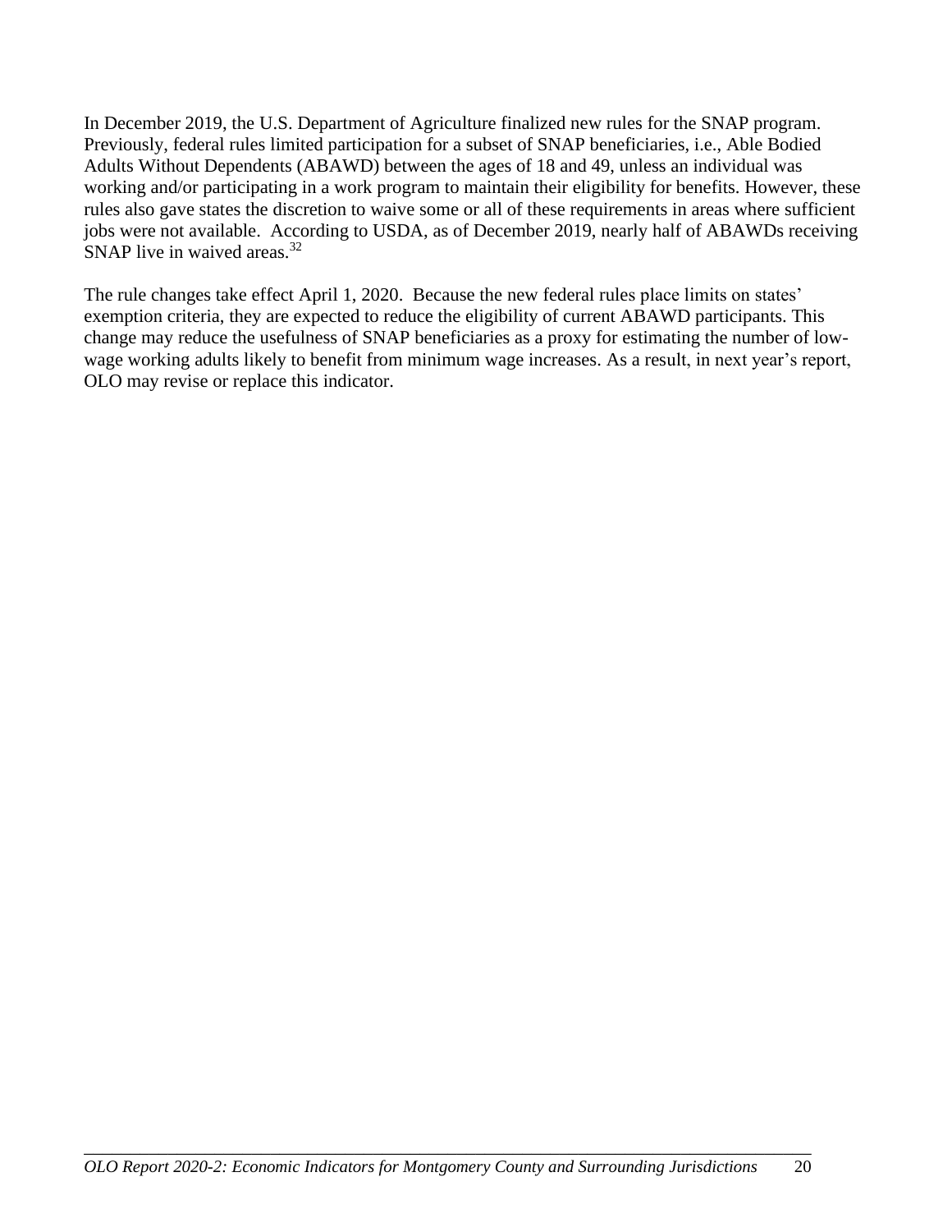In December 2019, the U.S. Department of Agriculture finalized new rules for the SNAP program. Previously, federal rules limited participation for a subset of SNAP beneficiaries, i.e., Able Bodied Adults Without Dependents (ABAWD) between the ages of 18 and 49, unless an individual was working and/or participating in a work program to maintain their eligibility for benefits. However, these rules also gave states the discretion to waive some or all of these requirements in areas where sufficient jobs were not available. According to USDA, as of December 2019, nearly half of ABAWDs receiving SNAP live in waived areas.[32]

The rule changes take effect April 1, 2020. Because the new federal rules place limits on states' exemption criteria, they are expected to reduce the eligibility of current ABAWD participants. This change may reduce the usefulness of SNAP beneficiaries as a proxy for estimating the number of low-wage working adults likely to benefit from minimum wage increases. As a result, in next year's report, OLO may revise or replace this indicator.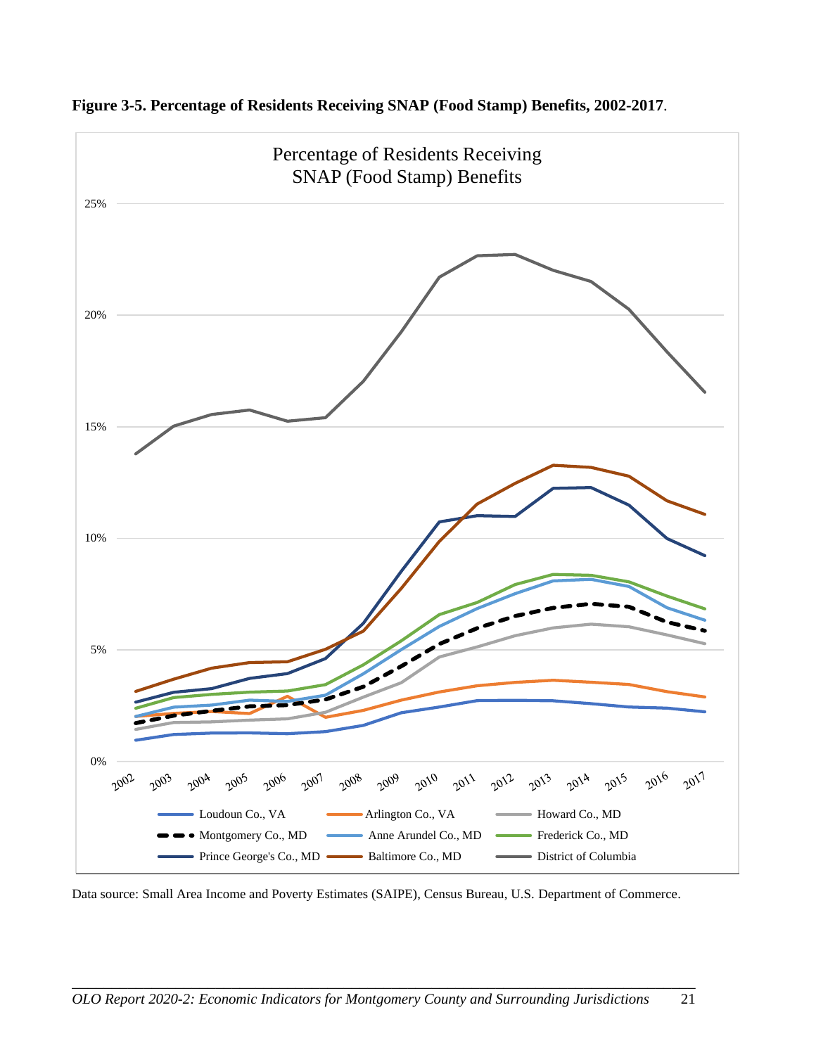**Figure 3-5. Percentage of Residents Receiving SNAP (Food Stamp) Benefits, 2002-2017**.

Data source: Small Area Income and Poverty Estimates (SAIPE), Census Bureau, U.S. Department of Commerce.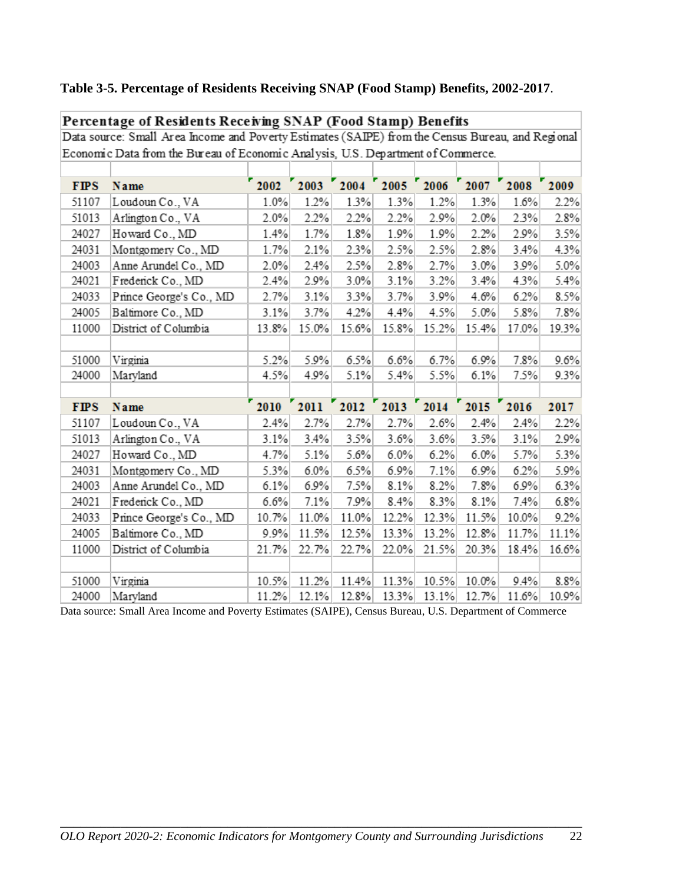**Table 3-5. Percentage of Residents Receiving SNAP (Food Stamp) Benefits, 2002-2017**.

**Percentage of Residents Receiving SNAP (Food Stamp) Benefits**

Data source: Small Area Income and Poverty Estimates (SAIPE) from the Census Bureau, and Regional Economic Data from the Bureau of Economic Analysis, U.S. Department of Commerce.

| FIPS | Name | 2002 | 2003 | 2004 | 2005 | 2006 | 2007 | 2008 | 2009 |
|---|---|---|---|---|---|---|---|---|---|
| 51107 | Loudoun Co., VA | 1.0% | 1.2% | 1.3% | 1.3% | 1.2% | 1.3% | 1.6% | 2.2% |
| 51013 | Arlington Co., VA | 2.0% | 2.2% | 2.2% | 2.2% | 2.9% | 2.0% | 2.3% | 2.8% |
| 24027 | Howard Co., MD | 1.4% | 1.7% | 1.8% | 1.9% | 1.9% | 2.2% | 2.9% | 3.5% |
| 24031 | Montgomery Co., MD | 1.7% | 2.1% | 2.3% | 2.5% | 2.5% | 2.8% | 3.4% | 4.3% |
| 24003 | Anne Arundel Co., MD | 2.0% | 2.4% | 2.5% | 2.8% | 2.7% | 3.0% | 3.9% | 5.0% |
| 24021 | Frederick Co., MD | 2.4% | 2.9% | 3.0% | 3.1% | 3.2% | 3.4% | 4.3% | 5.4% |
| 24033 | Prince George's Co., MD | 2.7% | 3.1% | 3.3% | 3.7% | 3.9% | 4.6% | 6.2% | 8.5% |
| 24005 | Baltimore Co., MD | 3.1% | 3.7% | 4.2% | 4.4% | 4.5% | 5.0% | 5.8% | 7.8% |
| 11000 | District of Columbia | 13.8% | 15.0% | 15.6% | 15.8% | 15.2% | 15.4% | 17.0% | 19.3% |
| | | | | | | | | | |
| 51000 | Virginia | 5.2% | 5.9% | 6.5% | 6.6% | 6.7% | 6.9% | 7.8% | 9.6% |
| 24000 | Maryland | 4.5% | 4.9% | 5.1% | 5.4% | 5.5% | 6.1% | 7.5% | 9.3% |
| | | | | | | | | | |
| **FIPS** | **Name** | **2010** | **2011** | **2012** | **2013** | **2014** | **2015** | **2016** | **2017** |
| 51107 | Loudoun Co., VA | 2.4% | 2.7% | 2.7% | 2.7% | 2.6% | 2.4% | 2.4% | 2.2% |
| 51013 | Arlington Co., VA | 3.1% | 3.4% | 3.5% | 3.6% | 3.6% | 3.5% | 3.1% | 2.9% |
| 24027 | Howard Co., MD | 4.7% | 5.1% | 5.6% | 6.0% | 6.2% | 6.0% | 5.7% | 5.3% |
| 24031 | Montgomery Co., MD | 5.3% | 6.0% | 6.5% | 6.9% | 7.1% | 6.9% | 6.2% | 5.9% |
| 24003 | Anne Arundel Co., MD | 6.1% | 6.9% | 7.5% | 8.1% | 8.2% | 7.8% | 6.9% | 6.3% |
| 24021 | Frederick Co., MD | 6.6% | 7.1% | 7.9% | 8.4% | 8.3% | 8.1% | 7.4% | 6.8% |
| 24033 | Prince George's Co., MD | 10.7% | 11.0% | 11.0% | 12.2% | 12.3% | 11.5% | 10.0% | 9.2% |
| 24005 | Baltimore Co., MD | 9.9% | 11.5% | 12.5% | 13.3% | 13.2% | 12.8% | 11.7% | 11.1% |
| 11000 | District of Columbia | 21.7% | 22.7% | 22.7% | 22.0% | 21.5% | 20.3% | 18.4% | 16.6% |
| | | | | | | | | | |
| 51000 | Virginia | 10.5% | 11.2% | 11.4% | 11.3% | 10.5% | 10.0% | 9.4% | 8.8% |
| 24000 | Maryland | 11.2% | 12.1% | 12.8% | 13.3% | 13.1% | 12.7% | 11.6% | 10.9% |

Data source: Small Area Income and Poverty Estimates (SAIPE), Census Bureau, U.S. Department of Commerce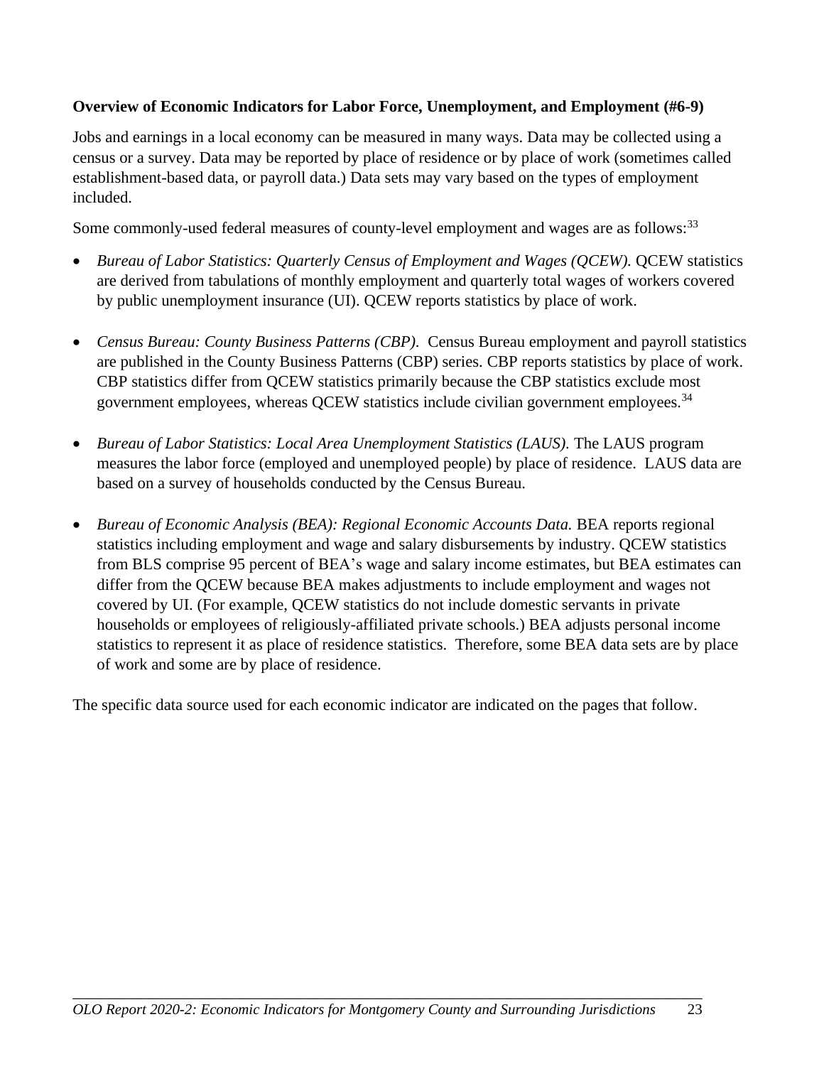**Overview of Economic Indicators for Labor Force, Unemployment, and Employment (#6-9)**

Jobs and earnings in a local economy can be measured in many ways. Data may be collected using a census or a survey. Data may be reported by place of residence or by place of work (sometimes called establishment-based data, or payroll data.) Data sets may vary based on the types of employment included.

Some commonly-used federal measures of county-level employment and wages are as follows:[33]

- *Bureau of Labor Statistics: Quarterly Census of Employment and Wages (QCEW).* QCEW statistics are derived from tabulations of monthly employment and quarterly total wages of workers covered by public unemployment insurance (UI). QCEW reports statistics by place of work.

- *Census Bureau: County Business Patterns (CBP).* Census Bureau employment and payroll statistics are published in the County Business Patterns (CBP) series. CBP reports statistics by place of work. CBP statistics differ from QCEW statistics primarily because the CBP statistics exclude most government employees, whereas QCEW statistics include civilian government employees.[34]

- *Bureau of Labor Statistics: Local Area Unemployment Statistics (LAUS).* The LAUS program measures the labor force (employed and unemployed people) by place of residence. LAUS data are based on a survey of households conducted by the Census Bureau.

- *Bureau of Economic Analysis (BEA): Regional Economic Accounts Data.* BEA reports regional statistics including employment and wage and salary disbursements by industry. QCEW statistics from BLS comprise 95 percent of BEA's wage and salary income estimates, but BEA estimates can differ from the QCEW because BEA makes adjustments to include employment and wages not covered by UI. (For example, QCEW statistics do not include domestic servants in private households or employees of religiously-affiliated private schools.) BEA adjusts personal income statistics to represent it as place of residence statistics. Therefore, some BEA data sets are by place of work and some are by place of residence.

The specific data source used for each economic indicator are indicated on the pages that follow.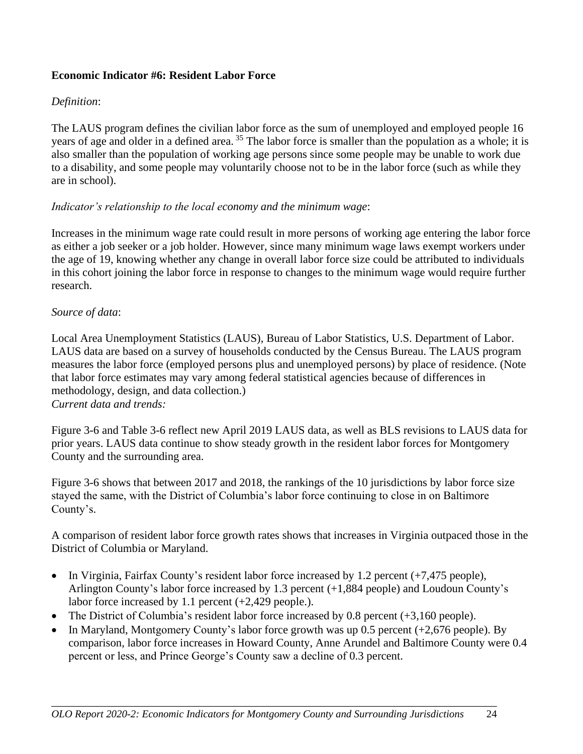**Economic Indicator #6: Resident Labor Force**

*Definition*:

The LAUS program defines the civilian labor force as the sum of unemployed and employed people 16 years of age and older in a defined area.[35] The labor force is smaller than the population as a whole; it is also smaller than the population of working age persons since some people may be unable to work due to a disability, and some people may voluntarily choose not to be in the labor force (such as while they are in school).

*Indicator's relationship to the local economy and the minimum wage*:

Increases in the minimum wage rate could result in more persons of working age entering the labor force as either a job seeker or a job holder. However, since many minimum wage laws exempt workers under the age of 19, knowing whether any change in overall labor force size could be attributed to individuals in this cohort joining the labor force in response to changes to the minimum wage would require further research.

*Source of data*:

Local Area Unemployment Statistics (LAUS), Bureau of Labor Statistics, U.S. Department of Labor. LAUS data are based on a survey of households conducted by the Census Bureau. The LAUS program measures the labor force (employed persons plus and unemployed persons) by place of residence. (Note that labor force estimates may vary among federal statistical agencies because of differences in methodology, design, and data collection.)

*Current data and trends:*

Figure 3-6 and Table 3-6 reflect new April 2019 LAUS data, as well as BLS revisions to LAUS data for prior years. LAUS data continue to show steady growth in the resident labor forces for Montgomery County and the surrounding area.

Figure 3-6 shows that between 2017 and 2018, the rankings of the 10 jurisdictions by labor force size stayed the same, with the District of Columbia's labor force continuing to close in on Baltimore County's.

A comparison of resident labor force growth rates shows that increases in Virginia outpaced those in the District of Columbia or Maryland.

- In Virginia, Fairfax County's resident labor force increased by 1.2 percent (+7,475 people), Arlington County's labor force increased by 1.3 percent (+1,884 people) and Loudoun County's labor force increased by 1.1 percent (+2,429 people.).
- The District of Columbia's resident labor force increased by 0.8 percent (+3,160 people).
- In Maryland, Montgomery County's labor force growth was up 0.5 percent (+2,676 people). By comparison, labor force increases in Howard County, Anne Arundel and Baltimore County were 0.4 percent or less, and Prince George's County saw a decline of 0.3 percent.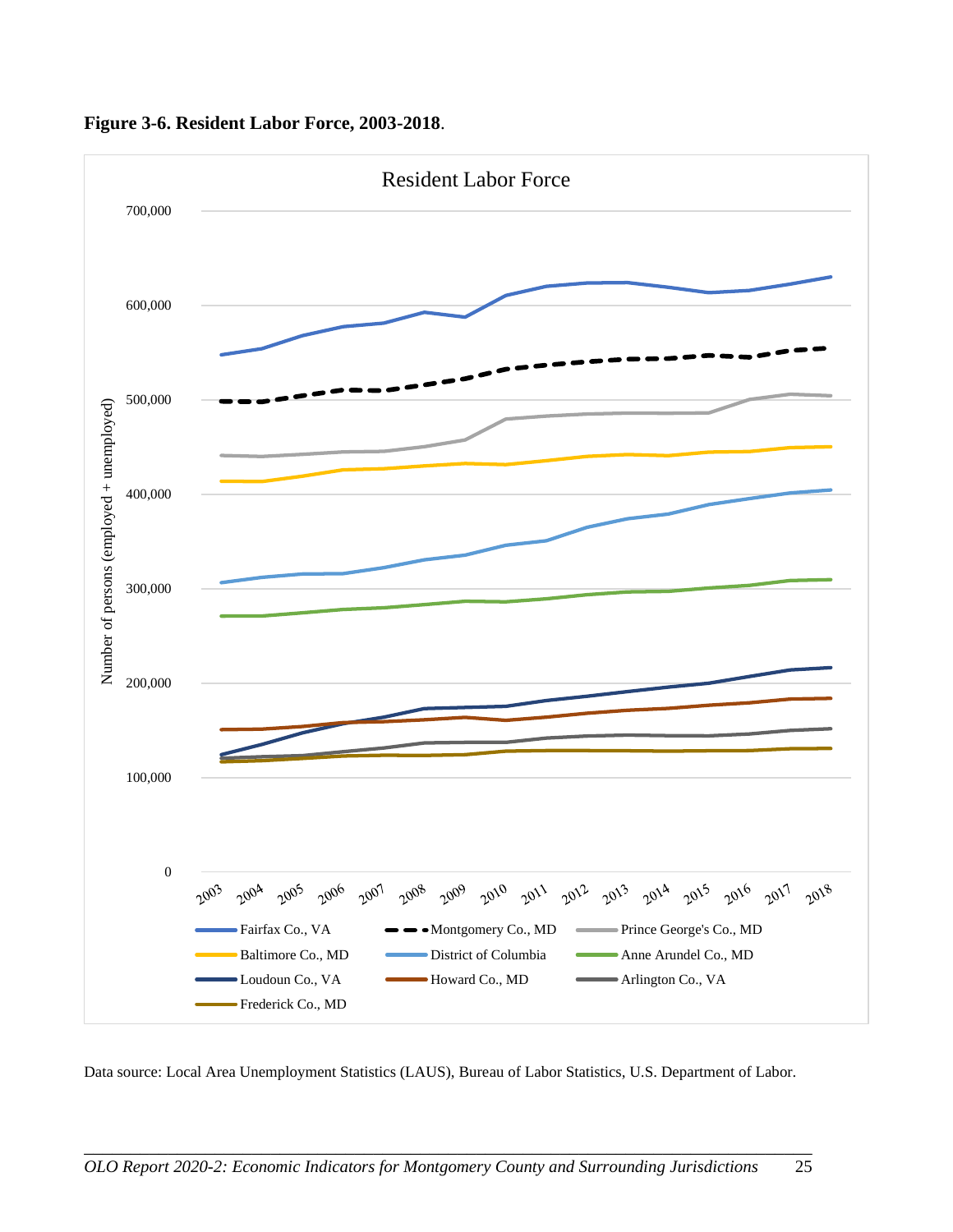**Figure 3-6. Resident Labor Force, 2003-2018**.

Data source: Local Area Unemployment Statistics (LAUS), Bureau of Labor Statistics, U.S. Department of Labor.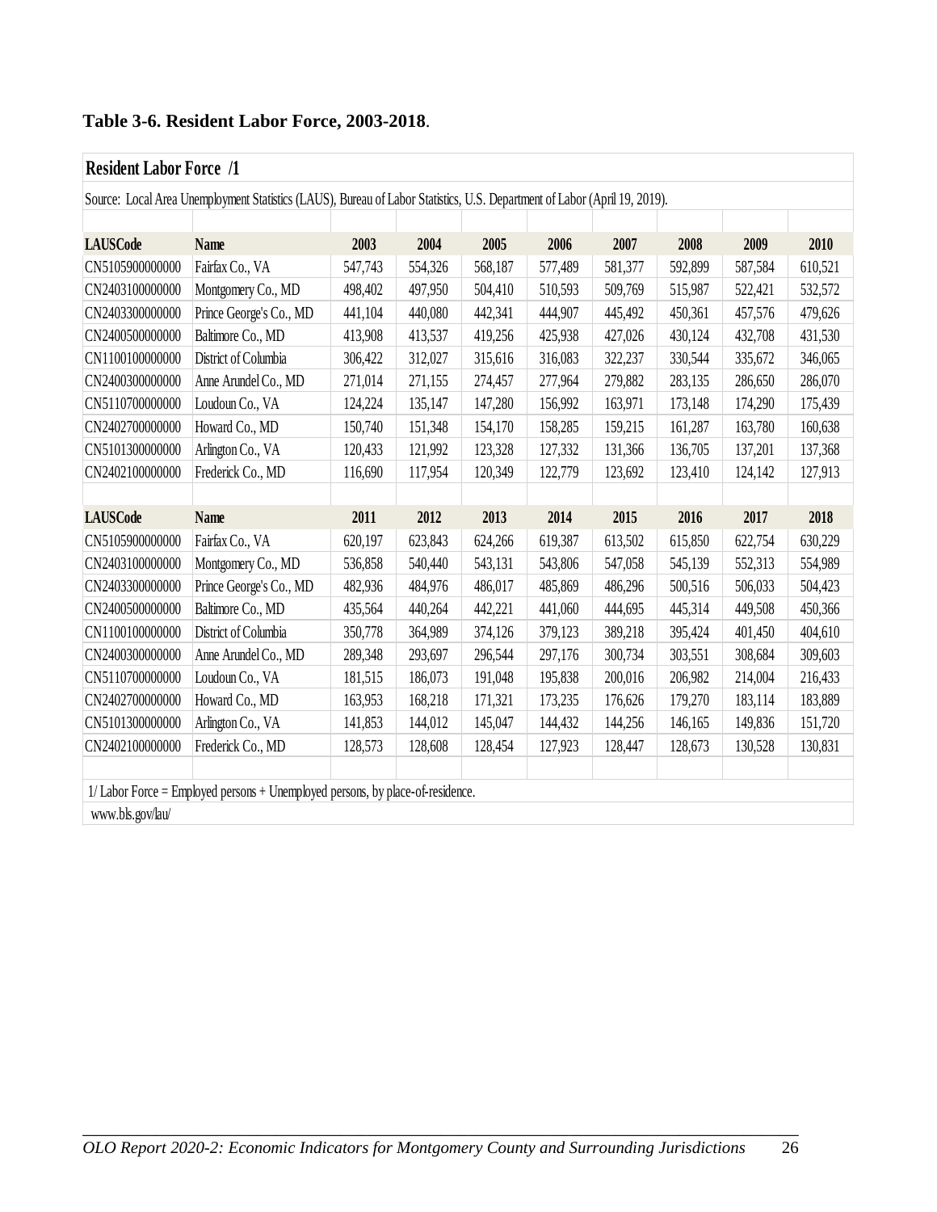**Table 3-6. Resident Labor Force, 2003-2018**.

**Resident Labor Force /1**

Source: Local Area Unemployment Statistics (LAUS), Bureau of Labor Statistics, U.S. Department of Labor (April 19, 2019).

| LAUSCode | Name | 2003 | 2004 | 2005 | 2006 | 2007 | 2008 | 2009 | 2010 |
|---|---|---|---|---|---|---|---|---|---|
| CN5105900000000 | Fairfax Co., VA | 547,743 | 554,326 | 568,187 | 577,489 | 581,377 | 592,899 | 587,584 | 610,521 |
| CN2403100000000 | Montgomery Co., MD | 498,402 | 497,950 | 504,410 | 510,593 | 509,769 | 515,987 | 522,421 | 532,572 |
| CN2403300000000 | Prince George's Co., MD | 441,104 | 440,080 | 442,341 | 444,907 | 445,492 | 450,361 | 457,576 | 479,626 |
| CN2400500000000 | Baltimore Co., MD | 413,908 | 413,537 | 419,256 | 425,938 | 427,026 | 430,124 | 432,708 | 431,530 |
| CN1100100000000 | District of Columbia | 306,422 | 312,027 | 315,616 | 316,083 | 322,237 | 330,544 | 335,672 | 346,065 |
| CN2400300000000 | Anne Arundel Co., MD | 271,014 | 271,155 | 274,457 | 277,964 | 279,882 | 283,135 | 286,650 | 286,070 |
| CN5110700000000 | Loudoun Co., VA | 124,224 | 135,147 | 147,280 | 156,992 | 163,971 | 173,148 | 174,290 | 175,439 |
| CN2402700000000 | Howard Co., MD | 150,740 | 151,348 | 154,170 | 158,285 | 159,215 | 161,287 | 163,780 | 160,638 |
| CN5101300000000 | Arlington Co., VA | 120,433 | 121,992 | 123,328 | 127,332 | 131,366 | 136,705 | 137,201 | 137,368 |
| CN2402100000000 | Frederick Co., MD | 116,690 | 117,954 | 120,349 | 122,779 | 123,692 | 123,410 | 124,142 | 127,913 |
| | | | | | | | | | |
| **LAUSCode** | **Name** | **2011** | **2012** | **2013** | **2014** | **2015** | **2016** | **2017** | **2018** |
| CN5105900000000 | Fairfax Co., VA | 620,197 | 623,843 | 624,266 | 619,387 | 613,502 | 615,850 | 622,754 | 630,229 |
| CN2403100000000 | Montgomery Co., MD | 536,858 | 540,440 | 543,131 | 543,806 | 547,058 | 545,139 | 552,313 | 554,989 |
| CN2403300000000 | Prince George's Co., MD | 482,936 | 484,976 | 486,017 | 485,869 | 486,296 | 500,516 | 506,033 | 504,423 |
| CN2400500000000 | Baltimore Co., MD | 435,564 | 440,264 | 442,221 | 441,060 | 444,695 | 445,314 | 449,508 | 450,366 |
| CN1100100000000 | District of Columbia | 350,778 | 364,989 | 374,126 | 379,123 | 389,218 | 395,424 | 401,450 | 404,610 |
| CN2400300000000 | Anne Arundel Co., MD | 289,348 | 293,697 | 296,544 | 297,176 | 300,734 | 303,551 | 308,684 | 309,603 |
| CN5110700000000 | Loudoun Co., VA | 181,515 | 186,073 | 191,048 | 195,838 | 200,016 | 206,982 | 214,004 | 216,433 |
| CN2402700000000 | Howard Co., MD | 163,953 | 168,218 | 171,321 | 173,235 | 176,626 | 179,270 | 183,114 | 183,889 |
| CN5101300000000 | Arlington Co., VA | 141,853 | 144,012 | 145,047 | 144,432 | 144,256 | 146,165 | 149,836 | 151,720 |
| CN2402100000000 | Frederick Co., MD | 128,573 | 128,608 | 128,454 | 127,923 | 128,447 | 128,673 | 130,528 | 130,831 |

1/ Labor Force = Employed persons + Unemployed persons, by place-of-residence.

www.bls.gov/lau/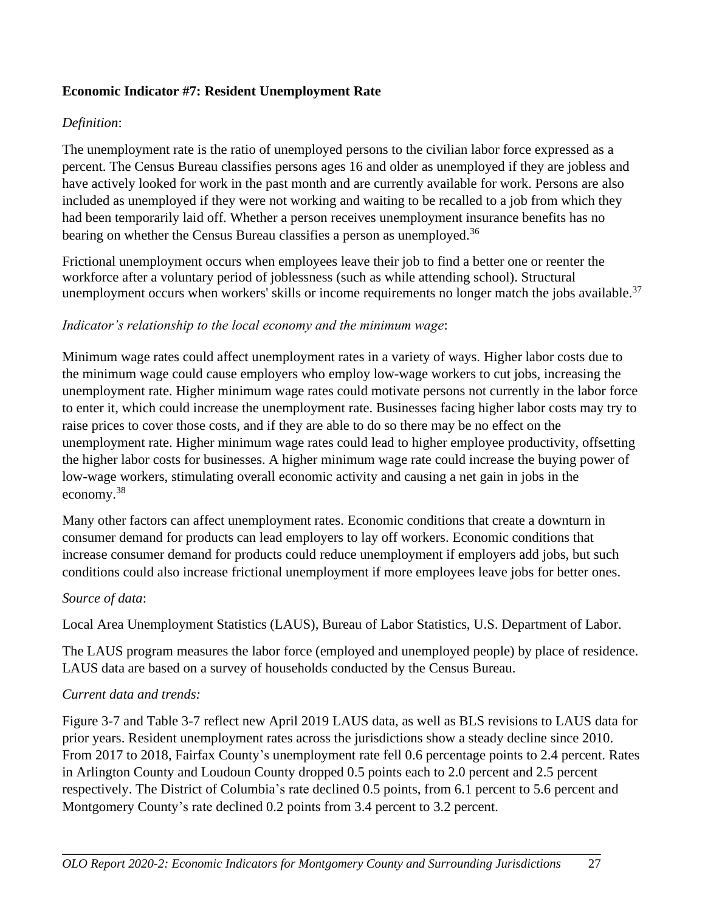**Economic Indicator #7: Resident Unemployment Rate**

*Definition*:

The unemployment rate is the ratio of unemployed persons to the civilian labor force expressed as a percent. The Census Bureau classifies persons ages 16 and older as unemployed if they are jobless and have actively looked for work in the past month and are currently available for work. Persons are also included as unemployed if they were not working and waiting to be recalled to a job from which they had been temporarily laid off. Whether a person receives unemployment insurance benefits has no bearing on whether the Census Bureau classifies a person as unemployed.[36]

Frictional unemployment occurs when employees leave their job to find a better one or reenter the workforce after a voluntary period of joblessness (such as while attending school). Structural unemployment occurs when workers' skills or income requirements no longer match the jobs available.[37]

*Indicator's relationship to the local economy and the minimum wage*:

Minimum wage rates could affect unemployment rates in a variety of ways. Higher labor costs due to the minimum wage could cause employers who employ low-wage workers to cut jobs, increasing the unemployment rate. Higher minimum wage rates could motivate persons not currently in the labor force to enter it, which could increase the unemployment rate. Businesses facing higher labor costs may try to raise prices to cover those costs, and if they are able to do so there may be no effect on the unemployment rate. Higher minimum wage rates could lead to higher employee productivity, offsetting the higher labor costs for businesses. A higher minimum wage rate could increase the buying power of low-wage workers, stimulating overall economic activity and causing a net gain in jobs in the economy.[38]

Many other factors can affect unemployment rates. Economic conditions that create a downturn in consumer demand for products can lead employers to lay off workers. Economic conditions that increase consumer demand for products could reduce unemployment if employers add jobs, but such conditions could also increase frictional unemployment if more employees leave jobs for better ones.

*Source of data*:

Local Area Unemployment Statistics (LAUS), Bureau of Labor Statistics, U.S. Department of Labor.

The LAUS program measures the labor force (employed and unemployed people) by place of residence. LAUS data are based on a survey of households conducted by the Census Bureau.

*Current data and trends:*

Figure 3-7 and Table 3-7 reflect new April 2019 LAUS data, as well as BLS revisions to LAUS data for prior years. Resident unemployment rates across the jurisdictions show a steady decline since 2010. From 2017 to 2018, Fairfax County's unemployment rate fell 0.6 percentage points to 2.4 percent. Rates in Arlington County and Loudoun County dropped 0.5 points each to 2.0 percent and 2.5 percent respectively. The District of Columbia's rate declined 0.5 points, from 6.1 percent to 5.6 percent and Montgomery County's rate declined 0.2 points from 3.4 percent to 3.2 percent.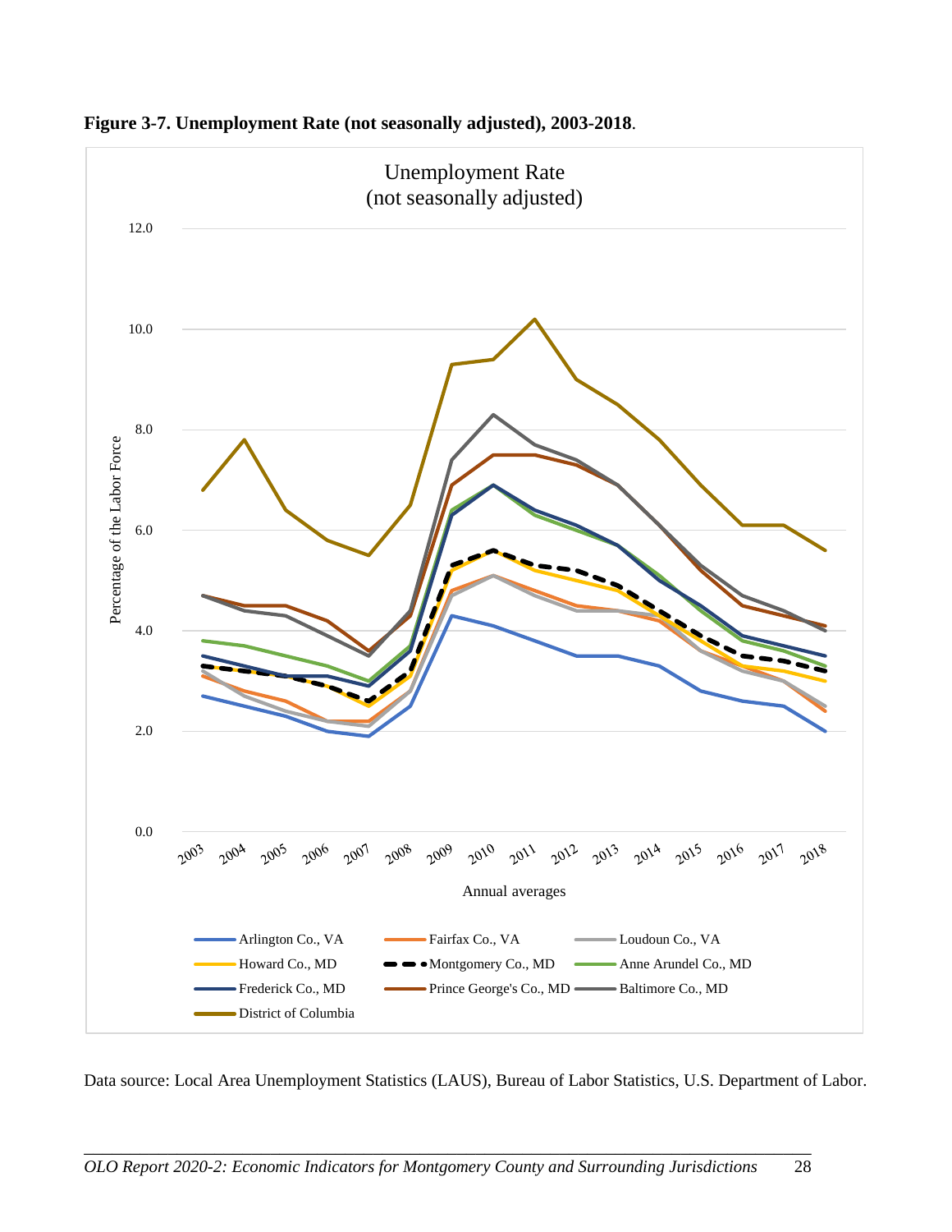**Figure 3-7. Unemployment Rate (not seasonally adjusted), 2003-2018**.

Data source: Local Area Unemployment Statistics (LAUS), Bureau of Labor Statistics, U.S. Department of Labor.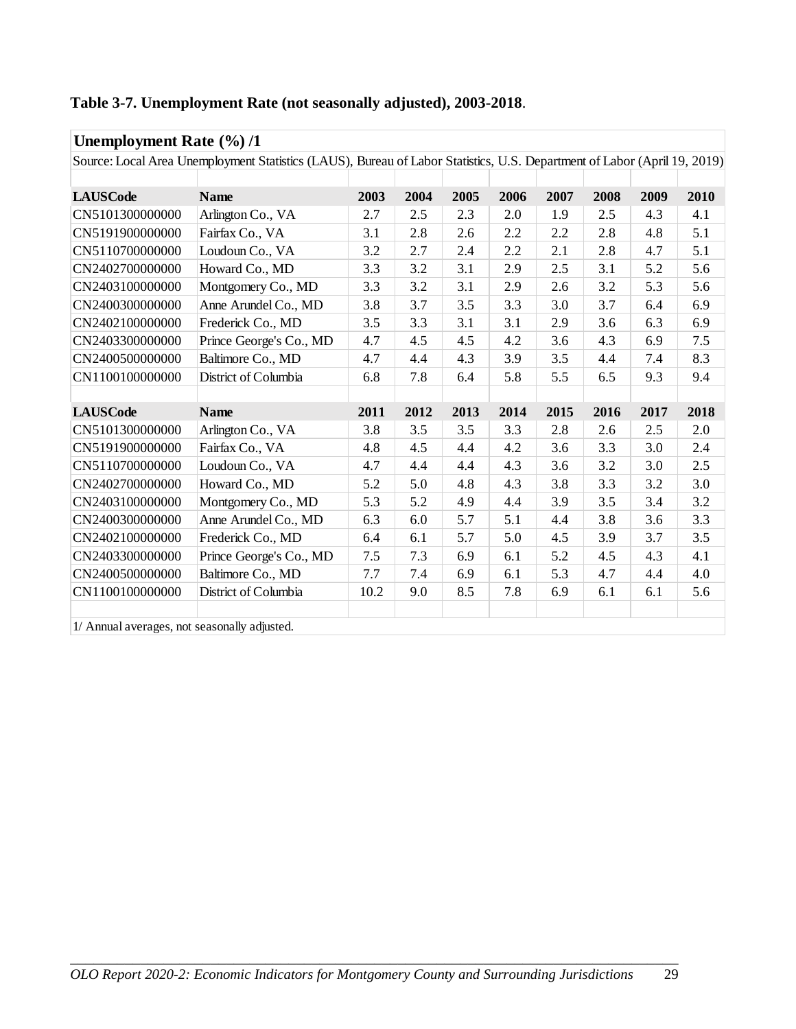**Table 3-7. Unemployment Rate (not seasonally adjusted), 2003-2018**.

**Unemployment Rate (%) /1**

Source: Local Area Unemployment Statistics (LAUS), Bureau of Labor Statistics, U.S. Department of Labor (April 19, 2019)

| LAUSCode | Name | 2003 | 2004 | 2005 | 2006 | 2007 | 2008 | 2009 | 2010 |
|---|---|---|---|---|---|---|---|---|---|
| CN5101300000000 | Arlington Co., VA | 2.7 | 2.5 | 2.3 | 2.0 | 1.9 | 2.5 | 4.3 | 4.1 |
| CN5191900000000 | Fairfax Co., VA | 3.1 | 2.8 | 2.6 | 2.2 | 2.2 | 2.8 | 4.8 | 5.1 |
| CN5110700000000 | Loudoun Co., VA | 3.2 | 2.7 | 2.4 | 2.2 | 2.1 | 2.8 | 4.7 | 5.1 |
| CN2402700000000 | Howard Co., MD | 3.3 | 3.2 | 3.1 | 2.9 | 2.5 | 3.1 | 5.2 | 5.6 |
| CN2403100000000 | Montgomery Co., MD | 3.3 | 3.2 | 3.1 | 2.9 | 2.6 | 3.2 | 5.3 | 5.6 |
| CN2400300000000 | Anne Arundel Co., MD | 3.8 | 3.7 | 3.5 | 3.3 | 3.0 | 3.7 | 6.4 | 6.9 |
| CN2402100000000 | Frederick Co., MD | 3.5 | 3.3 | 3.1 | 3.1 | 2.9 | 3.6 | 6.3 | 6.9 |
| CN2403300000000 | Prince George's Co., MD | 4.7 | 4.5 | 4.5 | 4.2 | 3.6 | 4.3 | 6.9 | 7.5 |
| CN2400500000000 | Baltimore Co., MD | 4.7 | 4.4 | 4.3 | 3.9 | 3.5 | 4.4 | 7.4 | 8.3 |
| CN1100100000000 | District of Columbia | 6.8 | 7.8 | 6.4 | 5.8 | 5.5 | 6.5 | 9.3 | 9.4 |
| **LAUSCode** | **Name** | **2011** | **2012** | **2013** | **2014** | **2015** | **2016** | **2017** | **2018** |
| CN5101300000000 | Arlington Co., VA | 3.8 | 3.5 | 3.5 | 3.3 | 2.8 | 2.6 | 2.5 | 2.0 |
| CN5191900000000 | Fairfax Co., VA | 4.8 | 4.5 | 4.4 | 4.2 | 3.6 | 3.3 | 3.0 | 2.4 |
| CN5110700000000 | Loudoun Co., VA | 4.7 | 4.4 | 4.4 | 4.3 | 3.6 | 3.2 | 3.0 | 2.5 |
| CN2402700000000 | Howard Co., MD | 5.2 | 5.0 | 4.8 | 4.3 | 3.8 | 3.3 | 3.2 | 3.0 |
| CN2403100000000 | Montgomery Co., MD | 5.3 | 5.2 | 4.9 | 4.4 | 3.9 | 3.5 | 3.4 | 3.2 |
| CN2400300000000 | Anne Arundel Co., MD | 6.3 | 6.0 | 5.7 | 5.1 | 4.4 | 3.8 | 3.6 | 3.3 |
| CN2402100000000 | Frederick Co., MD | 6.4 | 6.1 | 5.7 | 5.0 | 4.5 | 3.9 | 3.7 | 3.5 |
| CN2403300000000 | Prince George's Co., MD | 7.5 | 7.3 | 6.9 | 6.1 | 5.2 | 4.5 | 4.3 | 4.1 |
| CN2400500000000 | Baltimore Co., MD | 7.7 | 7.4 | 6.9 | 6.1 | 5.3 | 4.7 | 4.4 | 4.0 |
| CN1100100000000 | District of Columbia | 10.2 | 9.0 | 8.5 | 7.8 | 6.9 | 6.1 | 6.1 | 5.6 |

1/ Annual averages, not seasonally adjusted.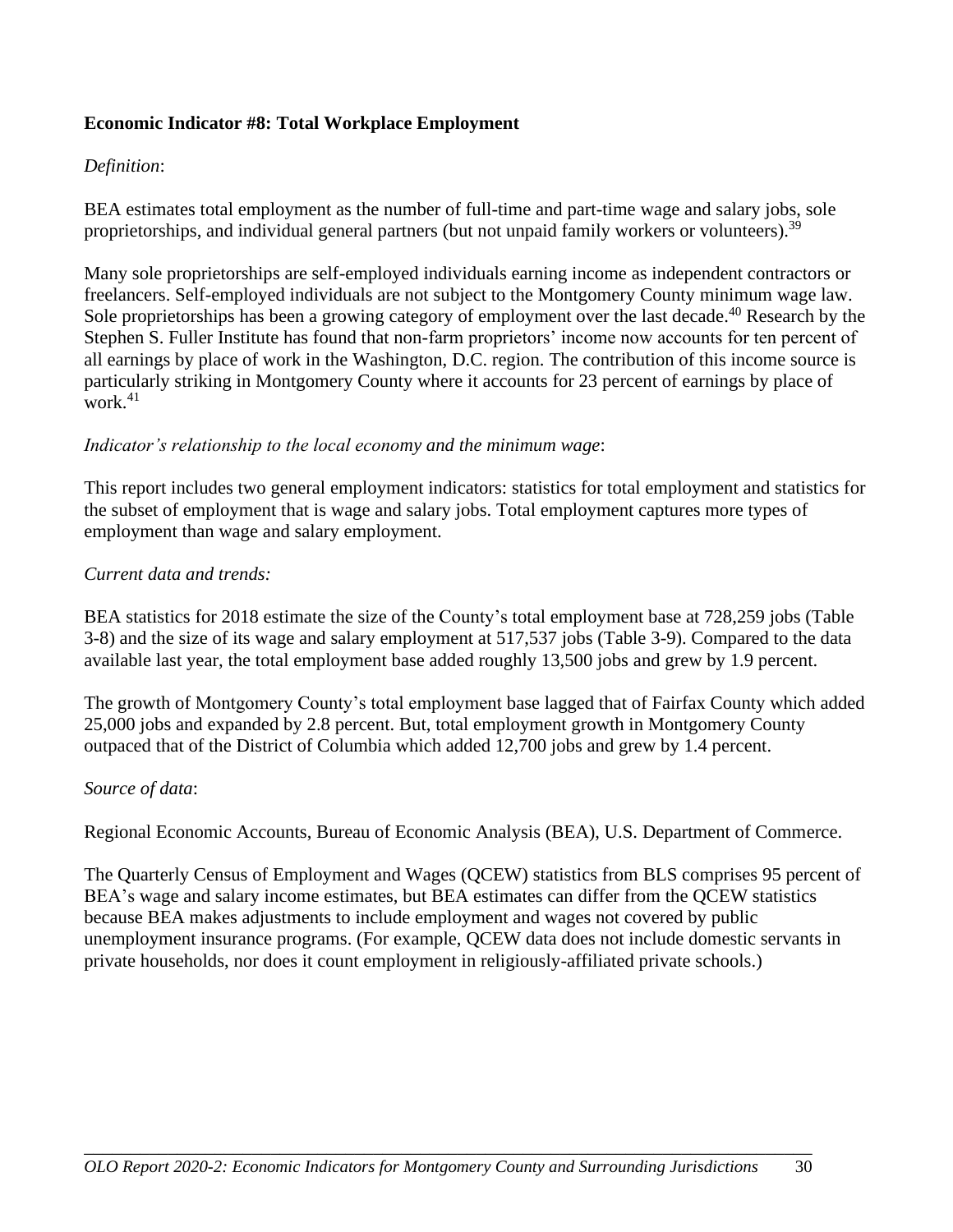**Economic Indicator #8: Total Workplace Employment**

*Definition*:

BEA estimates total employment as the number of full-time and part-time wage and salary jobs, sole proprietorships, and individual general partners (but not unpaid family workers or volunteers).[39]

Many sole proprietorships are self-employed individuals earning income as independent contractors or freelancers. Self-employed individuals are not subject to the Montgomery County minimum wage law. Sole proprietorships has been a growing category of employment over the last decade.[40] Research by the Stephen S. Fuller Institute has found that non-farm proprietors' income now accounts for ten percent of all earnings by place of work in the Washington, D.C. region. The contribution of this income source is particularly striking in Montgomery County where it accounts for 23 percent of earnings by place of work.[41]

*Indicator's relationship to the local economy and the minimum wage*:

This report includes two general employment indicators: statistics for total employment and statistics for the subset of employment that is wage and salary jobs. Total employment captures more types of employment than wage and salary employment.

*Current data and trends:*

BEA statistics for 2018 estimate the size of the County's total employment base at 728,259 jobs (Table 3-8) and the size of its wage and salary employment at 517,537 jobs (Table 3-9). Compared to the data available last year, the total employment base added roughly 13,500 jobs and grew by 1.9 percent.

The growth of Montgomery County's total employment base lagged that of Fairfax County which added 25,000 jobs and expanded by 2.8 percent. But, total employment growth in Montgomery County outpaced that of the District of Columbia which added 12,700 jobs and grew by 1.4 percent.

*Source of data*:

Regional Economic Accounts, Bureau of Economic Analysis (BEA), U.S. Department of Commerce.

The Quarterly Census of Employment and Wages (QCEW) statistics from BLS comprises 95 percent of BEA's wage and salary income estimates, but BEA estimates can differ from the QCEW statistics because BEA makes adjustments to include employment and wages not covered by public unemployment insurance programs. (For example, QCEW data does not include domestic servants in private households, nor does it count employment in religiously-affiliated private schools.)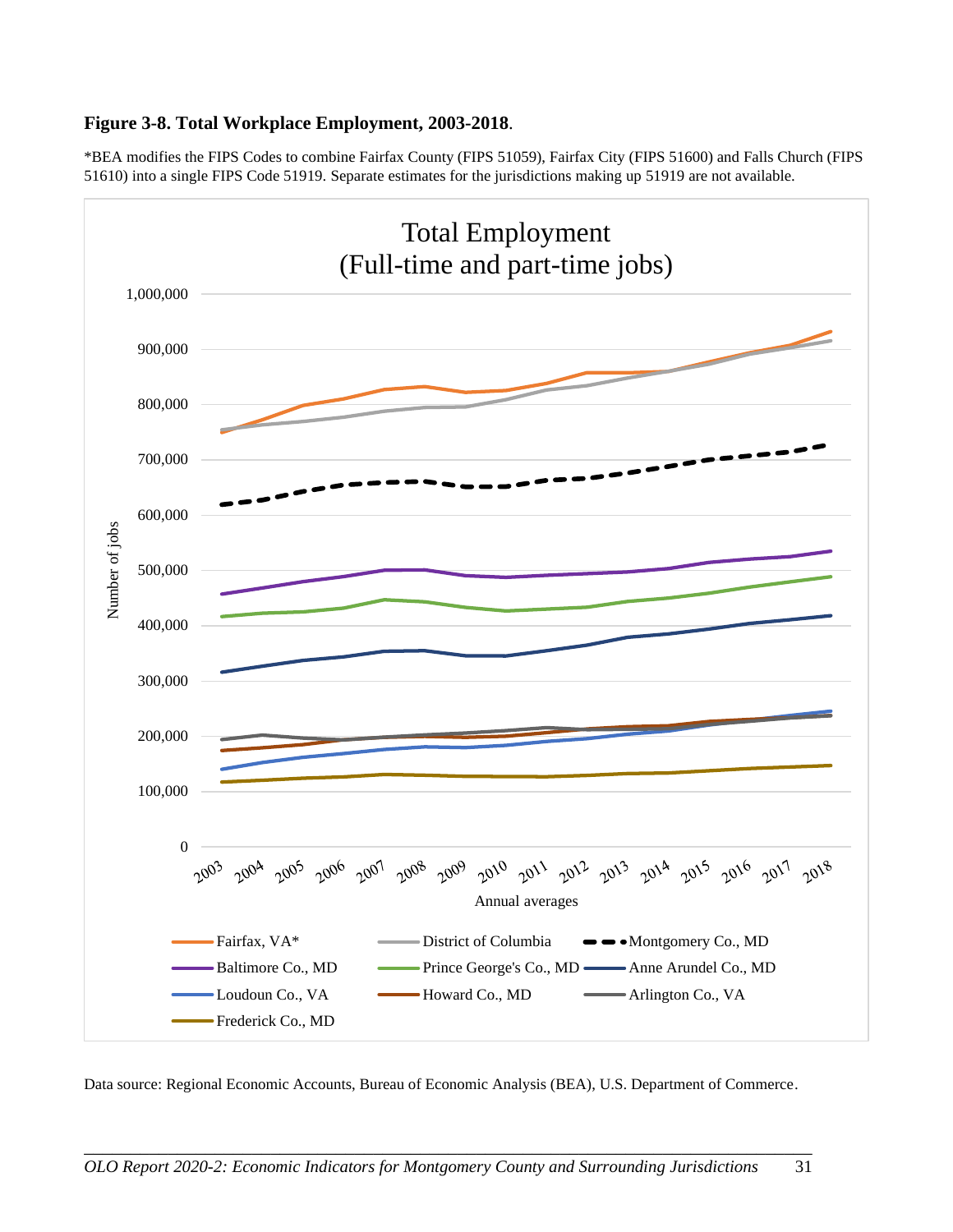**Figure 3-8. Total Workplace Employment, 2003-2018**.

*BEA modifies the FIPS Codes to combine Fairfax County (FIPS 51059), Fairfax City (FIPS 51600) and Falls Church (FIPS 51610) into a single FIPS Code 51919. Separate estimates for the jurisdictions making up 51919 are not available.

Data source: Regional Economic Accounts, Bureau of Economic Analysis (BEA), U.S. Department of Commerce.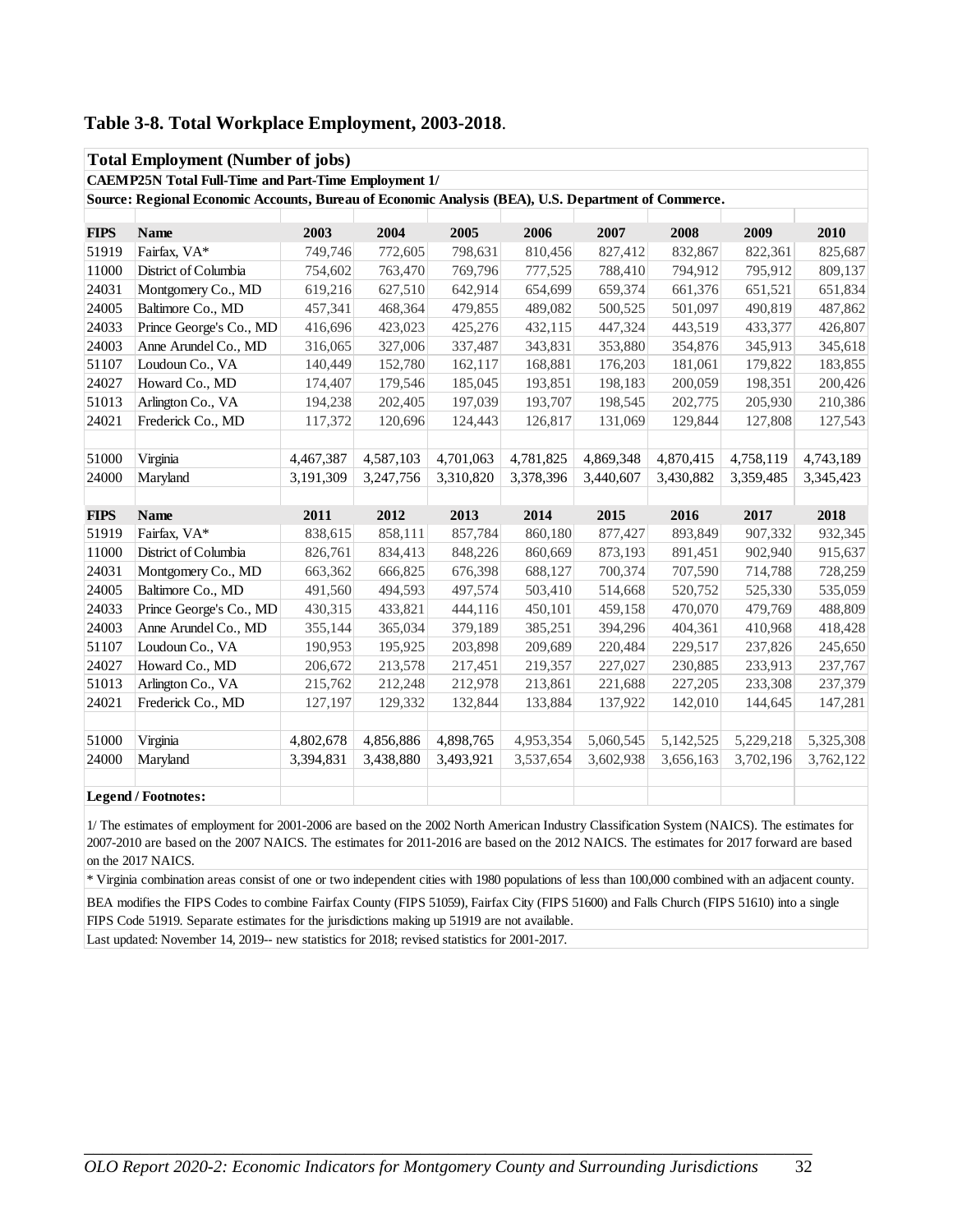## Table 3-8. Total Workplace Employment, 2003-2018.

**Total Employment (Number of jobs)**

**CAEMP25N Total Full-Time and Part-Time Employment 1/**

**Source: Regional Economic Accounts, Bureau of Economic Analysis (BEA), U.S. Department of Commerce.**

| FIPS | Name | 2003 | 2004 | 2005 | 2006 | 2007 | 2008 | 2009 | 2010 |
|---|---|---|---|---|---|---|---|---|---|
| 51919 | Fairfax, VA* | 749,746 | 772,605 | 798,631 | 810,456 | 827,412 | 832,867 | 822,361 | 825,687 |
| 11000 | District of Columbia | 754,602 | 763,470 | 769,796 | 777,525 | 788,410 | 794,912 | 795,912 | 809,137 |
| 24031 | Montgomery Co., MD | 619,216 | 627,510 | 642,914 | 654,699 | 659,374 | 661,376 | 651,521 | 651,834 |
| 24005 | Baltimore Co., MD | 457,341 | 468,364 | 479,855 | 489,082 | 500,525 | 501,097 | 490,819 | 487,862 |
| 24033 | Prince George's Co., MD | 416,696 | 423,023 | 425,276 | 432,115 | 447,324 | 443,519 | 433,377 | 426,807 |
| 24003 | Anne Arundel Co., MD | 316,065 | 327,006 | 337,487 | 343,831 | 353,880 | 354,876 | 345,913 | 345,618 |
| 51107 | Loudoun Co., VA | 140,449 | 152,780 | 162,117 | 168,881 | 176,203 | 181,061 | 179,822 | 183,855 |
| 24027 | Howard Co., MD | 174,407 | 179,546 | 185,045 | 193,851 | 198,183 | 200,059 | 198,351 | 200,426 |
| 51013 | Arlington Co., VA | 194,238 | 202,405 | 197,039 | 193,707 | 198,545 | 202,775 | 205,930 | 210,386 |
| 24021 | Frederick Co., MD | 117,372 | 120,696 | 124,443 | 126,817 | 131,069 | 129,844 | 127,808 | 127,543 |
| | | | | | | | | | |
| 51000 | Virginia | 4,467,387 | 4,587,103 | 4,701,063 | 4,781,825 | 4,869,348 | 4,870,415 | 4,758,119 | 4,743,189 |
| 24000 | Maryland | 3,191,309 | 3,247,756 | 3,310,820 | 3,378,396 | 3,440,607 | 3,430,882 | 3,359,485 | 3,345,423 |
| | | | | | | | | | |
| **FIPS** | **Name** | **2011** | **2012** | **2013** | **2014** | **2015** | **2016** | **2017** | **2018** |
| 51919 | Fairfax, VA* | 838,615 | 858,111 | 857,784 | 860,180 | 877,427 | 893,849 | 907,332 | 932,345 |
| 11000 | District of Columbia | 826,761 | 834,413 | 848,226 | 860,669 | 873,193 | 891,451 | 902,940 | 915,637 |
| 24031 | Montgomery Co., MD | 663,362 | 666,825 | 676,398 | 688,127 | 700,374 | 707,590 | 714,788 | 728,259 |
| 24005 | Baltimore Co., MD | 491,560 | 494,593 | 497,574 | 503,410 | 514,668 | 520,752 | 525,330 | 535,059 |
| 24033 | Prince George's Co., MD | 430,315 | 433,821 | 444,116 | 450,101 | 459,158 | 470,070 | 479,769 | 488,809 |
| 24003 | Anne Arundel Co., MD | 355,144 | 365,034 | 379,189 | 385,251 | 394,296 | 404,361 | 410,968 | 418,428 |
| 51107 | Loudoun Co., VA | 190,953 | 195,925 | 203,898 | 209,689 | 220,484 | 229,517 | 237,826 | 245,650 |
| 24027 | Howard Co., MD | 206,672 | 213,578 | 217,451 | 219,357 | 227,027 | 230,885 | 233,913 | 237,767 |
| 51013 | Arlington Co., VA | 215,762 | 212,248 | 212,978 | 213,861 | 221,688 | 227,205 | 233,308 | 237,379 |
| 24021 | Frederick Co., MD | 127,197 | 129,332 | 132,844 | 133,884 | 137,922 | 142,010 | 144,645 | 147,281 |
| | | | | | | | | | |
| 51000 | Virginia | 4,802,678 | 4,856,886 | 4,898,765 | 4,953,354 | 5,060,545 | 5,142,525 | 5,229,218 | 5,325,308 |
| 24000 | Maryland | 3,394,831 | 3,438,880 | 3,493,921 | 3,537,654 | 3,602,938 | 3,656,163 | 3,702,196 | 3,762,122 |

**Legend / Footnotes:**

1/ The estimates of employment for 2001-2006 are based on the 2002 North American Industry Classification System (NAICS). The estimates for 2007-2010 are based on the 2007 NAICS. The estimates for 2011-2016 are based on the 2012 NAICS. The estimates for 2017 forward are based on the 2017 NAICS.

* Virginia combination areas consist of one or two independent cities with 1980 populations of less than 100,000 combined with an adjacent county.

BEA modifies the FIPS Codes to combine Fairfax County (FIPS 51059), Fairfax City (FIPS 51600) and Falls Church (FIPS 51610) into a single FIPS Code 51919. Separate estimates for the jurisdictions making up 51919 are not available.

Last updated: November 14, 2019-- new statistics for 2018; revised statistics for 2001-2017.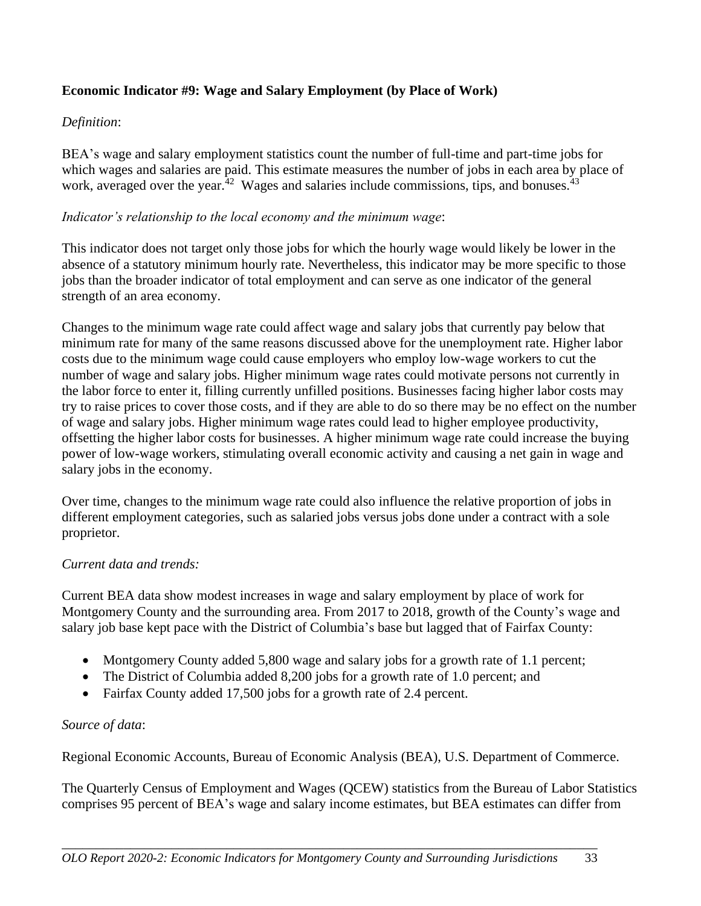**Economic Indicator #9: Wage and Salary Employment (by Place of Work)**

*Definition*:

BEA's wage and salary employment statistics count the number of full-time and part-time jobs for which wages and salaries are paid. This estimate measures the number of jobs in each area by place of work, averaged over the year.[42] Wages and salaries include commissions, tips, and bonuses.[43]

*Indicator's relationship to the local economy and the minimum wage*:

This indicator does not target only those jobs for which the hourly wage would likely be lower in the absence of a statutory minimum hourly rate. Nevertheless, this indicator may be more specific to those jobs than the broader indicator of total employment and can serve as one indicator of the general strength of an area economy.

Changes to the minimum wage rate could affect wage and salary jobs that currently pay below that minimum rate for many of the same reasons discussed above for the unemployment rate. Higher labor costs due to the minimum wage could cause employers who employ low-wage workers to cut the number of wage and salary jobs. Higher minimum wage rates could motivate persons not currently in the labor force to enter it, filling currently unfilled positions. Businesses facing higher labor costs may try to raise prices to cover those costs, and if they are able to do so there may be no effect on the number of wage and salary jobs. Higher minimum wage rates could lead to higher employee productivity, offsetting the higher labor costs for businesses. A higher minimum wage rate could increase the buying power of low-wage workers, stimulating overall economic activity and causing a net gain in wage and salary jobs in the economy.

Over time, changes to the minimum wage rate could also influence the relative proportion of jobs in different employment categories, such as salaried jobs versus jobs done under a contract with a sole proprietor.

*Current data and trends:*

Current BEA data show modest increases in wage and salary employment by place of work for Montgomery County and the surrounding area. From 2017 to 2018, growth of the County's wage and salary job base kept pace with the District of Columbia's base but lagged that of Fairfax County:

- Montgomery County added 5,800 wage and salary jobs for a growth rate of 1.1 percent;
- The District of Columbia added 8,200 jobs for a growth rate of 1.0 percent; and
- Fairfax County added 17,500 jobs for a growth rate of 2.4 percent.

*Source of data*:

Regional Economic Accounts, Bureau of Economic Analysis (BEA), U.S. Department of Commerce.

The Quarterly Census of Employment and Wages (QCEW) statistics from the Bureau of Labor Statistics comprises 95 percent of BEA's wage and salary income estimates, but BEA estimates can differ from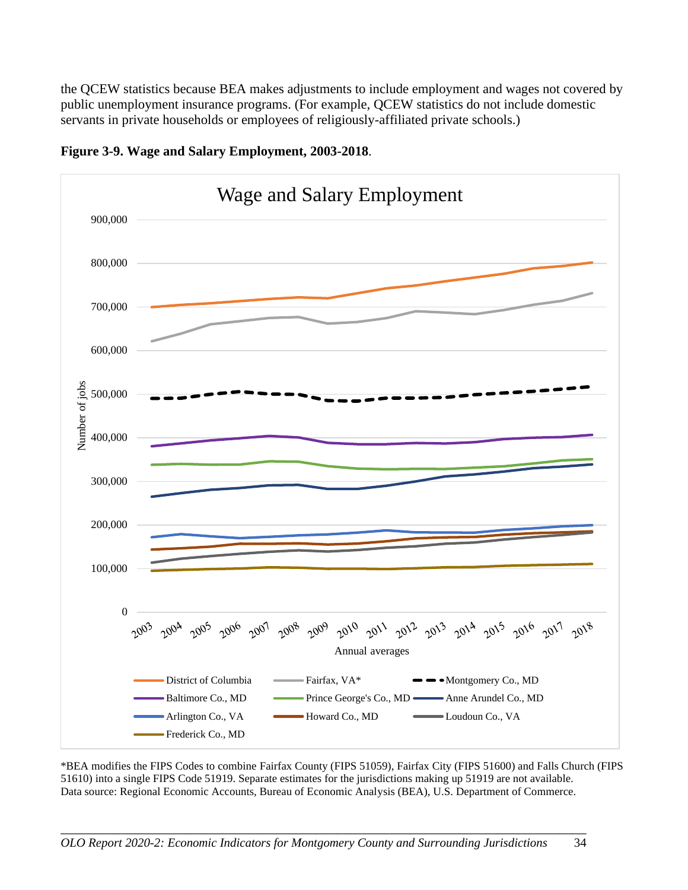the QCEW statistics because BEA makes adjustments to include employment and wages not covered by public unemployment insurance programs. (For example, QCEW statistics do not include domestic servants in private households or employees of religiously-affiliated private schools.)

**Figure 3-9. Wage and Salary Employment, 2003-2018**.

*BEA modifies the FIPS Codes to combine Fairfax County (FIPS 51059), Fairfax City (FIPS 51600) and Falls Church (FIPS 51610) into a single FIPS Code 51919. Separate estimates for the jurisdictions making up 51919 are not available.
Data source: Regional Economic Accounts, Bureau of Economic Analysis (BEA), U.S. Department of Commerce.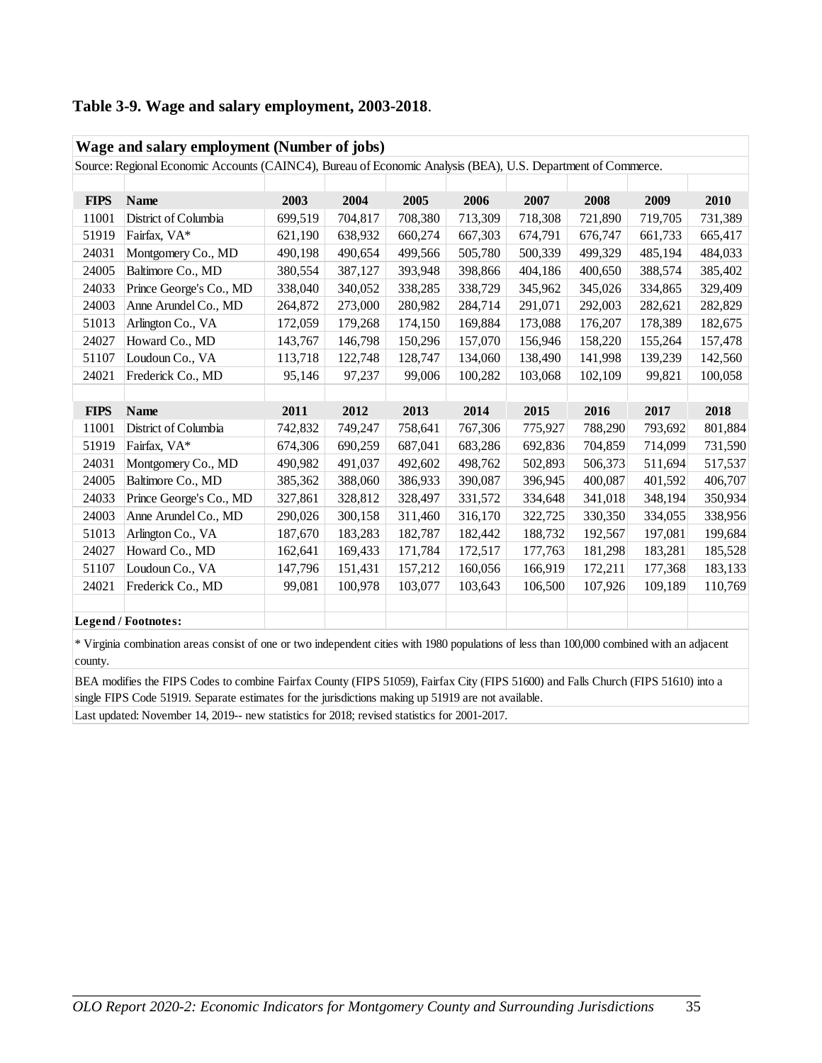**Table 3-9. Wage and salary employment, 2003-2018**.

**Wage and salary employment (Number of jobs)**

Source: Regional Economic Accounts (CAINC4), Bureau of Economic Analysis (BEA), U.S. Department of Commerce.

| FIPS | Name | 2003 | 2004 | 2005 | 2006 | 2007 | 2008 | 2009 | 2010 |
|---|---|---|---|---|---|---|---|---|---|
| 11001 | District of Columbia | 699,519 | 704,817 | 708,380 | 713,309 | 718,308 | 721,890 | 719,705 | 731,389 |
| 51919 | Fairfax, VA* | 621,190 | 638,932 | 660,274 | 667,303 | 674,791 | 676,747 | 661,733 | 665,417 |
| 24031 | Montgomery Co., MD | 490,198 | 490,654 | 499,566 | 505,780 | 500,339 | 499,329 | 485,194 | 484,033 |
| 24005 | Baltimore Co., MD | 380,554 | 387,127 | 393,948 | 398,866 | 404,186 | 400,650 | 388,574 | 385,402 |
| 24033 | Prince George's Co., MD | 338,040 | 340,052 | 338,285 | 338,729 | 345,962 | 345,026 | 334,865 | 329,409 |
| 24003 | Anne Arundel Co., MD | 264,872 | 273,000 | 280,982 | 284,714 | 291,071 | 292,003 | 282,621 | 282,829 |
| 51013 | Arlington Co., VA | 172,059 | 179,268 | 174,150 | 169,884 | 173,088 | 176,207 | 178,389 | 182,675 |
| 24027 | Howard Co., MD | 143,767 | 146,798 | 150,296 | 157,070 | 156,946 | 158,220 | 155,264 | 157,478 |
| 51107 | Loudoun Co., VA | 113,718 | 122,748 | 128,747 | 134,060 | 138,490 | 141,998 | 139,239 | 142,560 |
| 24021 | Frederick Co., MD | 95,146 | 97,237 | 99,006 | 100,282 | 103,068 | 102,109 | 99,821 | 100,058 |
| | | | | | | | | | |
| **FIPS** | **Name** | **2011** | **2012** | **2013** | **2014** | **2015** | **2016** | **2017** | **2018** |
| 11001 | District of Columbia | 742,832 | 749,247 | 758,641 | 767,306 | 775,927 | 788,290 | 793,692 | 801,884 |
| 51919 | Fairfax, VA* | 674,306 | 690,259 | 687,041 | 683,286 | 692,836 | 704,859 | 714,099 | 731,590 |
| 24031 | Montgomery Co., MD | 490,982 | 491,037 | 492,602 | 498,762 | 502,893 | 506,373 | 511,694 | 517,537 |
| 24005 | Baltimore Co., MD | 385,362 | 388,060 | 386,933 | 390,087 | 396,945 | 400,087 | 401,592 | 406,707 |
| 24033 | Prince George's Co., MD | 327,861 | 328,812 | 328,497 | 331,572 | 334,648 | 341,018 | 348,194 | 350,934 |
| 24003 | Anne Arundel Co., MD | 290,026 | 300,158 | 311,460 | 316,170 | 322,725 | 330,350 | 334,055 | 338,956 |
| 51013 | Arlington Co., VA | 187,670 | 183,283 | 182,787 | 182,442 | 188,732 | 192,567 | 197,081 | 199,684 |
| 24027 | Howard Co., MD | 162,641 | 169,433 | 171,784 | 172,517 | 177,763 | 181,298 | 183,281 | 185,528 |
| 51107 | Loudoun Co., VA | 147,796 | 151,431 | 157,212 | 160,056 | 166,919 | 172,211 | 177,368 | 183,133 |
| 24021 | Frederick Co., MD | 99,081 | 100,978 | 103,077 | 103,643 | 106,500 | 107,926 | 109,189 | 110,769 |

**Legend / Footnotes:**

* Virginia combination areas consist of one or two independent cities with 1980 populations of less than 100,000 combined with an adjacent county.

BEA modifies the FIPS Codes to combine Fairfax County (FIPS 51059), Fairfax City (FIPS 51600) and Falls Church (FIPS 51610) into a single FIPS Code 51919. Separate estimates for the jurisdictions making up 51919 are not available.

Last updated: November 14, 2019-- new statistics for 2018; revised statistics for 2001-2017.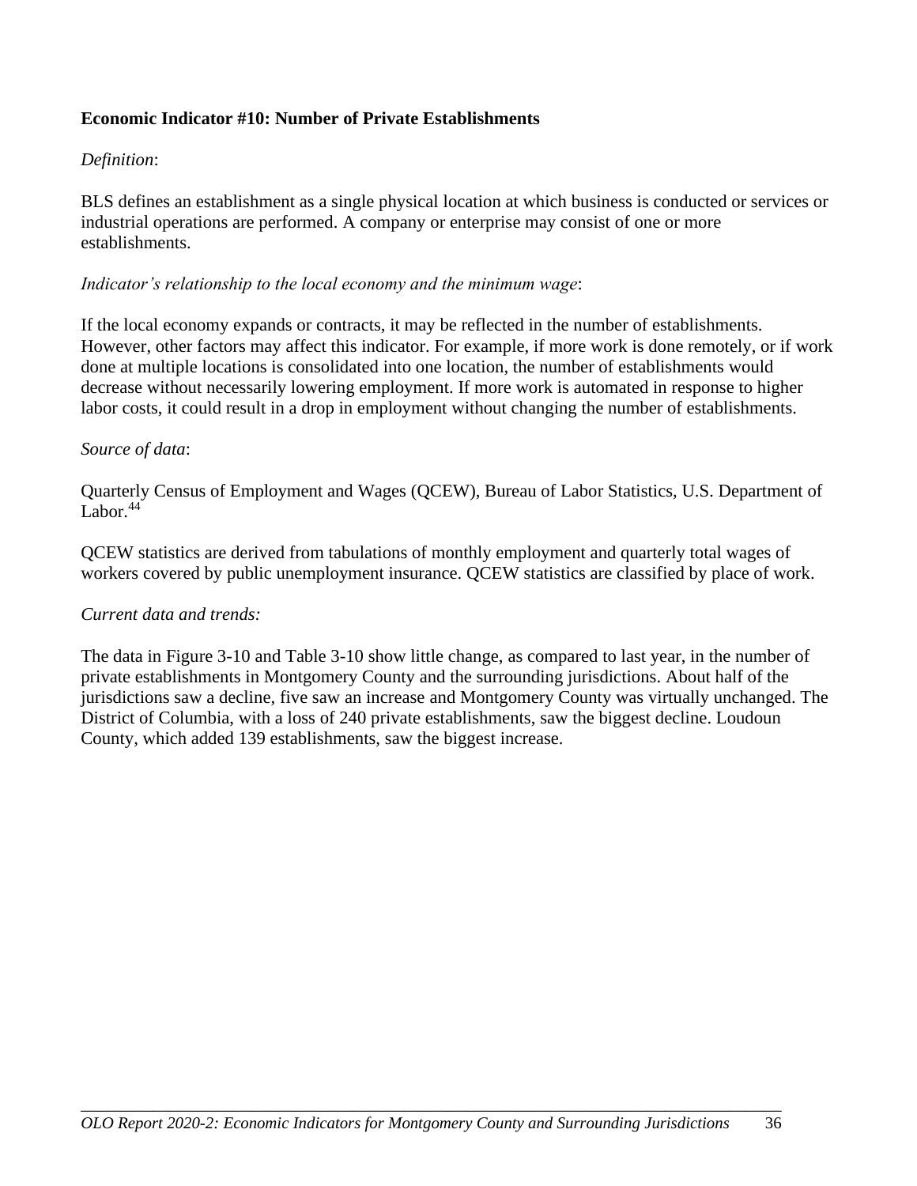### Economic Indicator #10: Number of Private Establishments

*Definition*:

BLS defines an establishment as a single physical location at which business is conducted or services or industrial operations are performed. A company or enterprise may consist of one or more establishments.

*Indicator's relationship to the local economy and the minimum wage*:

If the local economy expands or contracts, it may be reflected in the number of establishments. However, other factors may affect this indicator. For example, if more work is done remotely, or if work done at multiple locations is consolidated into one location, the number of establishments would decrease without necessarily lowering employment. If more work is automated in response to higher labor costs, it could result in a drop in employment without changing the number of establishments.

*Source of data*:

Quarterly Census of Employment and Wages (QCEW), Bureau of Labor Statistics, U.S. Department of Labor.[44]

QCEW statistics are derived from tabulations of monthly employment and quarterly total wages of workers covered by public unemployment insurance. QCEW statistics are classified by place of work.

*Current data and trends:*

The data in Figure 3-10 and Table 3-10 show little change, as compared to last year, in the number of private establishments in Montgomery County and the surrounding jurisdictions. About half of the jurisdictions saw a decline, five saw an increase and Montgomery County was virtually unchanged. The District of Columbia, with a loss of 240 private establishments, saw the biggest decline. Loudoun County, which added 139 establishments, saw the biggest increase.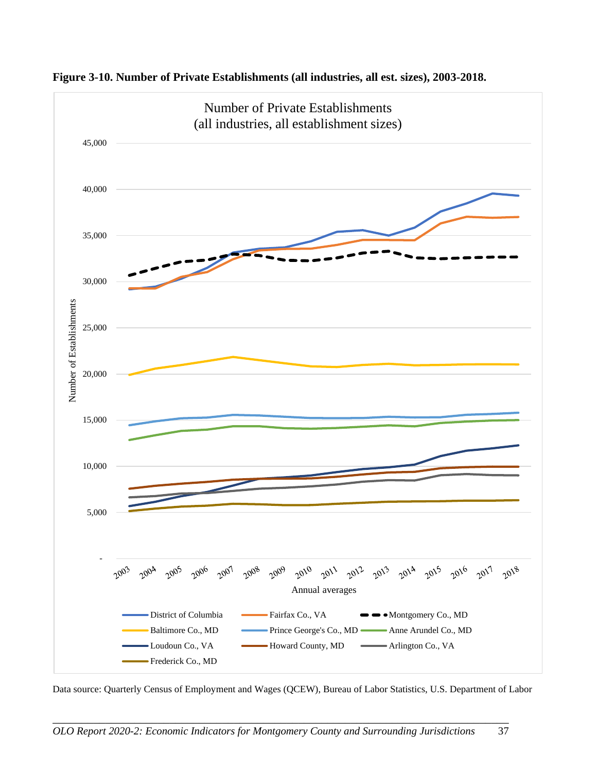**Figure 3-10. Number of Private Establishments (all industries, all est. sizes), 2003-2018.**

Data source: Quarterly Census of Employment and Wages (QCEW), Bureau of Labor Statistics, U.S. Department of Labor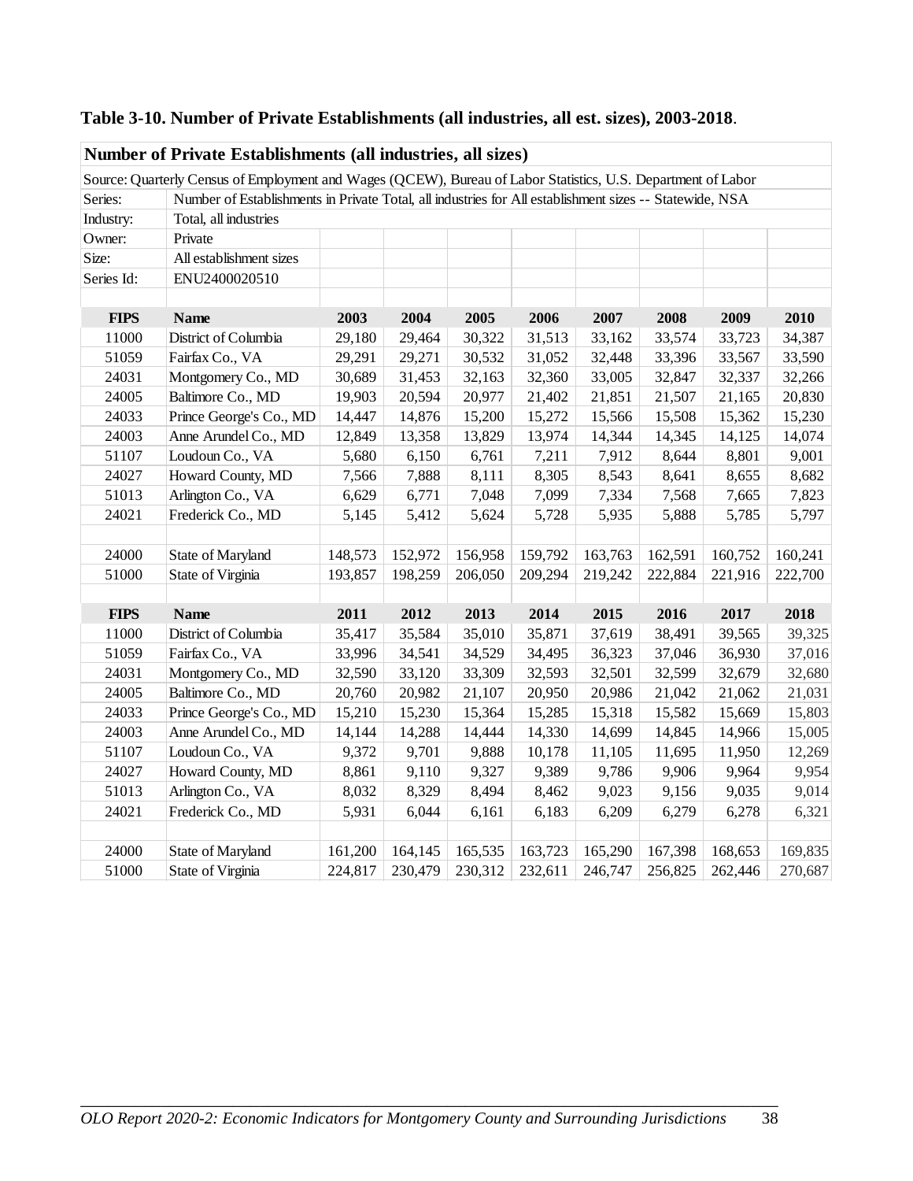**Table 3-10. Number of Private Establishments (all industries, all est. sizes), 2003-2018**.

| **Number of Private Establishments (all industries, all sizes)** | | | | | | | | | |
|---|---|---|---|---|---|---|---|---|---|
| Source: Quarterly Census of Employment and Wages (QCEW), Bureau of Labor Statistics, U.S. Department of Labor | | | | | | | | | |
| Series: | Number of Establishments in Private Total, all industries for All establishment sizes -- Statewide, NSA | | | | | | | | |
| Industry: | Total, all industries | | | | | | | | |
| Owner: | Private | | | | | | | | |
| Size: | All establishment sizes | | | | | | | | |
| Series Id: | ENU2400020510 | | | | | | | | |
| | | | | | | | | | |
| **FIPS** | **Name** | **2003** | **2004** | **2005** | **2006** | **2007** | **2008** | **2009** | **2010** |
| 11000 | District of Columbia | 29,180 | 29,464 | 30,322 | 31,513 | 33,162 | 33,574 | 33,723 | 34,387 |
| 51059 | Fairfax Co., VA | 29,291 | 29,271 | 30,532 | 31,052 | 32,448 | 33,396 | 33,567 | 33,590 |
| 24031 | Montgomery Co., MD | 30,689 | 31,453 | 32,163 | 32,360 | 33,005 | 32,847 | 32,337 | 32,266 |
| 24005 | Baltimore Co., MD | 19,903 | 20,594 | 20,977 | 21,402 | 21,851 | 21,507 | 21,165 | 20,830 |
| 24033 | Prince George's Co., MD | 14,447 | 14,876 | 15,200 | 15,272 | 15,566 | 15,508 | 15,362 | 15,230 |
| 24003 | Anne Arundel Co., MD | 12,849 | 13,358 | 13,829 | 13,974 | 14,344 | 14,345 | 14,125 | 14,074 |
| 51107 | Loudoun Co., VA | 5,680 | 6,150 | 6,761 | 7,211 | 7,912 | 8,644 | 8,801 | 9,001 |
| 24027 | Howard County, MD | 7,566 | 7,888 | 8,111 | 8,305 | 8,543 | 8,641 | 8,655 | 8,682 |
| 51013 | Arlington Co., VA | 6,629 | 6,771 | 7,048 | 7,099 | 7,334 | 7,568 | 7,665 | 7,823 |
| 24021 | Frederick Co., MD | 5,145 | 5,412 | 5,624 | 5,728 | 5,935 | 5,888 | 5,785 | 5,797 |
| | | | | | | | | | |
| 24000 | State of Maryland | 148,573 | 152,972 | 156,958 | 159,792 | 163,763 | 162,591 | 160,752 | 160,241 |
| 51000 | State of Virginia | 193,857 | 198,259 | 206,050 | 209,294 | 219,242 | 222,884 | 221,916 | 222,700 |
| | | | | | | | | | |
| **FIPS** | **Name** | **2011** | **2012** | **2013** | **2014** | **2015** | **2016** | **2017** | **2018** |
| 11000 | District of Columbia | 35,417 | 35,584 | 35,010 | 35,871 | 37,619 | 38,491 | 39,565 | 39,325 |
| 51059 | Fairfax Co., VA | 33,996 | 34,541 | 34,529 | 34,495 | 36,323 | 37,046 | 36,930 | 37,016 |
| 24031 | Montgomery Co., MD | 32,590 | 33,120 | 33,309 | 32,593 | 32,501 | 32,599 | 32,679 | 32,680 |
| 24005 | Baltimore Co., MD | 20,760 | 20,982 | 21,107 | 20,950 | 20,986 | 21,042 | 21,062 | 21,031 |
| 24033 | Prince George's Co., MD | 15,210 | 15,230 | 15,364 | 15,285 | 15,318 | 15,582 | 15,669 | 15,803 |
| 24003 | Anne Arundel Co., MD | 14,144 | 14,288 | 14,444 | 14,330 | 14,699 | 14,845 | 14,966 | 15,005 |
| 51107 | Loudoun Co., VA | 9,372 | 9,701 | 9,888 | 10,178 | 11,105 | 11,695 | 11,950 | 12,269 |
| 24027 | Howard County, MD | 8,861 | 9,110 | 9,327 | 9,389 | 9,786 | 9,906 | 9,964 | 9,954 |
| 51013 | Arlington Co., VA | 8,032 | 8,329 | 8,494 | 8,462 | 9,023 | 9,156 | 9,035 | 9,014 |
| 24021 | Frederick Co., MD | 5,931 | 6,044 | 6,161 | 6,183 | 6,209 | 6,279 | 6,278 | 6,321 |
| | | | | | | | | | |
| 24000 | State of Maryland | 161,200 | 164,145 | 165,535 | 163,723 | 165,290 | 167,398 | 168,653 | 169,835 |
| 51000 | State of Virginia | 224,817 | 230,479 | 230,312 | 232,611 | 246,747 | 256,825 | 262,446 | 270,687 |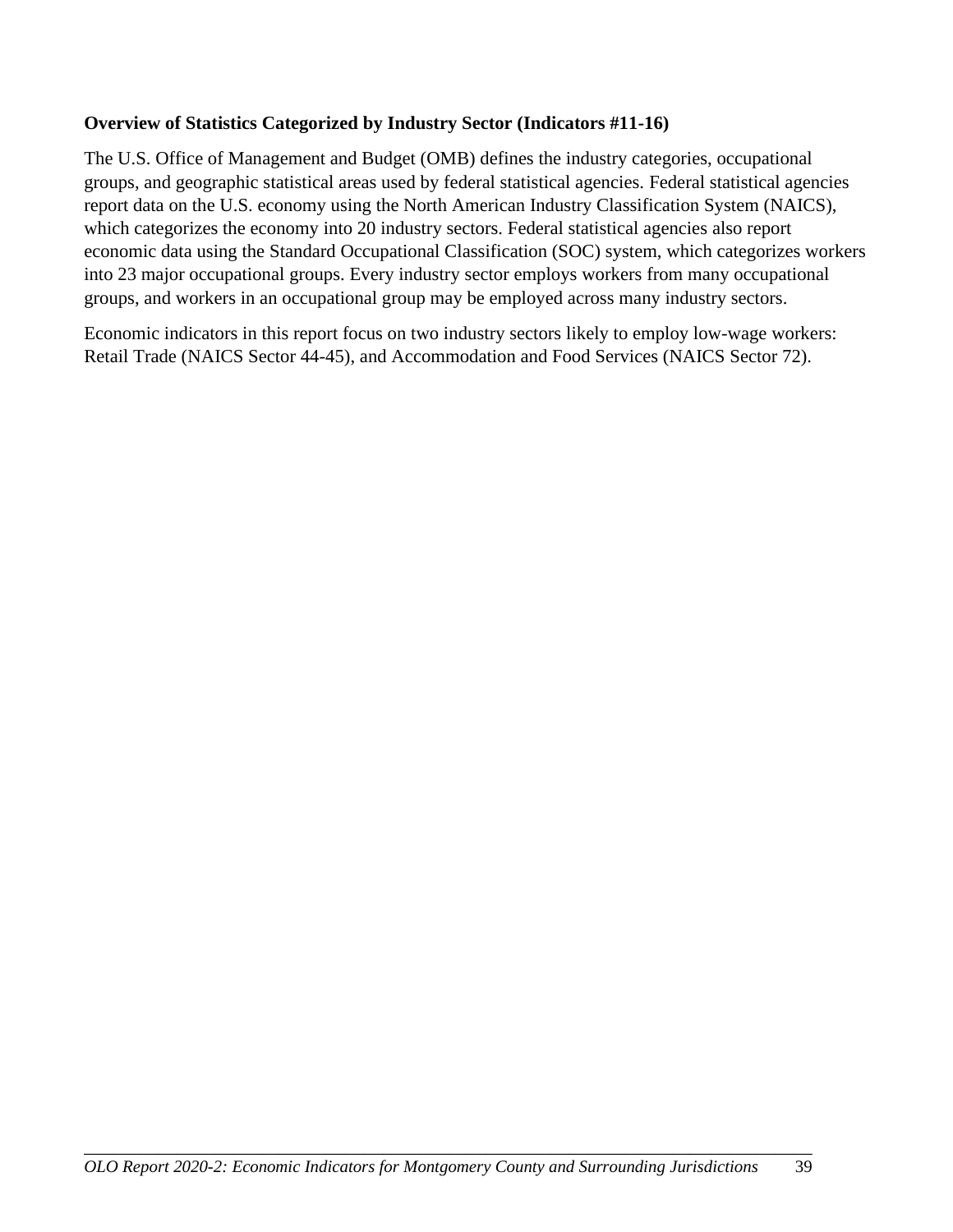**Overview of Statistics Categorized by Industry Sector (Indicators #11-16)**

The U.S. Office of Management and Budget (OMB) defines the industry categories, occupational groups, and geographic statistical areas used by federal statistical agencies. Federal statistical agencies report data on the U.S. economy using the North American Industry Classification System (NAICS), which categorizes the economy into 20 industry sectors. Federal statistical agencies also report economic data using the Standard Occupational Classification (SOC) system, which categorizes workers into 23 major occupational groups. Every industry sector employs workers from many occupational groups, and workers in an occupational group may be employed across many industry sectors.

Economic indicators in this report focus on two industry sectors likely to employ low-wage workers: Retail Trade (NAICS Sector 44-45), and Accommodation and Food Services (NAICS Sector 72).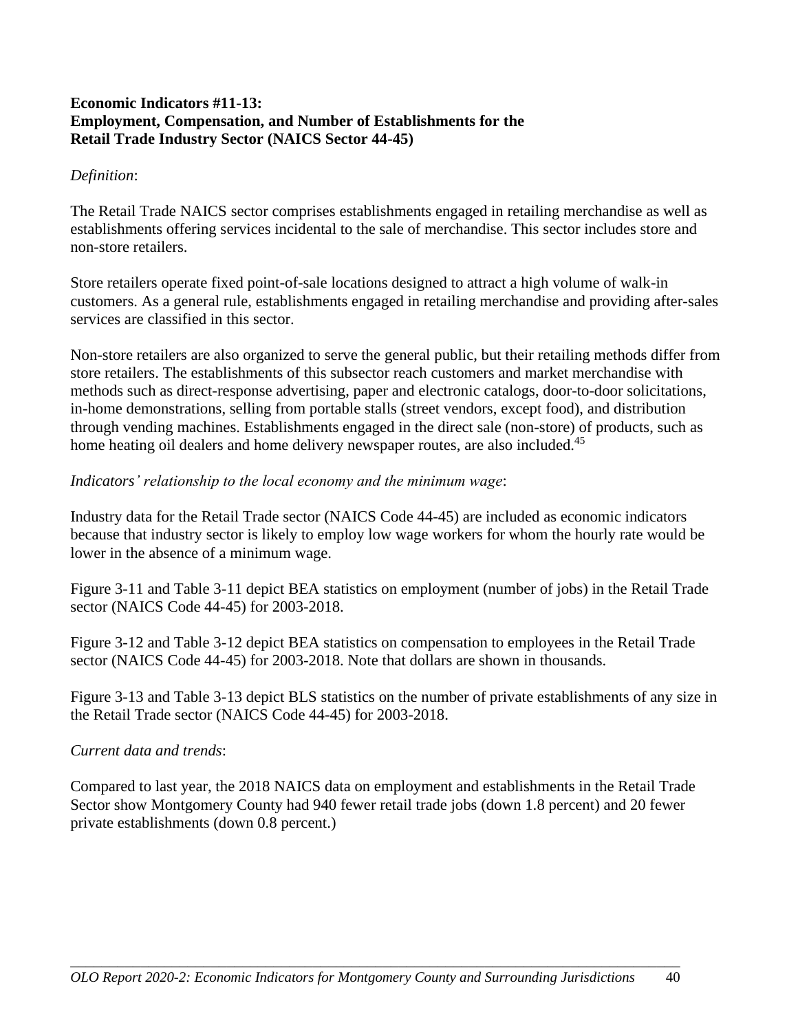**Economic Indicators #11-13:**
**Employment, Compensation, and Number of Establishments for the Retail Trade Industry Sector (NAICS Sector 44-45)**

*Definition*:

The Retail Trade NAICS sector comprises establishments engaged in retailing merchandise as well as establishments offering services incidental to the sale of merchandise. This sector includes store and non-store retailers.

Store retailers operate fixed point-of-sale locations designed to attract a high volume of walk-in customers. As a general rule, establishments engaged in retailing merchandise and providing after-sales services are classified in this sector.

Non-store retailers are also organized to serve the general public, but their retailing methods differ from store retailers. The establishments of this subsector reach customers and market merchandise with methods such as direct-response advertising, paper and electronic catalogs, door-to-door solicitations, in-home demonstrations, selling from portable stalls (street vendors, except food), and distribution through vending machines. Establishments engaged in the direct sale (non-store) of products, such as home heating oil dealers and home delivery newspaper routes, are also included.[45]

*Indicators' relationship to the local economy and the minimum wage*:

Industry data for the Retail Trade sector (NAICS Code 44-45) are included as economic indicators because that industry sector is likely to employ low wage workers for whom the hourly rate would be lower in the absence of a minimum wage.

Figure 3-11 and Table 3-11 depict BEA statistics on employment (number of jobs) in the Retail Trade sector (NAICS Code 44-45) for 2003-2018.

Figure 3-12 and Table 3-12 depict BEA statistics on compensation to employees in the Retail Trade sector (NAICS Code 44-45) for 2003-2018. Note that dollars are shown in thousands.

Figure 3-13 and Table 3-13 depict BLS statistics on the number of private establishments of any size in the Retail Trade sector (NAICS Code 44-45) for 2003-2018.

*Current data and trends*:

Compared to last year, the 2018 NAICS data on employment and establishments in the Retail Trade Sector show Montgomery County had 940 fewer retail trade jobs (down 1.8 percent) and 20 fewer private establishments (down 0.8 percent.)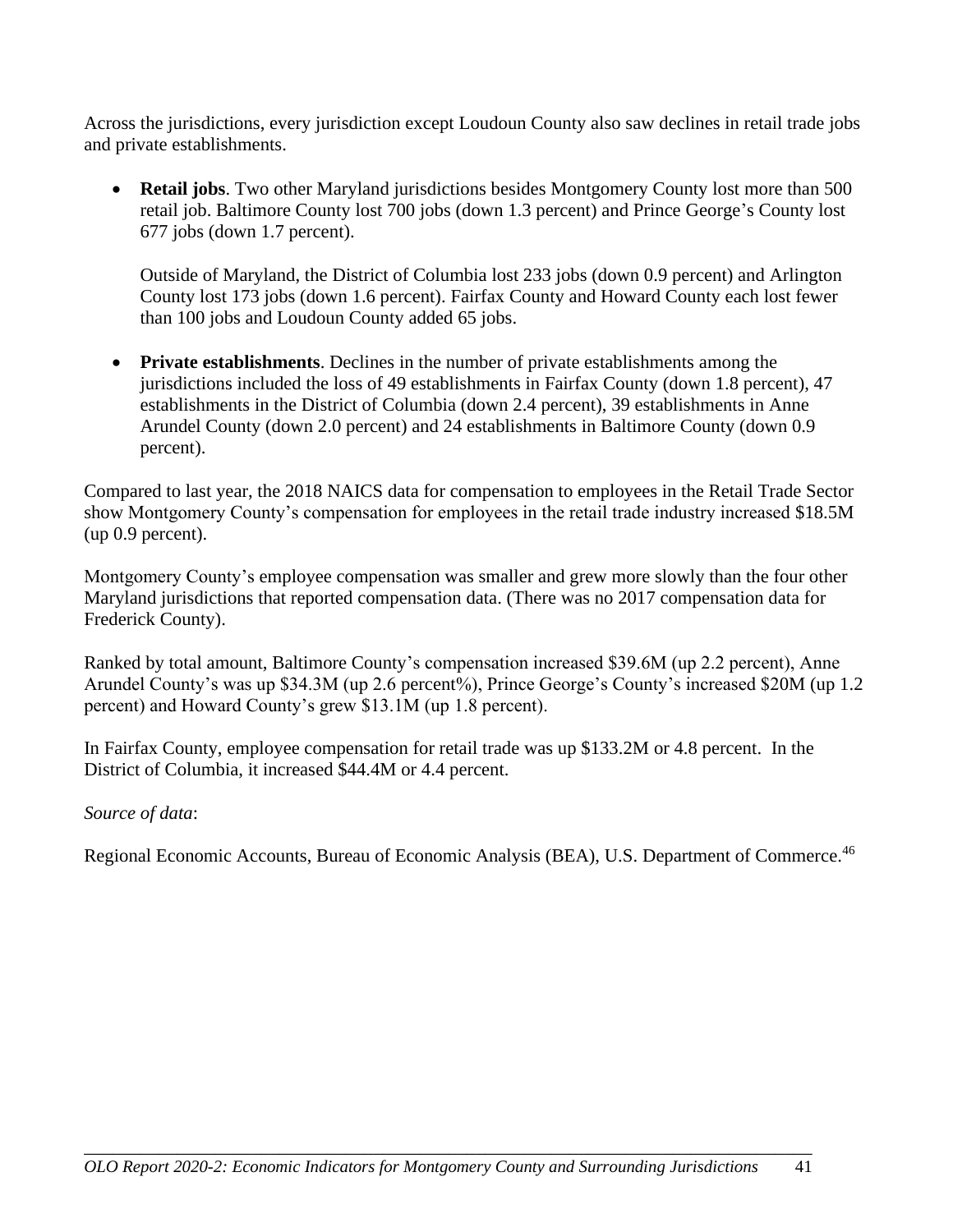Across the jurisdictions, every jurisdiction except Loudoun County also saw declines in retail trade jobs and private establishments.

- **Retail jobs**. Two other Maryland jurisdictions besides Montgomery County lost more than 500 retail job. Baltimore County lost 700 jobs (down 1.3 percent) and Prince George's County lost 677 jobs (down 1.7 percent).

  Outside of Maryland, the District of Columbia lost 233 jobs (down 0.9 percent) and Arlington County lost 173 jobs (down 1.6 percent). Fairfax County and Howard County each lost fewer than 100 jobs and Loudoun County added 65 jobs.

- **Private establishments**. Declines in the number of private establishments among the jurisdictions included the loss of 49 establishments in Fairfax County (down 1.8 percent), 47 establishments in the District of Columbia (down 2.4 percent), 39 establishments in Anne Arundel County (down 2.0 percent) and 24 establishments in Baltimore County (down 0.9 percent).

Compared to last year, the 2018 NAICS data for compensation to employees in the Retail Trade Sector show Montgomery County's compensation for employees in the retail trade industry increased $18.5M (up 0.9 percent).

Montgomery County's employee compensation was smaller and grew more slowly than the four other Maryland jurisdictions that reported compensation data. (There was no 2017 compensation data for Frederick County).

Ranked by total amount, Baltimore County's compensation increased $39.6M (up 2.2 percent), Anne Arundel County's was up $34.3M (up 2.6 percent%), Prince George's County's increased $20M (up 1.2 percent) and Howard County's grew $13.1M (up 1.8 percent).

In Fairfax County, employee compensation for retail trade was up $133.2M or 4.8 percent. In the District of Columbia, it increased $44.4M or 4.4 percent.

*Source of data*:

Regional Economic Accounts, Bureau of Economic Analysis (BEA), U.S. Department of Commerce.[46]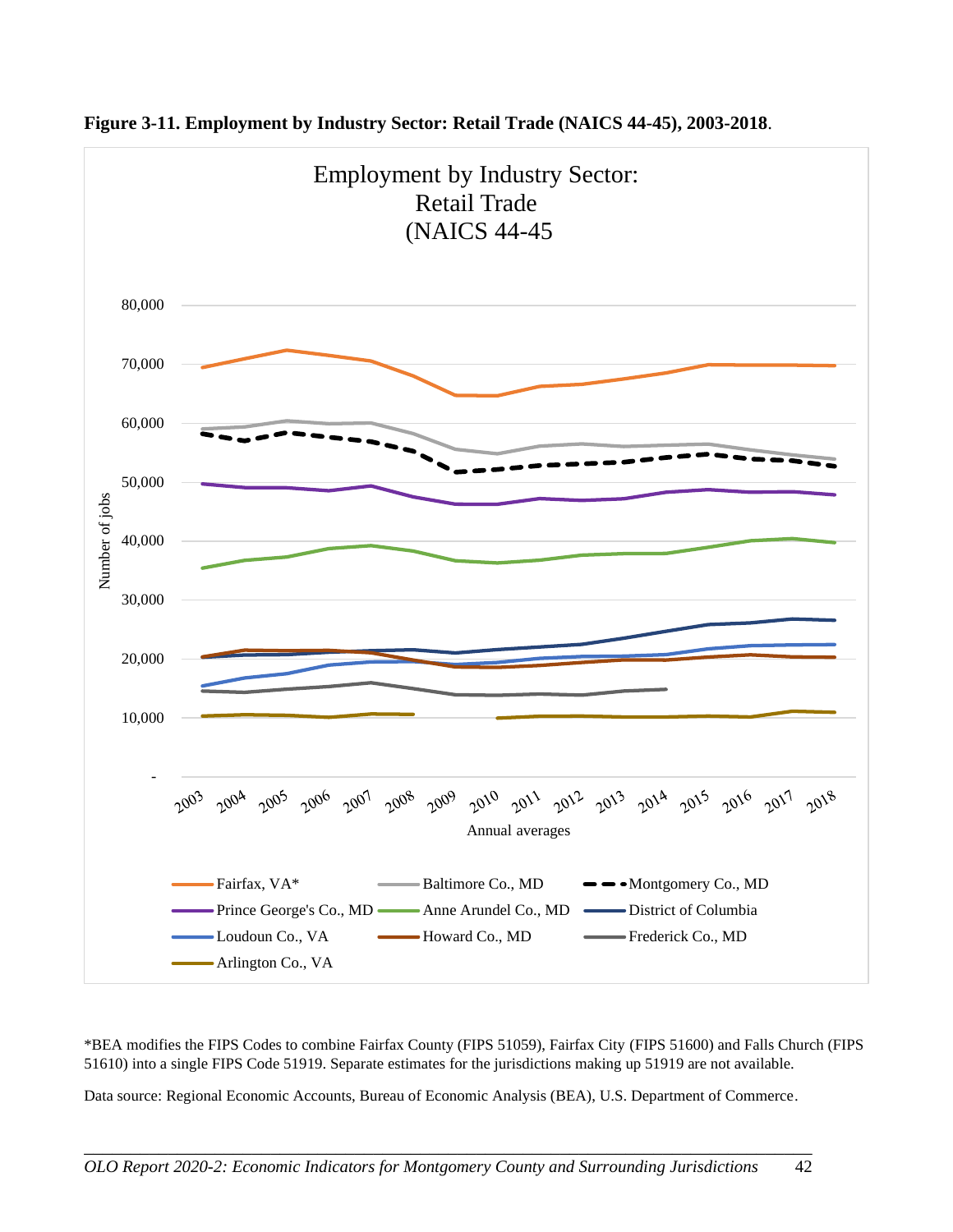**Figure 3-11. Employment by Industry Sector: Retail Trade (NAICS 44-45), 2003-2018**.

*BEA modifies the FIPS Codes to combine Fairfax County (FIPS 51059), Fairfax City (FIPS 51600) and Falls Church (FIPS 51610) into a single FIPS Code 51919. Separate estimates for the jurisdictions making up 51919 are not available.

Data source: Regional Economic Accounts, Bureau of Economic Analysis (BEA), U.S. Department of Commerce.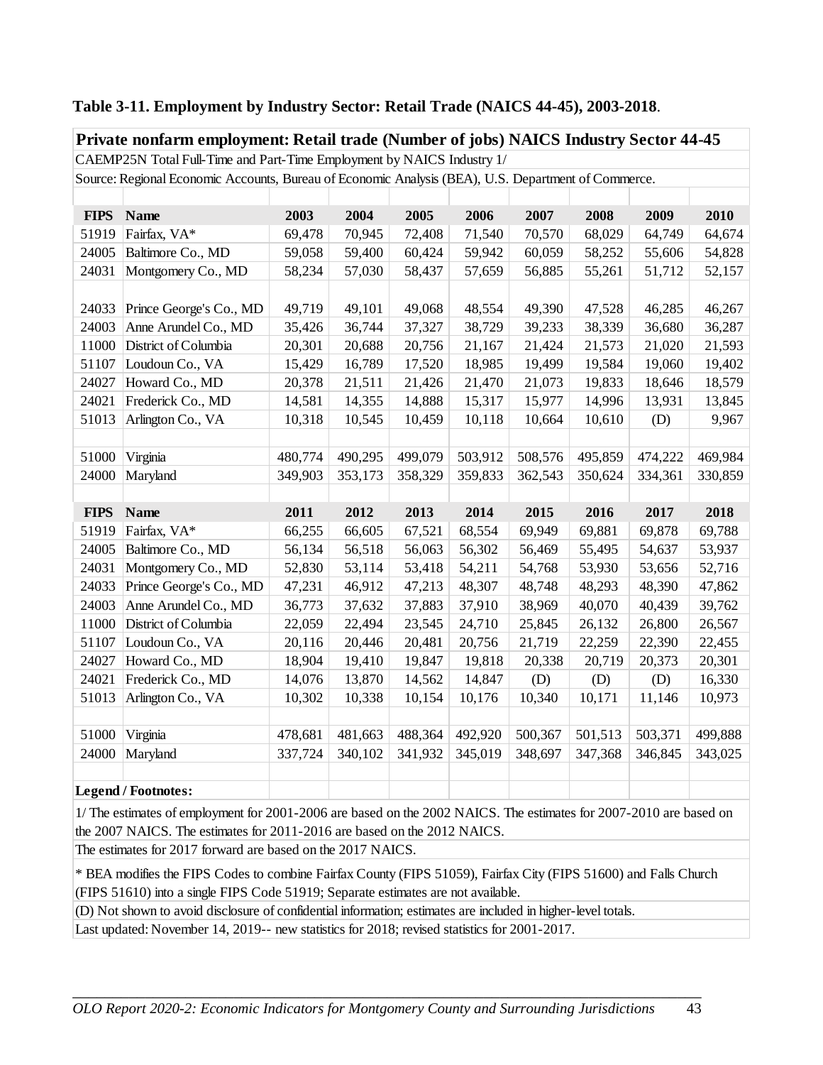**Table 3-11. Employment by Industry Sector: Retail Trade (NAICS 44-45), 2003-2018**.

**Private nonfarm employment: Retail trade (Number of jobs) NAICS Industry Sector 44-45**

CAEMP25N Total Full-Time and Part-Time Employment by NAICS Industry 1/

Source: Regional Economic Accounts, Bureau of Economic Analysis (BEA), U.S. Department of Commerce.

| FIPS | Name | 2003 | 2004 | 2005 | 2006 | 2007 | 2008 | 2009 | 2010 |
|---|---|---|---|---|---|---|---|---|---|
| 51919 | Fairfax, VA* | 69,478 | 70,945 | 72,408 | 71,540 | 70,570 | 68,029 | 64,749 | 64,674 |
| 24005 | Baltimore Co., MD | 59,058 | 59,400 | 60,424 | 59,942 | 60,059 | 58,252 | 55,606 | 54,828 |
| 24031 | Montgomery Co., MD | 58,234 | 57,030 | 58,437 | 57,659 | 56,885 | 55,261 | 51,712 | 52,157 |
| 24033 | Prince George's Co., MD | 49,719 | 49,101 | 49,068 | 48,554 | 49,390 | 47,528 | 46,285 | 46,267 |
| 24003 | Anne Arundel Co., MD | 35,426 | 36,744 | 37,327 | 38,729 | 39,233 | 38,339 | 36,680 | 36,287 |
| 11000 | District of Columbia | 20,301 | 20,688 | 20,756 | 21,167 | 21,424 | 21,573 | 21,020 | 21,593 |
| 51107 | Loudoun Co., VA | 15,429 | 16,789 | 17,520 | 18,985 | 19,499 | 19,584 | 19,060 | 19,402 |
| 24027 | Howard Co., MD | 20,378 | 21,511 | 21,426 | 21,470 | 21,073 | 19,833 | 18,646 | 18,579 |
| 24021 | Frederick Co., MD | 14,581 | 14,355 | 14,888 | 15,317 | 15,977 | 14,996 | 13,931 | 13,845 |
| 51013 | Arlington Co., VA | 10,318 | 10,545 | 10,459 | 10,118 | 10,664 | 10,610 | (D) | 9,967 |
| | | | | | | | | | |
| 51000 | Virginia | 480,774 | 490,295 | 499,079 | 503,912 | 508,576 | 495,859 | 474,222 | 469,984 |
| 24000 | Maryland | 349,903 | 353,173 | 358,329 | 359,833 | 362,543 | 350,624 | 334,361 | 330,859 |
| | | | | | | | | | |
| **FIPS** | **Name** | **2011** | **2012** | **2013** | **2014** | **2015** | **2016** | **2017** | **2018** |
| 51919 | Fairfax, VA* | 66,255 | 66,605 | 67,521 | 68,554 | 69,949 | 69,881 | 69,878 | 69,788 |
| 24005 | Baltimore Co., MD | 56,134 | 56,518 | 56,063 | 56,302 | 56,469 | 55,495 | 54,637 | 53,937 |
| 24031 | Montgomery Co., MD | 52,830 | 53,114 | 53,418 | 54,211 | 54,768 | 53,930 | 53,656 | 52,716 |
| 24033 | Prince George's Co., MD | 47,231 | 46,912 | 47,213 | 48,307 | 48,748 | 48,293 | 48,390 | 47,862 |
| 24003 | Anne Arundel Co., MD | 36,773 | 37,632 | 37,883 | 37,910 | 38,969 | 40,070 | 40,439 | 39,762 |
| 11000 | District of Columbia | 22,059 | 22,494 | 23,545 | 24,710 | 25,845 | 26,132 | 26,800 | 26,567 |
| 51107 | Loudoun Co., VA | 20,116 | 20,446 | 20,481 | 20,756 | 21,719 | 22,259 | 22,390 | 22,455 |
| 24027 | Howard Co., MD | 18,904 | 19,410 | 19,847 | 19,818 | 20,338 | 20,719 | 20,373 | 20,301 |
| 24021 | Frederick Co., MD | 14,076 | 13,870 | 14,562 | 14,847 | (D) | (D) | (D) | 16,330 |
| 51013 | Arlington Co., VA | 10,302 | 10,338 | 10,154 | 10,176 | 10,340 | 10,171 | 11,146 | 10,973 |
| | | | | | | | | | |
| 51000 | Virginia | 478,681 | 481,663 | 488,364 | 492,920 | 500,367 | 501,513 | 503,371 | 499,888 |
| 24000 | Maryland | 337,724 | 340,102 | 341,932 | 345,019 | 348,697 | 347,368 | 346,845 | 343,025 |

**Legend / Footnotes:**

1/ The estimates of employment for 2001-2006 are based on the 2002 NAICS. The estimates for 2007-2010 are based on the 2007 NAICS. The estimates for 2011-2016 are based on the 2012 NAICS.

The estimates for 2017 forward are based on the 2017 NAICS.

* BEA modifies the FIPS Codes to combine Fairfax County (FIPS 51059), Fairfax City (FIPS 51600) and Falls Church (FIPS 51610) into a single FIPS Code 51919; Separate estimates are not available.

(D) Not shown to avoid disclosure of confidential information; estimates are included in higher-level totals.

Last updated: November 14, 2019-- new statistics for 2018; revised statistics for 2001-2017.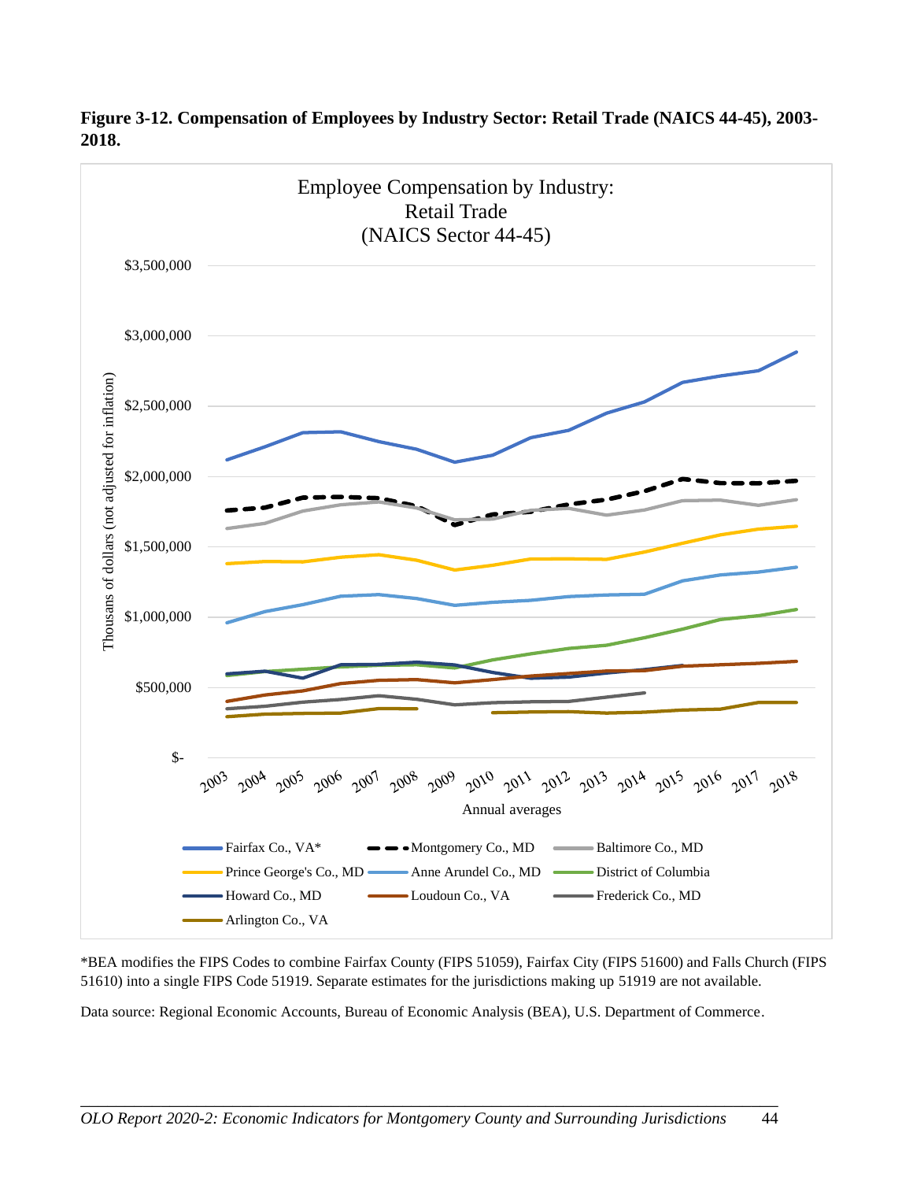**Figure 3-12. Compensation of Employees by Industry Sector: Retail Trade (NAICS 44-45), 2003-2018.**

Employee Compensation by Industry:
Retail Trade
(NAICS Sector 44-45)

*BEA modifies the FIPS Codes to combine Fairfax County (FIPS 51059), Fairfax City (FIPS 51600) and Falls Church (FIPS 51610) into a single FIPS Code 51919. Separate estimates for the jurisdictions making up 51919 are not available.

Data source: Regional Economic Accounts, Bureau of Economic Analysis (BEA), U.S. Department of Commerce.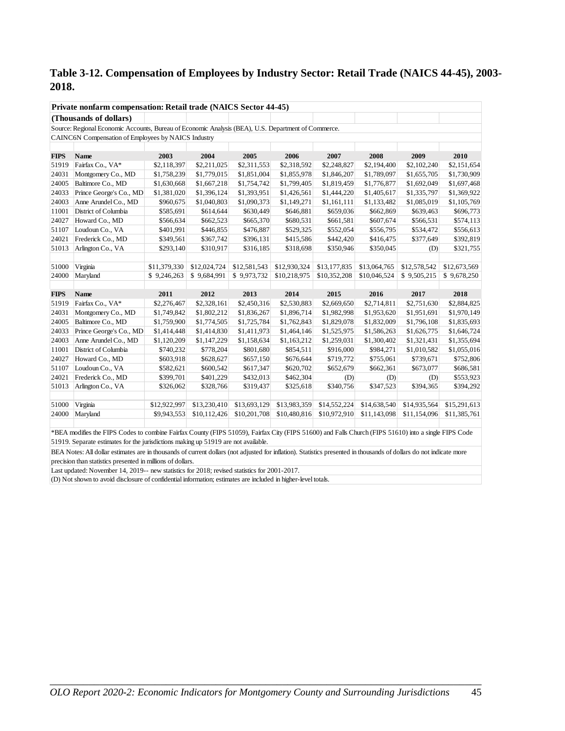## Table 3-12. Compensation of Employees by Industry Sector: Retail Trade (NAICS 44-45), 2003-2018.

**Private nonfarm compensation: Retail trade (NAICS Sector 44-45)**

**(Thousands of dollars)**

Source: Regional Economic Accounts, Bureau of Economic Analysis (BEA), U.S. Department of Commerce.

CAINC6N Compensation of Employees by NAICS Industry

| FIPS | Name | 2003 | 2004 | 2005 | 2006 | 2007 | 2008 | 2009 | 2010 |
|---|---|---|---|---|---|---|---|---|---|
| 51919 | Fairfax Co., VA* | $2,118,397 | $2,211,025 | $2,311,553 | $2,318,592 | $2,248,827 | $2,194,400 | $2,102,240 | $2,151,654 |
| 24031 | Montgomery Co., MD | $1,758,239 | $1,779,015 | $1,851,004 | $1,855,978 | $1,846,207 | $1,789,097 | $1,655,705 | $1,730,909 |
| 24005 | Baltimore Co., MD | $1,630,668 | $1,667,218 | $1,754,742 | $1,799,405 | $1,819,459 | $1,776,877 | $1,692,049 | $1,697,468 |
| 24033 | Prince George's Co., MD | $1,381,020 | $1,396,124 | $1,393,951 | $1,426,561 | $1,444,220 | $1,405,617 | $1,335,797 | $1,369,922 |
| 24003 | Anne Arundel Co., MD | $960,675 | $1,040,803 | $1,090,373 | $1,149,271 | $1,161,111 | $1,133,482 | $1,085,019 | $1,105,769 |
| 11001 | District of Columbia | $585,691 | $614,644 | $630,449 | $646,881 | $659,036 | $662,869 | $639,463 | $696,773 |
| 24027 | Howard Co., MD | $566,634 | $662,523 | $665,370 | $680,531 | $661,581 | $607,674 | $566,531 | $574,113 |
| 51107 | Loudoun Co., VA | $401,991 | $446,855 | $476,887 | $529,325 | $552,054 | $556,795 | $534,472 | $556,613 |
| 24021 | Frederick Co., MD | $349,561 | $367,742 | $396,131 | $415,586 | $442,420 | $416,475 | $377,649 | $392,819 |
| 51013 | Arlington Co., VA | $293,140 | $310,917 | $316,185 | $318,698 | $350,946 | $350,045 | (D) | $321,755 |
| | | | | | | | | | |
| 51000 | Virginia | $11,379,330 | $12,024,724 | $12,581,543 | $12,930,324 | $13,177,835 | $13,064,765 | $12,578,542 | $12,673,569 |
| 24000 | Maryland | $ 9,246,263 | $ 9,684,991 | $ 9,973,732 | $10,218,975 | $10,352,208 | $10,046,524 | $ 9,505,215 | $ 9,678,250 |
| | | | | | | | | | |
| **FIPS** | **Name** | **2011** | **2012** | **2013** | **2014** | **2015** | **2016** | **2017** | **2018** |
| 51919 | Fairfax Co., VA* | $2,276,467 | $2,328,161 | $2,450,316 | $2,530,883 | $2,669,650 | $2,714,811 | $2,751,630 | $2,884,825 |
| 24031 | Montgomery Co., MD | $1,749,842 | $1,802,212 | $1,836,267 | $1,896,714 | $1,982,998 | $1,953,620 | $1,951,691 | $1,970,149 |
| 24005 | Baltimore Co., MD | $1,759,900 | $1,774,505 | $1,725,784 | $1,762,843 | $1,829,078 | $1,832,009 | $1,796,108 | $1,835,693 |
| 24033 | Prince George's Co., MD | $1,414,448 | $1,414,830 | $1,411,973 | $1,464,146 | $1,525,975 | $1,586,263 | $1,626,775 | $1,646,724 |
| 24003 | Anne Arundel Co., MD | $1,120,209 | $1,147,229 | $1,158,634 | $1,163,212 | $1,259,031 | $1,300,402 | $1,321,431 | $1,355,694 |
| 11001 | District of Columbia | $740,232 | $778,204 | $801,680 | $854,511 | $916,000 | $984,271 | $1,010,582 | $1,055,016 |
| 24027 | Howard Co., MD | $603,918 | $628,627 | $657,150 | $676,644 | $719,772 | $755,061 | $739,671 | $752,806 |
| 51107 | Loudoun Co., VA | $582,621 | $600,542 | $617,347 | $620,702 | $652,679 | $662,361 | $673,077 | $686,581 |
| 24021 | Frederick Co., MD | $399,701 | $401,229 | $432,013 | $462,304 | (D) | (D) | (D) | $553,923 |
| 51013 | Arlington Co., VA | $326,062 | $328,766 | $319,437 | $325,618 | $340,756 | $347,523 | $394,365 | $394,292 |
| | | | | | | | | | |
| 51000 | Virginia | $12,922,997 | $13,230,410 | $13,693,129 | $13,983,359 | $14,552,224 | $14,638,540 | $14,935,564 | $15,291,613 |
| 24000 | Maryland | $9,943,553 | $10,112,426 | $10,201,708 | $10,480,816 | $10,972,910 | $11,143,098 | $11,154,096 | $11,385,761 |

*BEA modifies the FIPS Codes to combine Fairfax County (FIPS 51059), Fairfax City (FIPS 51600) and Falls Church (FIPS 51610) into a single FIPS Code 51919. Separate estimates for the jurisdictions making up 51919 are not available.

BEA Notes: All dollar estimates are in thousands of current dollars (not adjusted for inflation). Statistics presented in thousands of dollars do not indicate more precision than statistics presented in millions of dollars.

Last updated: November 14, 2019-- new statistics for 2018; revised statistics for 2001-2017.

(D) Not shown to avoid disclosure of confidential information; estimates are included in higher-level totals.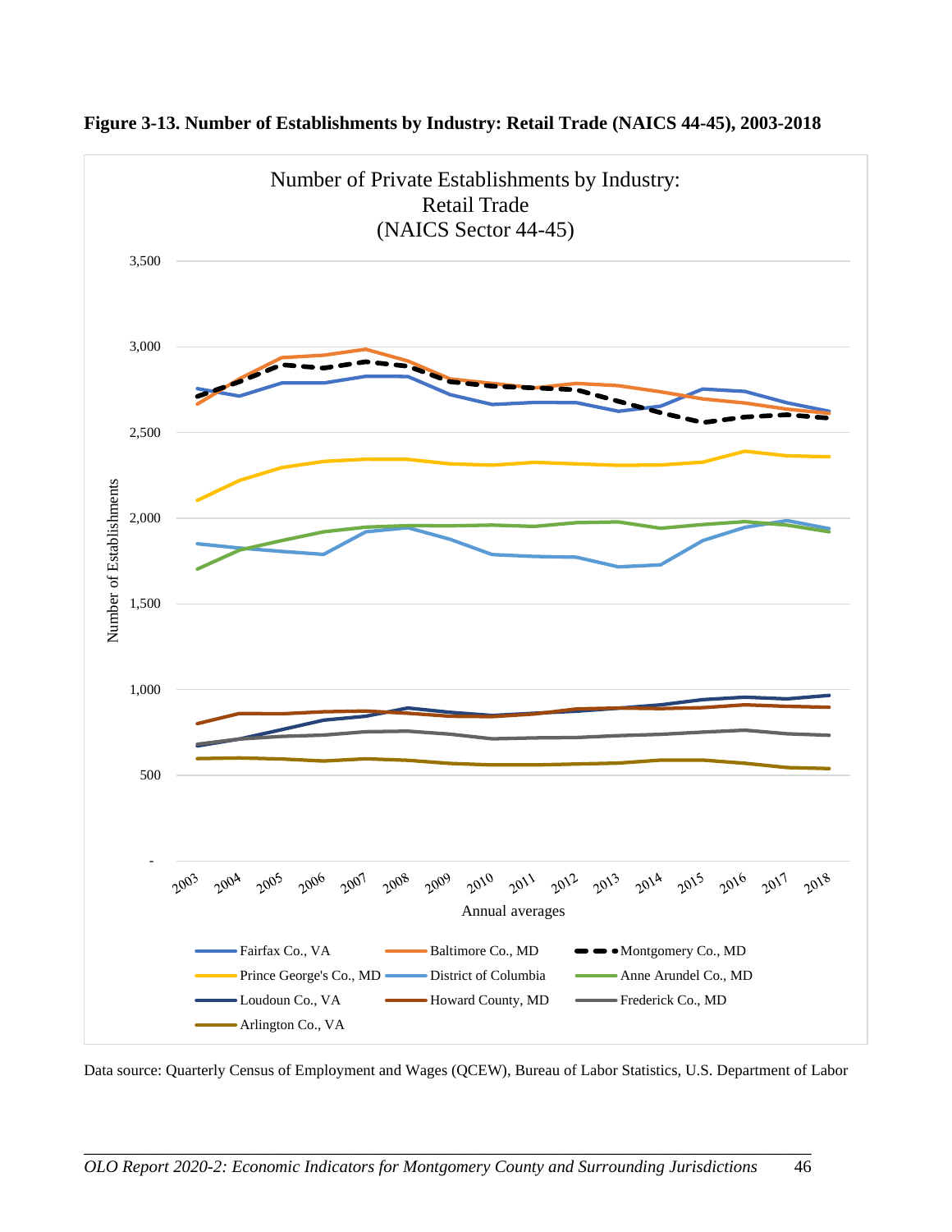**Figure 3-13. Number of Establishments by Industry: Retail Trade (NAICS 44-45), 2003-2018**

Data source: Quarterly Census of Employment and Wages (QCEW), Bureau of Labor Statistics, U.S. Department of Labor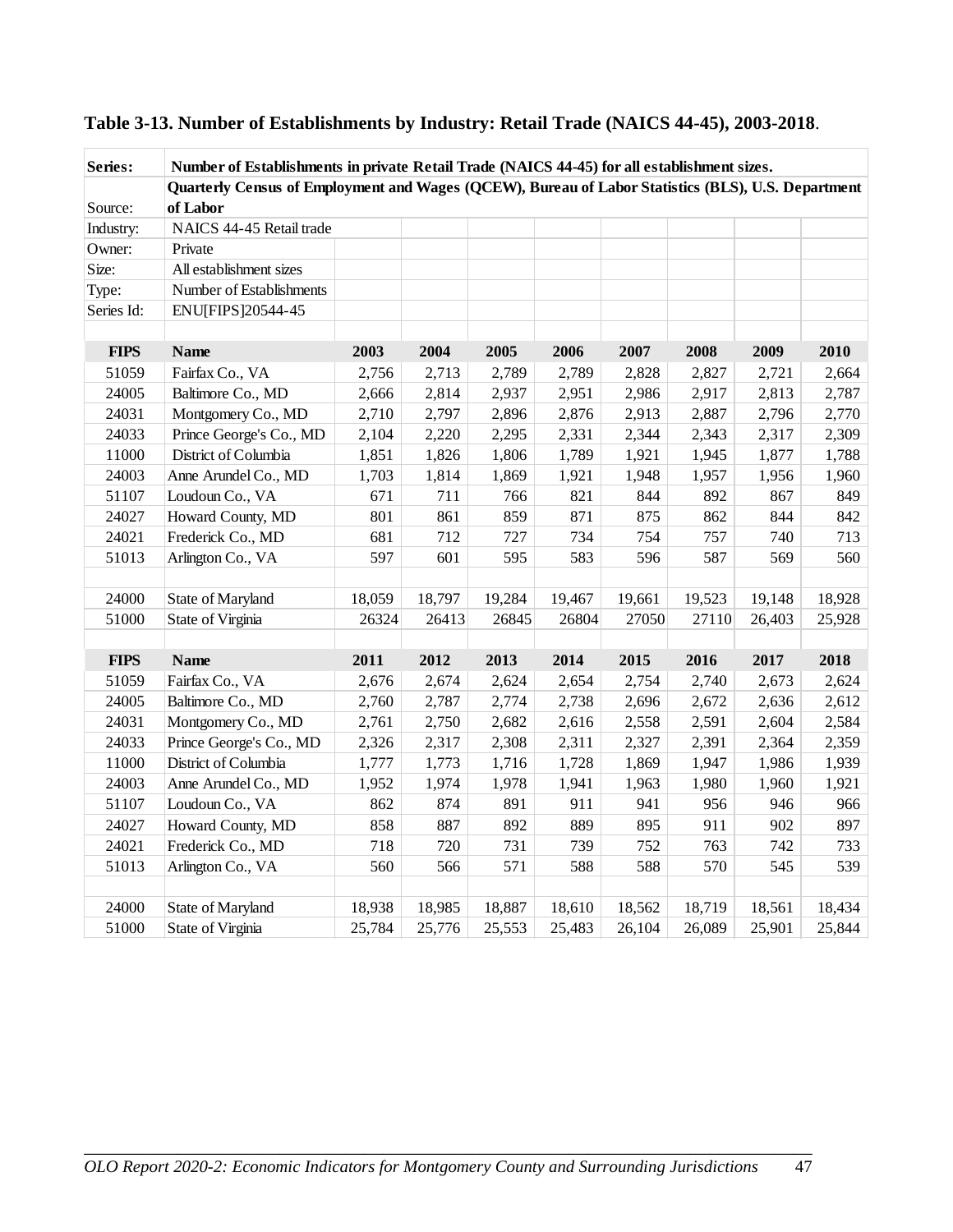**Table 3-13. Number of Establishments by Industry: Retail Trade (NAICS 44-45), 2003-2018**.

| Series: | Number of Establishments in private Retail Trade (NAICS 44-45) for all establishment sizes. | | | | | | | | |
|---|---|---|---|---|---|---|---|---|---|
| Source: | Quarterly Census of Employment and Wages (QCEW), Bureau of Labor Statistics (BLS), U.S. Department of Labor | | | | | | | | |
| Industry: | NAICS 44-45 Retail trade | | | | | | | | |
| Owner: | Private | | | | | | | | |
| Size: | All establishment sizes | | | | | | | | |
| Type: | Number of Establishments | | | | | | | | |
| Series Id: | ENU[FIPS]20544-45 | | | | | | | | |
| | | | | | | | | | |
| **FIPS** | **Name** | **2003** | **2004** | **2005** | **2006** | **2007** | **2008** | **2009** | **2010** |
| 51059 | Fairfax Co., VA | 2,756 | 2,713 | 2,789 | 2,789 | 2,828 | 2,827 | 2,721 | 2,664 |
| 24005 | Baltimore Co., MD | 2,666 | 2,814 | 2,937 | 2,951 | 2,986 | 2,917 | 2,813 | 2,787 |
| 24031 | Montgomery Co., MD | 2,710 | 2,797 | 2,896 | 2,876 | 2,913 | 2,887 | 2,796 | 2,770 |
| 24033 | Prince George's Co., MD | 2,104 | 2,220 | 2,295 | 2,331 | 2,344 | 2,343 | 2,317 | 2,309 |
| 11000 | District of Columbia | 1,851 | 1,826 | 1,806 | 1,789 | 1,921 | 1,945 | 1,877 | 1,788 |
| 24003 | Anne Arundel Co., MD | 1,703 | 1,814 | 1,869 | 1,921 | 1,948 | 1,957 | 1,956 | 1,960 |
| 51107 | Loudoun Co., VA | 671 | 711 | 766 | 821 | 844 | 892 | 867 | 849 |
| 24027 | Howard County, MD | 801 | 861 | 859 | 871 | 875 | 862 | 844 | 842 |
| 24021 | Frederick Co., MD | 681 | 712 | 727 | 734 | 754 | 757 | 740 | 713 |
| 51013 | Arlington Co., VA | 597 | 601 | 595 | 583 | 596 | 587 | 569 | 560 |
| | | | | | | | | | |
| 24000 | State of Maryland | 18,059 | 18,797 | 19,284 | 19,467 | 19,661 | 19,523 | 19,148 | 18,928 |
| 51000 | State of Virginia | 26324 | 26413 | 26845 | 26804 | 27050 | 27110 | 26,403 | 25,928 |
| | | | | | | | | | |
| **FIPS** | **Name** | **2011** | **2012** | **2013** | **2014** | **2015** | **2016** | **2017** | **2018** |
| 51059 | Fairfax Co., VA | 2,676 | 2,674 | 2,624 | 2,654 | 2,754 | 2,740 | 2,673 | 2,624 |
| 24005 | Baltimore Co., MD | 2,760 | 2,787 | 2,774 | 2,738 | 2,696 | 2,672 | 2,636 | 2,612 |
| 24031 | Montgomery Co., MD | 2,761 | 2,750 | 2,682 | 2,616 | 2,558 | 2,591 | 2,604 | 2,584 |
| 24033 | Prince George's Co., MD | 2,326 | 2,317 | 2,308 | 2,311 | 2,327 | 2,391 | 2,364 | 2,359 |
| 11000 | District of Columbia | 1,777 | 1,773 | 1,716 | 1,728 | 1,869 | 1,947 | 1,986 | 1,939 |
| 24003 | Anne Arundel Co., MD | 1,952 | 1,974 | 1,978 | 1,941 | 1,963 | 1,980 | 1,960 | 1,921 |
| 51107 | Loudoun Co., VA | 862 | 874 | 891 | 911 | 941 | 956 | 946 | 966 |
| 24027 | Howard County, MD | 858 | 887 | 892 | 889 | 895 | 911 | 902 | 897 |
| 24021 | Frederick Co., MD | 718 | 720 | 731 | 739 | 752 | 763 | 742 | 733 |
| 51013 | Arlington Co., VA | 560 | 566 | 571 | 588 | 588 | 570 | 545 | 539 |
| | | | | | | | | | |
| 24000 | State of Maryland | 18,938 | 18,985 | 18,887 | 18,610 | 18,562 | 18,719 | 18,561 | 18,434 |
| 51000 | State of Virginia | 25,784 | 25,776 | 25,553 | 25,483 | 26,104 | 26,089 | 25,901 | 25,844 |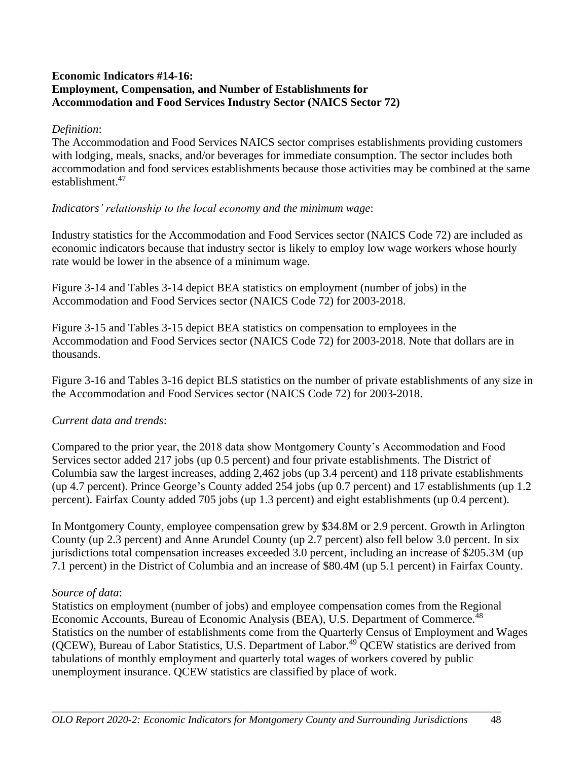**Economic Indicators #14-16:**
**Employment, Compensation, and Number of Establishments for Accommodation and Food Services Industry Sector (NAICS Sector 72)**

*Definition*:
The Accommodation and Food Services NAICS sector comprises establishments providing customers with lodging, meals, snacks, and/or beverages for immediate consumption. The sector includes both accommodation and food services establishments because those activities may be combined at the same establishment.[47]

*Indicators' relationship to the local economy and the minimum wage*:

Industry statistics for the Accommodation and Food Services sector (NAICS Code 72) are included as economic indicators because that industry sector is likely to employ low wage workers whose hourly rate would be lower in the absence of a minimum wage.

Figure 3-14 and Tables 3-14 depict BEA statistics on employment (number of jobs) in the Accommodation and Food Services sector (NAICS Code 72) for 2003-2018.

Figure 3-15 and Tables 3-15 depict BEA statistics on compensation to employees in the Accommodation and Food Services sector (NAICS Code 72) for 2003-2018. Note that dollars are in thousands.

Figure 3-16 and Tables 3-16 depict BLS statistics on the number of private establishments of any size in the Accommodation and Food Services sector (NAICS Code 72) for 2003-2018.

*Current data and trends*:

Compared to the prior year, the 2018 data show Montgomery County's Accommodation and Food Services sector added 217 jobs (up 0.5 percent) and four private establishments. The District of Columbia saw the largest increases, adding 2,462 jobs (up 3.4 percent) and 118 private establishments (up 4.7 percent). Prince George's County added 254 jobs (up 0.7 percent) and 17 establishments (up 1.2 percent). Fairfax County added 705 jobs (up 1.3 percent) and eight establishments (up 0.4 percent).

In Montgomery County, employee compensation grew by $34.8M or 2.9 percent. Growth in Arlington County (up 2.3 percent) and Anne Arundel County (up 2.7 percent) also fell below 3.0 percent. In six jurisdictions total compensation increases exceeded 3.0 percent, including an increase of $205.3M (up 7.1 percent) in the District of Columbia and an increase of $80.4M (up 5.1 percent) in Fairfax County.

*Source of data*:
Statistics on employment (number of jobs) and employee compensation comes from the Regional Economic Accounts, Bureau of Economic Analysis (BEA), U.S. Department of Commerce.[48] Statistics on the number of establishments come from the Quarterly Census of Employment and Wages (QCEW), Bureau of Labor Statistics, U.S. Department of Labor.[49] QCEW statistics are derived from tabulations of monthly employment and quarterly total wages of workers covered by public unemployment insurance. QCEW statistics are classified by place of work.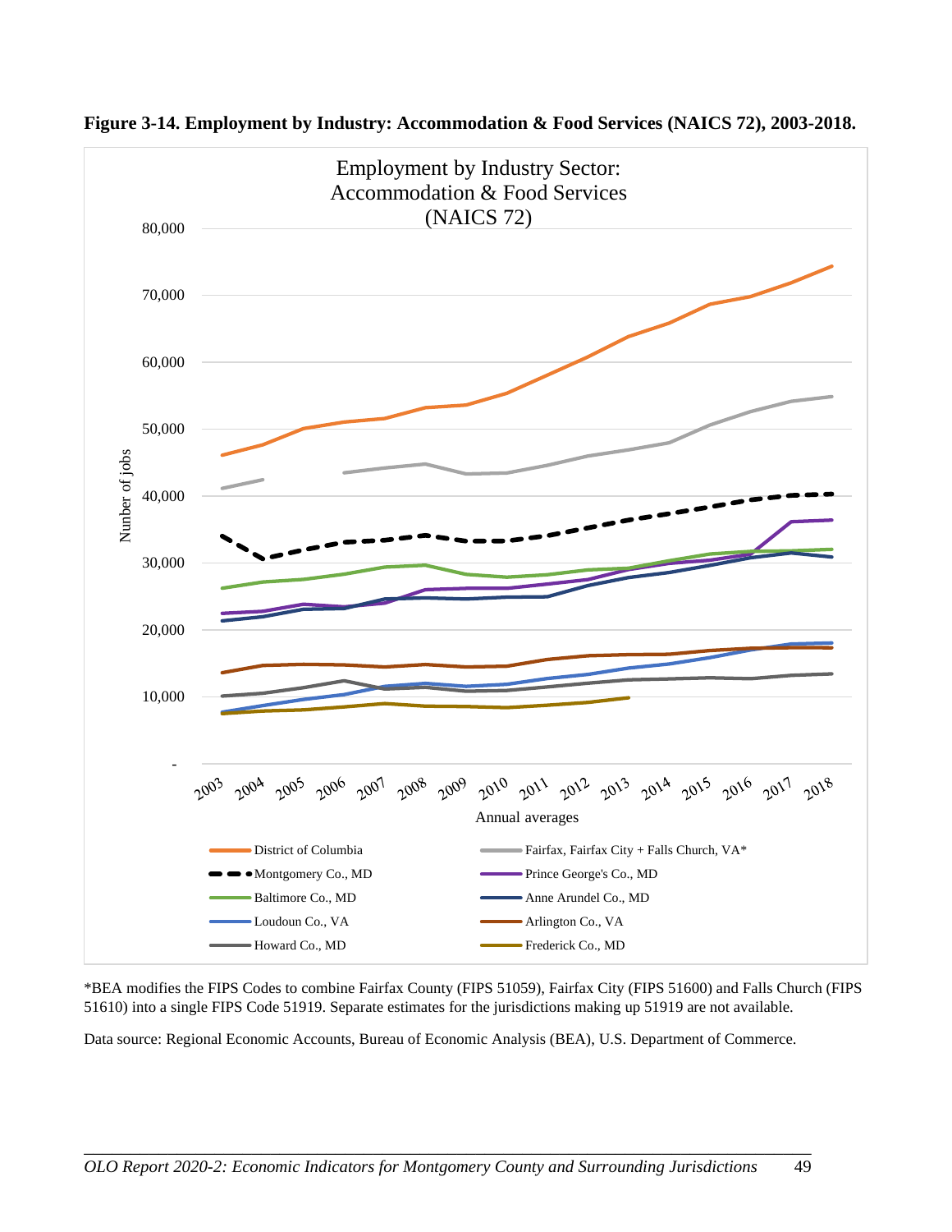**Figure 3-14. Employment by Industry: Accommodation & Food Services (NAICS 72), 2003-2018.**

*BEA modifies the FIPS Codes to combine Fairfax County (FIPS 51059), Fairfax City (FIPS 51600) and Falls Church (FIPS 51610) into a single FIPS Code 51919. Separate estimates for the jurisdictions making up 51919 are not available.

Data source: Regional Economic Accounts, Bureau of Economic Analysis (BEA), U.S. Department of Commerce.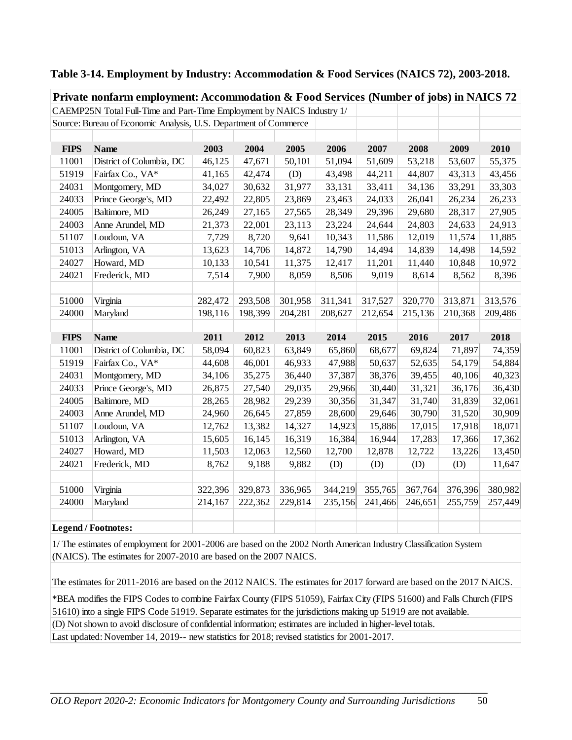**Table 3-14. Employment by Industry: Accommodation & Food Services (NAICS 72), 2003-2018.**

**Private nonfarm employment: Accommodation & Food Services (Number of jobs) in NAICS 72**

CAEMP25N Total Full-Time and Part-Time Employment by NAICS Industry 1/

Source: Bureau of Economic Analysis, U.S. Department of Commerce

| FIPS | Name | 2003 | 2004 | 2005 | 2006 | 2007 | 2008 | 2009 | 2010 |
|---|---|---|---|---|---|---|---|---|---|
| 11001 | District of Columbia, DC | 46,125 | 47,671 | 50,101 | 51,094 | 51,609 | 53,218 | 53,607 | 55,375 |
| 51919 | Fairfax Co., VA* | 41,165 | 42,474 | (D) | 43,498 | 44,211 | 44,807 | 43,313 | 43,456 |
| 24031 | Montgomery, MD | 34,027 | 30,632 | 31,977 | 33,131 | 33,411 | 34,136 | 33,291 | 33,303 |
| 24033 | Prince George's, MD | 22,492 | 22,805 | 23,869 | 23,463 | 24,033 | 26,041 | 26,234 | 26,233 |
| 24005 | Baltimore, MD | 26,249 | 27,165 | 27,565 | 28,349 | 29,396 | 29,680 | 28,317 | 27,905 |
| 24003 | Anne Arundel, MD | 21,373 | 22,001 | 23,113 | 23,224 | 24,644 | 24,803 | 24,633 | 24,913 |
| 51107 | Loudoun, VA | 7,729 | 8,720 | 9,641 | 10,343 | 11,586 | 12,019 | 11,574 | 11,885 |
| 51013 | Arlington, VA | 13,623 | 14,706 | 14,872 | 14,790 | 14,494 | 14,839 | 14,498 | 14,592 |
| 24027 | Howard, MD | 10,133 | 10,541 | 11,375 | 12,417 | 11,201 | 11,440 | 10,848 | 10,972 |
| 24021 | Frederick, MD | 7,514 | 7,900 | 8,059 | 8,506 | 9,019 | 8,614 | 8,562 | 8,396 |
| | | | | | | | | | |
| 51000 | Virginia | 282,472 | 293,508 | 301,958 | 311,341 | 317,527 | 320,770 | 313,871 | 313,576 |
| 24000 | Maryland | 198,116 | 198,399 | 204,281 | 208,627 | 212,654 | 215,136 | 210,368 | 209,486 |

| FIPS | Name | 2011 | 2012 | 2013 | 2014 | 2015 | 2016 | 2017 | 2018 |
|---|---|---|---|---|---|---|---|---|---|
| 11001 | District of Columbia, DC | 58,094 | 60,823 | 63,849 | 65,860 | 68,677 | 69,824 | 71,897 | 74,359 |
| 51919 | Fairfax Co., VA* | 44,608 | 46,001 | 46,933 | 47,988 | 50,637 | 52,635 | 54,179 | 54,884 |
| 24031 | Montgomery, MD | 34,106 | 35,275 | 36,440 | 37,387 | 38,376 | 39,455 | 40,106 | 40,323 |
| 24033 | Prince George's, MD | 26,875 | 27,540 | 29,035 | 29,966 | 30,440 | 31,321 | 36,176 | 36,430 |
| 24005 | Baltimore, MD | 28,265 | 28,982 | 29,239 | 30,356 | 31,347 | 31,740 | 31,839 | 32,061 |
| 24003 | Anne Arundel, MD | 24,960 | 26,645 | 27,859 | 28,600 | 29,646 | 30,790 | 31,520 | 30,909 |
| 51107 | Loudoun, VA | 12,762 | 13,382 | 14,327 | 14,923 | 15,886 | 17,015 | 17,918 | 18,071 |
| 51013 | Arlington, VA | 15,605 | 16,145 | 16,319 | 16,384 | 16,944 | 17,283 | 17,366 | 17,362 |
| 24027 | Howard, MD | 11,503 | 12,063 | 12,560 | 12,700 | 12,878 | 12,722 | 13,226 | 13,450 |
| 24021 | Frederick, MD | 8,762 | 9,188 | 9,882 | (D) | (D) | (D) | (D) | 11,647 |
| | | | | | | | | | |
| 51000 | Virginia | 322,396 | 329,873 | 336,965 | 344,219 | 355,765 | 367,764 | 376,396 | 380,982 |
| 24000 | Maryland | 214,167 | 222,362 | 229,814 | 235,156 | 241,466 | 246,651 | 255,759 | 257,449 |

**Legend / Footnotes:**

1/ The estimates of employment for 2001-2006 are based on the 2002 North American Industry Classification System (NAICS). The estimates for 2007-2010 are based on the 2007 NAICS.

The estimates for 2011-2016 are based on the 2012 NAICS. The estimates for 2017 forward are based on the 2017 NAICS.

*BEA modifies the FIPS Codes to combine Fairfax County (FIPS 51059), Fairfax City (FIPS 51600) and Falls Church (FIPS 51610) into a single FIPS Code 51919. Separate estimates for the jurisdictions making up 51919 are not available.

(D) Not shown to avoid disclosure of confidential information; estimates are included in higher-level totals.

Last updated: November 14, 2019-- new statistics for 2018; revised statistics for 2001-2017.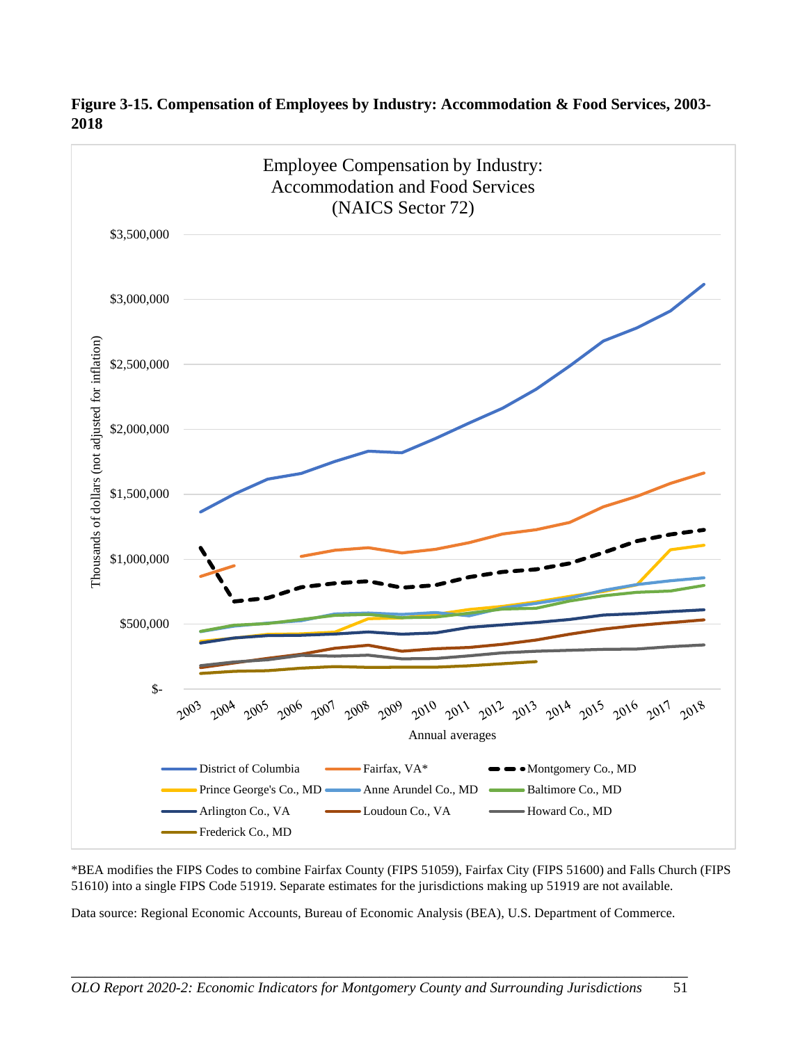**Figure 3-15. Compensation of Employees by Industry: Accommodation & Food Services, 2003-2018**

*BEA modifies the FIPS Codes to combine Fairfax County (FIPS 51059), Fairfax City (FIPS 51600) and Falls Church (FIPS 51610) into a single FIPS Code 51919. Separate estimates for the jurisdictions making up 51919 are not available.

Data source: Regional Economic Accounts, Bureau of Economic Analysis (BEA), U.S. Department of Commerce.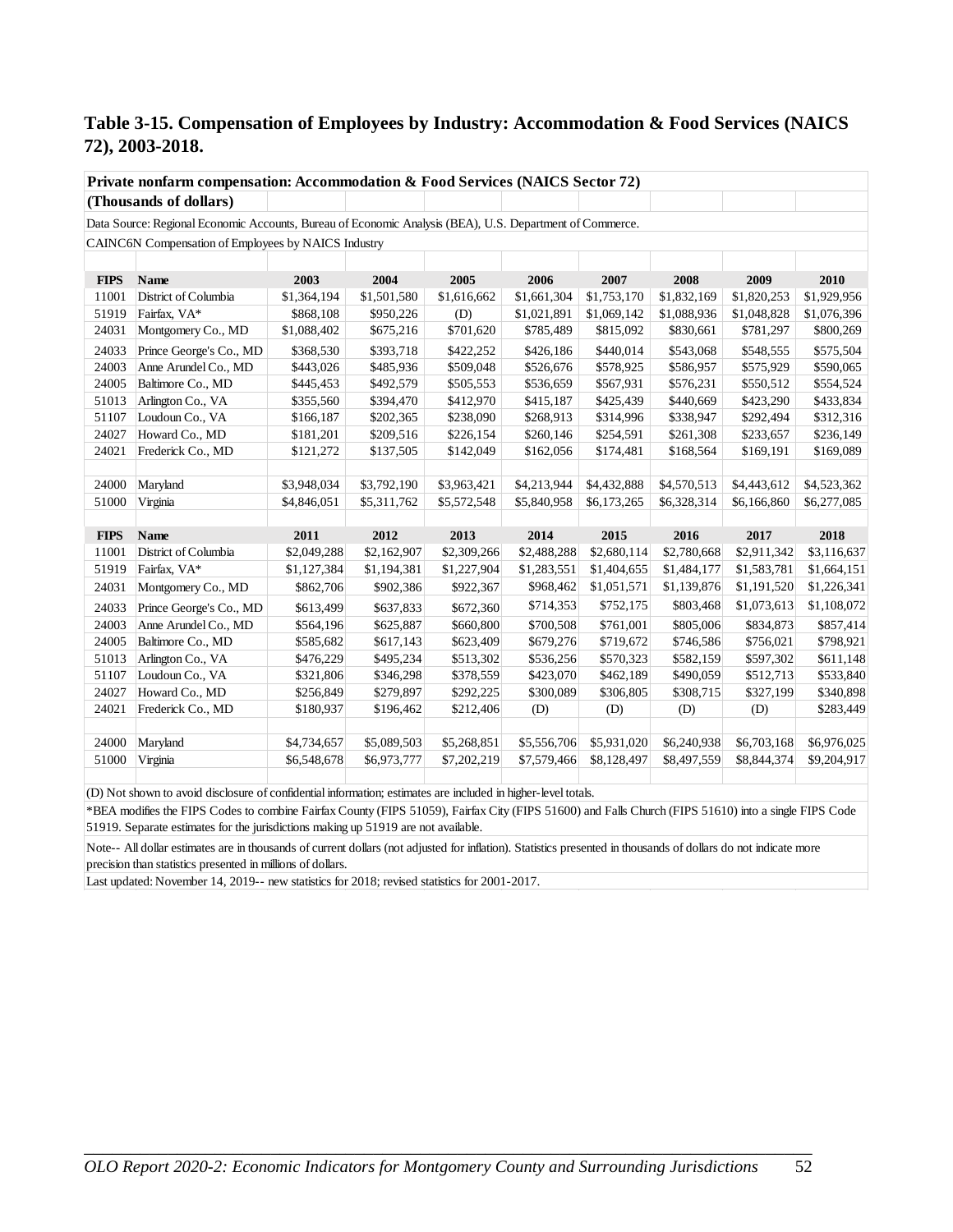## Table 3-15. Compensation of Employees by Industry: Accommodation & Food Services (NAICS 72), 2003-2018.

**Private nonfarm compensation: Accommodation & Food Services (NAICS Sector 72)**

**(Thousands of dollars)**

Data Source: Regional Economic Accounts, Bureau of Economic Analysis (BEA), U.S. Department of Commerce.

CAINC6N Compensation of Employees by NAICS Industry

| FIPS | Name | 2003 | 2004 | 2005 | 2006 | 2007 | 2008 | 2009 | 2010 |
|---|---|---|---|---|---|---|---|---|---|
| 11001 | District of Columbia | $1,364,194 | $1,501,580 | $1,616,662 | $1,661,304 | $1,753,170 | $1,832,169 | $1,820,253 | $1,929,956 |
| 51919 | Fairfax, VA* | $868,108 | $950,226 | (D) | $1,021,891 | $1,069,142 | $1,088,936 | $1,048,828 | $1,076,396 |
| 24031 | Montgomery Co., MD | $1,088,402 | $675,216 | $701,620 | $785,489 | $815,092 | $830,661 | $781,297 | $800,269 |
| 24033 | Prince George's Co., MD | $368,530 | $393,718 | $422,252 | $426,186 | $440,014 | $543,068 | $548,555 | $575,504 |
| 24003 | Anne Arundel Co., MD | $443,026 | $485,936 | $509,048 | $526,676 | $578,925 | $586,957 | $575,929 | $590,065 |
| 24005 | Baltimore Co., MD | $445,453 | $492,579 | $505,553 | $536,659 | $567,931 | $576,231 | $550,512 | $554,524 |
| 51013 | Arlington Co., VA | $355,560 | $394,470 | $412,970 | $415,187 | $425,439 | $440,669 | $423,290 | $433,834 |
| 51107 | Loudoun Co., VA | $166,187 | $202,365 | $238,090 | $268,913 | $314,996 | $338,947 | $292,494 | $312,316 |
| 24027 | Howard Co., MD | $181,201 | $209,516 | $226,154 | $260,146 | $254,591 | $261,308 | $233,657 | $236,149 |
| 24021 | Frederick Co., MD | $121,272 | $137,505 | $142,049 | $162,056 | $174,481 | $168,564 | $169,191 | $169,089 |
| | | | | | | | | | |
| 24000 | Maryland | $3,948,034 | $3,792,190 | $3,963,421 | $4,213,944 | $4,432,888 | $4,570,513 | $4,443,612 | $4,523,362 |
| 51000 | Virginia | $4,846,051 | $5,311,762 | $5,572,548 | $5,840,958 | $6,173,265 | $6,328,314 | $6,166,860 | $6,277,085 |
| | | | | | | | | | |
| **FIPS** | **Name** | **2011** | **2012** | **2013** | **2014** | **2015** | **2016** | **2017** | **2018** |
| 11001 | District of Columbia | $2,049,288 | $2,162,907 | $2,309,266 | $2,488,288 | $2,680,114 | $2,780,668 | $2,911,342 | $3,116,637 |
| 51919 | Fairfax, VA* | $1,127,384 | $1,194,381 | $1,227,904 | $1,283,551 | $1,404,655 | $1,484,177 | $1,583,781 | $1,664,151 |
| 24031 | Montgomery Co., MD | $862,706 | $902,386 | $922,367 | $968,462 | $1,051,571 | $1,139,876 | $1,191,520 | $1,226,341 |
| 24033 | Prince George's Co., MD | $613,499 | $637,833 | $672,360 | $714,353 | $752,175 | $803,468 | $1,073,613 | $1,108,072 |
| 24003 | Anne Arundel Co., MD | $564,196 | $625,887 | $660,800 | $700,508 | $761,001 | $805,006 | $834,873 | $857,414 |
| 24005 | Baltimore Co., MD | $585,682 | $617,143 | $623,409 | $679,276 | $719,672 | $746,586 | $756,021 | $798,921 |
| 51013 | Arlington Co., VA | $476,229 | $495,234 | $513,302 | $536,256 | $570,323 | $582,159 | $597,302 | $611,148 |
| 51107 | Loudoun Co., VA | $321,806 | $346,298 | $378,559 | $423,070 | $462,189 | $490,059 | $512,713 | $533,840 |
| 24027 | Howard Co., MD | $256,849 | $279,897 | $292,225 | $300,089 | $306,805 | $308,715 | $327,199 | $340,898 |
| 24021 | Frederick Co., MD | $180,937 | $196,462 | $212,406 | (D) | (D) | (D) | (D) | $283,449 |
| | | | | | | | | | |
| 24000 | Maryland | $4,734,657 | $5,089,503 | $5,268,851 | $5,556,706 | $5,931,020 | $6,240,938 | $6,703,168 | $6,976,025 |
| 51000 | Virginia | $6,548,678 | $6,973,777 | $7,202,219 | $7,579,466 | $8,128,497 | $8,497,559 | $8,844,374 | $9,204,917 |

(D) Not shown to avoid disclosure of confidential information; estimates are included in higher-level totals.

*BEA modifies the FIPS Codes to combine Fairfax County (FIPS 51059), Fairfax City (FIPS 51600) and Falls Church (FIPS 51610) into a single FIPS Code 51919. Separate estimates for the jurisdictions making up 51919 are not available.

Note-- All dollar estimates are in thousands of current dollars (not adjusted for inflation). Statistics presented in thousands of dollars do not indicate more precision than statistics presented in millions of dollars.

Last updated: November 14, 2019-- new statistics for 2018; revised statistics for 2001-2017.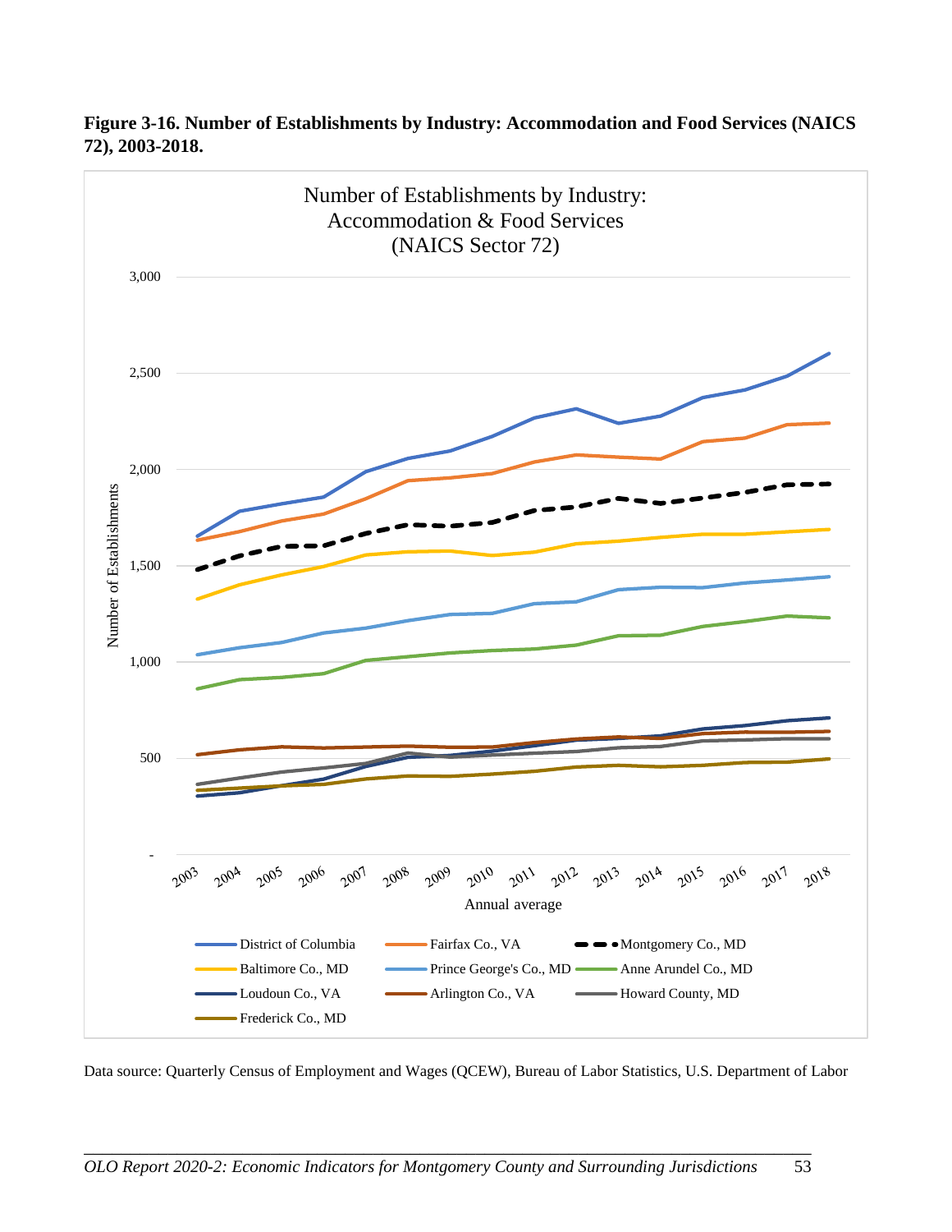**Figure 3-16. Number of Establishments by Industry: Accommodation and Food Services (NAICS 72), 2003-2018.**

Data source: Quarterly Census of Employment and Wages (QCEW), Bureau of Labor Statistics, U.S. Department of Labor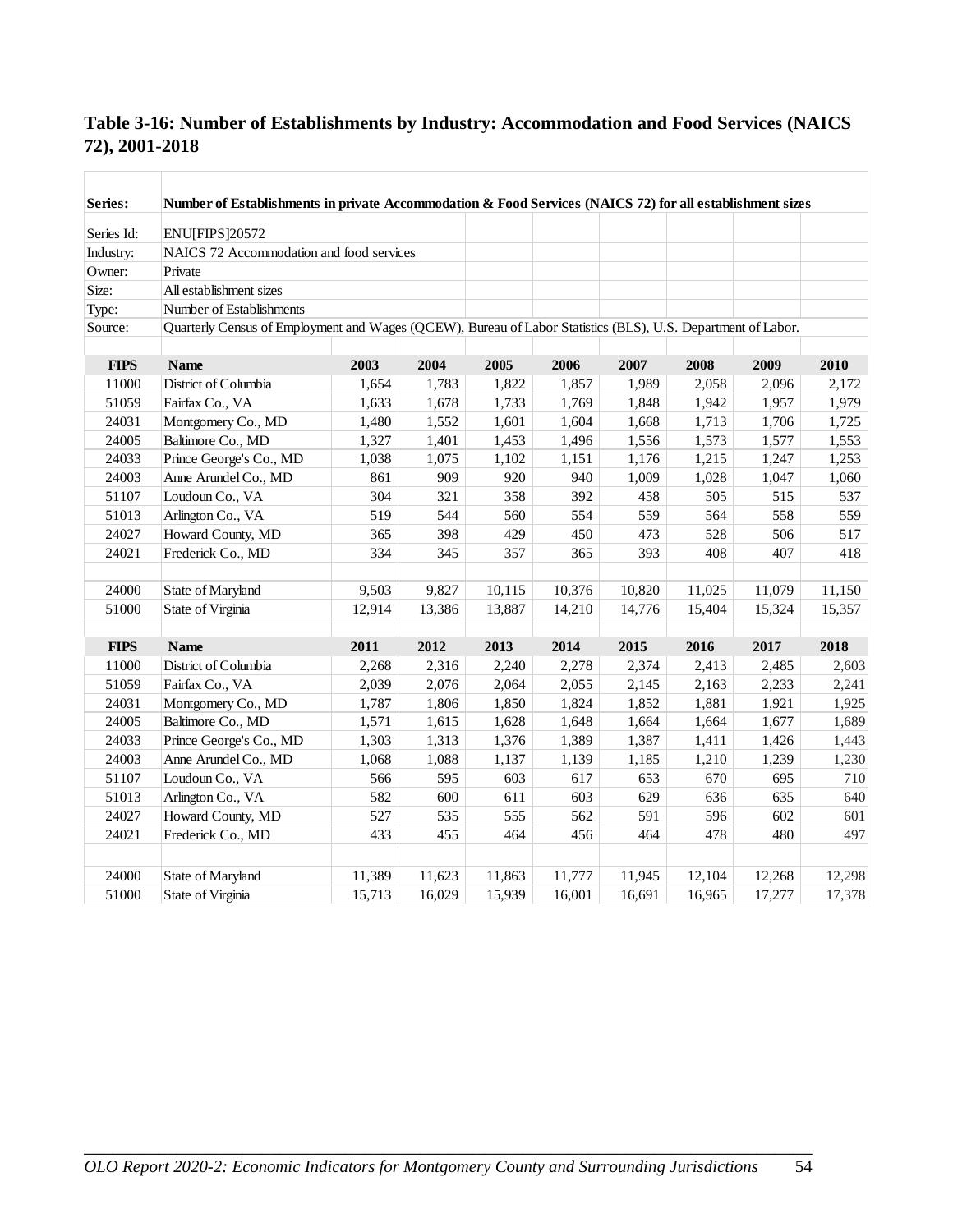## Table 3-16: Number of Establishments by Industry: Accommodation and Food Services (NAICS 72), 2001-2018

| Series: | Number of Establishments in private Accommodation & Food Services (NAICS 72) for all establishment sizes |
|---|---|
| Series Id: | ENU[FIPS]20572 |
| Industry: | NAICS 72 Accommodation and food services |
| Owner: | Private |
| Size: | All establishment sizes |
| Type: | Number of Establishments |
| Source: | Quarterly Census of Employment and Wages (QCEW), Bureau of Labor Statistics (BLS), U.S. Department of Labor. |

| FIPS | Name | 2003 | 2004 | 2005 | 2006 | 2007 | 2008 | 2009 | 2010 |
|---|---|---|---|---|---|---|---|---|---|
| 11000 | District of Columbia | 1,654 | 1,783 | 1,822 | 1,857 | 1,989 | 2,058 | 2,096 | 2,172 |
| 51059 | Fairfax Co., VA | 1,633 | 1,678 | 1,733 | 1,769 | 1,848 | 1,942 | 1,957 | 1,979 |
| 24031 | Montgomery Co., MD | 1,480 | 1,552 | 1,601 | 1,604 | 1,668 | 1,713 | 1,706 | 1,725 |
| 24005 | Baltimore Co., MD | 1,327 | 1,401 | 1,453 | 1,496 | 1,556 | 1,573 | 1,577 | 1,553 |
| 24033 | Prince George's Co., MD | 1,038 | 1,075 | 1,102 | 1,151 | 1,176 | 1,215 | 1,247 | 1,253 |
| 24003 | Anne Arundel Co., MD | 861 | 909 | 920 | 940 | 1,009 | 1,028 | 1,047 | 1,060 |
| 51107 | Loudoun Co., VA | 304 | 321 | 358 | 392 | 458 | 505 | 515 | 537 |
| 51013 | Arlington Co., VA | 519 | 544 | 560 | 554 | 559 | 564 | 558 | 559 |
| 24027 | Howard County, MD | 365 | 398 | 429 | 450 | 473 | 528 | 506 | 517 |
| 24021 | Frederick Co., MD | 334 | 345 | 357 | 365 | 393 | 408 | 407 | 418 |
| | | | | | | | | | |
| 24000 | State of Maryland | 9,503 | 9,827 | 10,115 | 10,376 | 10,820 | 11,025 | 11,079 | 11,150 |
| 51000 | State of Virginia | 12,914 | 13,386 | 13,887 | 14,210 | 14,776 | 15,404 | 15,324 | 15,357 |
| | | | | | | | | | |
| **FIPS** | **Name** | **2011** | **2012** | **2013** | **2014** | **2015** | **2016** | **2017** | **2018** |
| 11000 | District of Columbia | 2,268 | 2,316 | 2,240 | 2,278 | 2,374 | 2,413 | 2,485 | 2,603 |
| 51059 | Fairfax Co., VA | 2,039 | 2,076 | 2,064 | 2,055 | 2,145 | 2,163 | 2,233 | 2,241 |
| 24031 | Montgomery Co., MD | 1,787 | 1,806 | 1,850 | 1,824 | 1,852 | 1,881 | 1,921 | 1,925 |
| 24005 | Baltimore Co., MD | 1,571 | 1,615 | 1,628 | 1,648 | 1,664 | 1,664 | 1,677 | 1,689 |
| 24033 | Prince George's Co., MD | 1,303 | 1,313 | 1,376 | 1,389 | 1,387 | 1,411 | 1,426 | 1,443 |
| 24003 | Anne Arundel Co., MD | 1,068 | 1,088 | 1,137 | 1,139 | 1,185 | 1,210 | 1,239 | 1,230 |
| 51107 | Loudoun Co., VA | 566 | 595 | 603 | 617 | 653 | 670 | 695 | 710 |
| 51013 | Arlington Co., VA | 582 | 600 | 611 | 603 | 629 | 636 | 635 | 640 |
| 24027 | Howard County, MD | 527 | 535 | 555 | 562 | 591 | 596 | 602 | 601 |
| 24021 | Frederick Co., MD | 433 | 455 | 464 | 456 | 464 | 478 | 480 | 497 |
| | | | | | | | | | |
| 24000 | State of Maryland | 11,389 | 11,623 | 11,863 | 11,777 | 11,945 | 12,104 | 12,268 | 12,298 |
| 51000 | State of Virginia | 15,713 | 16,029 | 15,939 | 16,001 | 16,691 | 16,965 | 17,277 | 17,378 |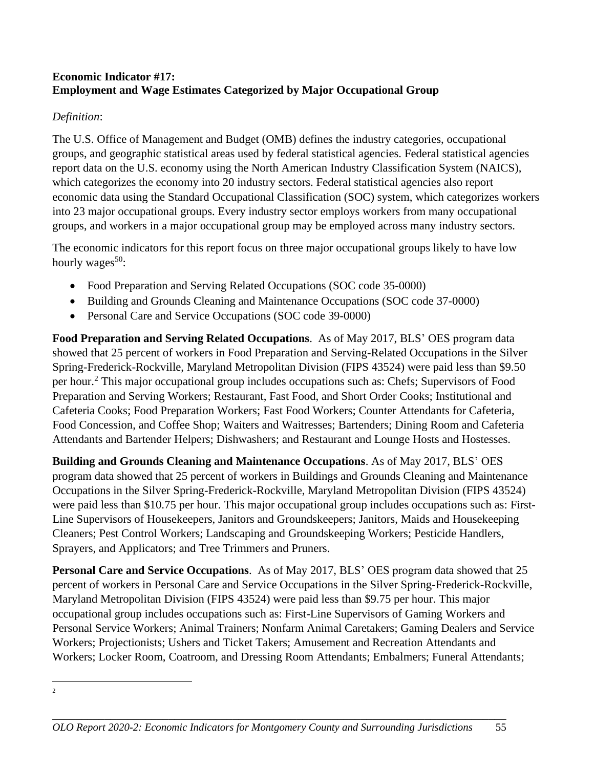**Economic Indicator #17:**
**Employment and Wage Estimates Categorized by Major Occupational Group**

*Definition*:

The U.S. Office of Management and Budget (OMB) defines the industry categories, occupational groups, and geographic statistical areas used by federal statistical agencies. Federal statistical agencies report data on the U.S. economy using the North American Industry Classification System (NAICS), which categorizes the economy into 20 industry sectors. Federal statistical agencies also report economic data using the Standard Occupational Classification (SOC) system, which categorizes workers into 23 major occupational groups. Every industry sector employs workers from many occupational groups, and workers in a major occupational group may be employed across many industry sectors.

The economic indicators for this report focus on three major occupational groups likely to have low hourly wages[50]:

- Food Preparation and Serving Related Occupations (SOC code 35-0000)
- Building and Grounds Cleaning and Maintenance Occupations (SOC code 37-0000)
- Personal Care and Service Occupations (SOC code 39-0000)

**Food Preparation and Serving Related Occupations**. As of May 2017, BLS' OES program data showed that 25 percent of workers in Food Preparation and Serving-Related Occupations in the Silver Spring-Frederick-Rockville, Maryland Metropolitan Division (FIPS 43524) were paid less than $9.50 per hour.[2] This major occupational group includes occupations such as: Chefs; Supervisors of Food Preparation and Serving Workers; Restaurant, Fast Food, and Short Order Cooks; Institutional and Cafeteria Cooks; Food Preparation Workers; Fast Food Workers; Counter Attendants for Cafeteria, Food Concession, and Coffee Shop; Waiters and Waitresses; Bartenders; Dining Room and Cafeteria Attendants and Bartender Helpers; Dishwashers; and Restaurant and Lounge Hosts and Hostesses.

**Building and Grounds Cleaning and Maintenance Occupations**. As of May 2017, BLS' OES program data showed that 25 percent of workers in Buildings and Grounds Cleaning and Maintenance Occupations in the Silver Spring-Frederick-Rockville, Maryland Metropolitan Division (FIPS 43524) were paid less than $10.75 per hour. This major occupational group includes occupations such as: First-Line Supervisors of Housekeepers, Janitors and Groundskeepers; Janitors, Maids and Housekeeping Cleaners; Pest Control Workers; Landscaping and Groundskeeping Workers; Pesticide Handlers, Sprayers, and Applicators; and Tree Trimmers and Pruners.

**Personal Care and Service Occupations**. As of May 2017, BLS' OES program data showed that 25 percent of workers in Personal Care and Service Occupations in the Silver Spring-Frederick-Rockville, Maryland Metropolitan Division (FIPS 43524) were paid less than $9.75 per hour. This major occupational group includes occupations such as: First-Line Supervisors of Gaming Workers and Personal Service Workers; Animal Trainers; Nonfarm Animal Caretakers; Gaming Dealers and Service Workers; Projectionists; Ushers and Ticket Takers; Amusement and Recreation Attendants and Workers; Locker Room, Coatroom, and Dressing Room Attendants; Embalmers; Funeral Attendants;

[2]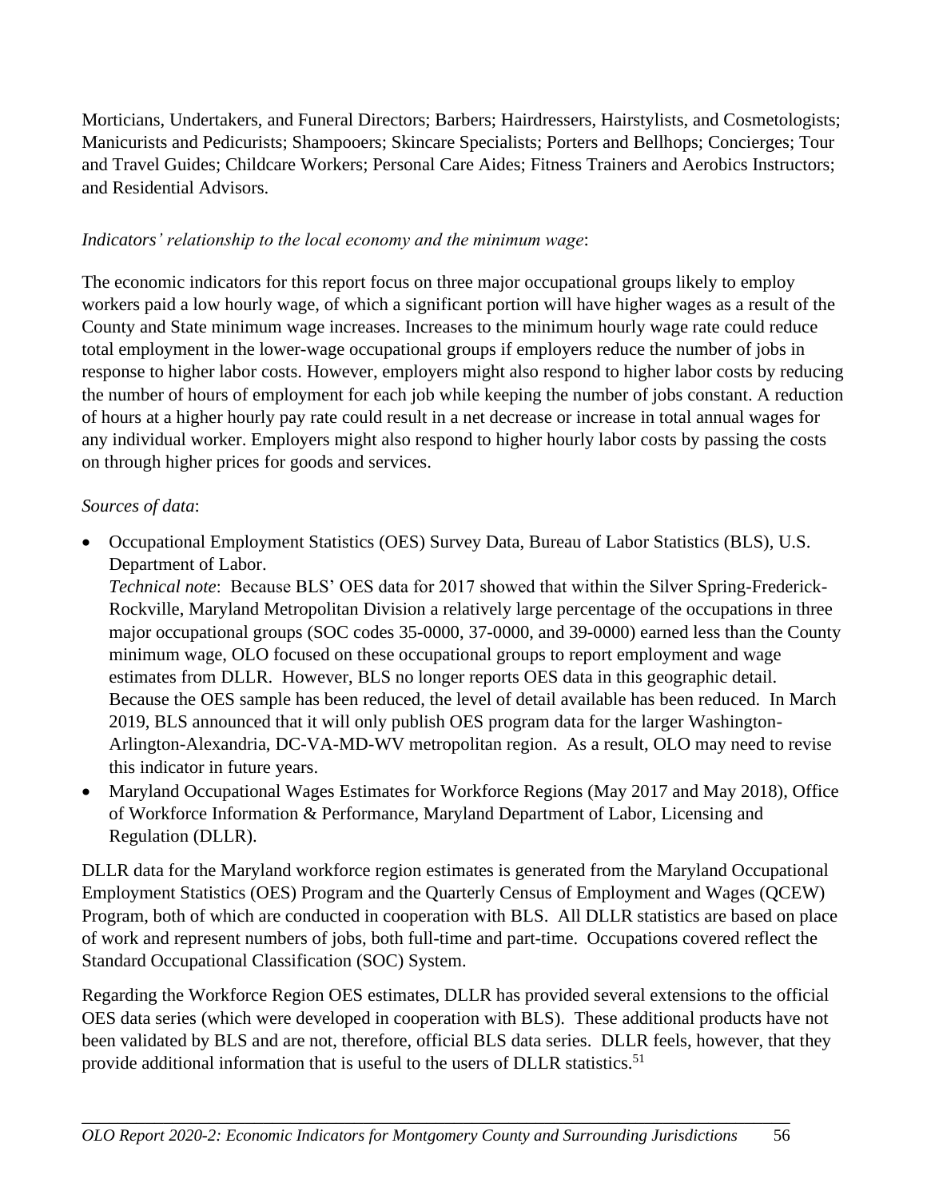Morticians, Undertakers, and Funeral Directors; Barbers; Hairdressers, Hairstylists, and Cosmetologists; Manicurists and Pedicurists; Shampooers; Skincare Specialists; Porters and Bellhops; Concierges; Tour and Travel Guides; Childcare Workers; Personal Care Aides; Fitness Trainers and Aerobics Instructors; and Residential Advisors.

*Indicators' relationship to the local economy and the minimum wage*:

The economic indicators for this report focus on three major occupational groups likely to employ workers paid a low hourly wage, of which a significant portion will have higher wages as a result of the County and State minimum wage increases. Increases to the minimum hourly wage rate could reduce total employment in the lower-wage occupational groups if employers reduce the number of jobs in response to higher labor costs. However, employers might also respond to higher labor costs by reducing the number of hours of employment for each job while keeping the number of jobs constant. A reduction of hours at a higher hourly pay rate could result in a net decrease or increase in total annual wages for any individual worker. Employers might also respond to higher hourly labor costs by passing the costs on through higher prices for goods and services.

*Sources of data*:

- Occupational Employment Statistics (OES) Survey Data, Bureau of Labor Statistics (BLS), U.S. Department of Labor.
  *Technical note*: Because BLS' OES data for 2017 showed that within the Silver Spring-Frederick-Rockville, Maryland Metropolitan Division a relatively large percentage of the occupations in three major occupational groups (SOC codes 35-0000, 37-0000, and 39-0000) earned less than the County minimum wage, OLO focused on these occupational groups to report employment and wage estimates from DLLR. However, BLS no longer reports OES data in this geographic detail. Because the OES sample has been reduced, the level of detail available has been reduced. In March 2019, BLS announced that it will only publish OES program data for the larger Washington-Arlington-Alexandria, DC-VA-MD-WV metropolitan region. As a result, OLO may need to revise this indicator in future years.
- Maryland Occupational Wages Estimates for Workforce Regions (May 2017 and May 2018), Office of Workforce Information & Performance, Maryland Department of Labor, Licensing and Regulation (DLLR).

DLLR data for the Maryland workforce region estimates is generated from the Maryland Occupational Employment Statistics (OES) Program and the Quarterly Census of Employment and Wages (QCEW) Program, both of which are conducted in cooperation with BLS. All DLLR statistics are based on place of work and represent numbers of jobs, both full-time and part-time. Occupations covered reflect the Standard Occupational Classification (SOC) System.

Regarding the Workforce Region OES estimates, DLLR has provided several extensions to the official OES data series (which were developed in cooperation with BLS). These additional products have not been validated by BLS and are not, therefore, official BLS data series. DLLR feels, however, that they provide additional information that is useful to the users of DLLR statistics.[51]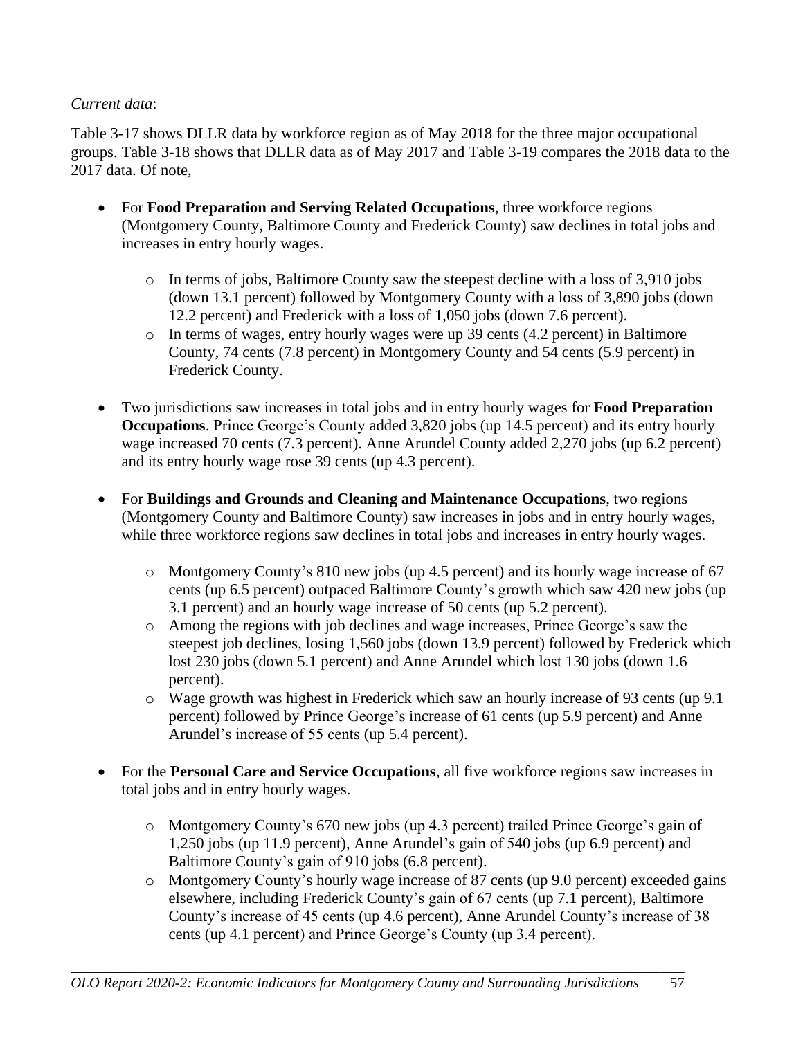*Current data*:

Table 3-17 shows DLLR data by workforce region as of May 2018 for the three major occupational groups. Table 3-18 shows that DLLR data as of May 2017 and Table 3-19 compares the 2018 data to the 2017 data. Of note,

- For **Food Preparation and Serving Related Occupations**, three workforce regions (Montgomery County, Baltimore County and Frederick County) saw declines in total jobs and increases in entry hourly wages.
    - In terms of jobs, Baltimore County saw the steepest decline with a loss of 3,910 jobs (down 13.1 percent) followed by Montgomery County with a loss of 3,890 jobs (down 12.2 percent) and Frederick with a loss of 1,050 jobs (down 7.6 percent).
    - In terms of wages, entry hourly wages were up 39 cents (4.2 percent) in Baltimore County, 74 cents (7.8 percent) in Montgomery County and 54 cents (5.9 percent) in Frederick County.
- Two jurisdictions saw increases in total jobs and in entry hourly wages for **Food Preparation Occupations**. Prince George's County added 3,820 jobs (up 14.5 percent) and its entry hourly wage increased 70 cents (7.3 percent). Anne Arundel County added 2,270 jobs (up 6.2 percent) and its entry hourly wage rose 39 cents (up 4.3 percent).
- For **Buildings and Grounds and Cleaning and Maintenance Occupations**, two regions (Montgomery County and Baltimore County) saw increases in jobs and in entry hourly wages, while three workforce regions saw declines in total jobs and increases in entry hourly wages.
    - Montgomery County's 810 new jobs (up 4.5 percent) and its hourly wage increase of 67 cents (up 6.5 percent) outpaced Baltimore County's growth which saw 420 new jobs (up 3.1 percent) and an hourly wage increase of 50 cents (up 5.2 percent).
    - Among the regions with job declines and wage increases, Prince George's saw the steepest job declines, losing 1,560 jobs (down 13.9 percent) followed by Frederick which lost 230 jobs (down 5.1 percent) and Anne Arundel which lost 130 jobs (down 1.6 percent).
    - Wage growth was highest in Frederick which saw an hourly increase of 93 cents (up 9.1 percent) followed by Prince George's increase of 61 cents (up 5.9 percent) and Anne Arundel's increase of 55 cents (up 5.4 percent).
- For the **Personal Care and Service Occupations**, all five workforce regions saw increases in total jobs and in entry hourly wages.
    - Montgomery County's 670 new jobs (up 4.3 percent) trailed Prince George's gain of 1,250 jobs (up 11.9 percent), Anne Arundel's gain of 540 jobs (up 6.9 percent) and Baltimore County's gain of 910 jobs (6.8 percent).
    - Montgomery County's hourly wage increase of 87 cents (up 9.0 percent) exceeded gains elsewhere, including Frederick County's gain of 67 cents (up 7.1 percent), Baltimore County's increase of 45 cents (up 4.6 percent), Anne Arundel County's increase of 38 cents (up 4.1 percent) and Prince George's County (up 3.4 percent).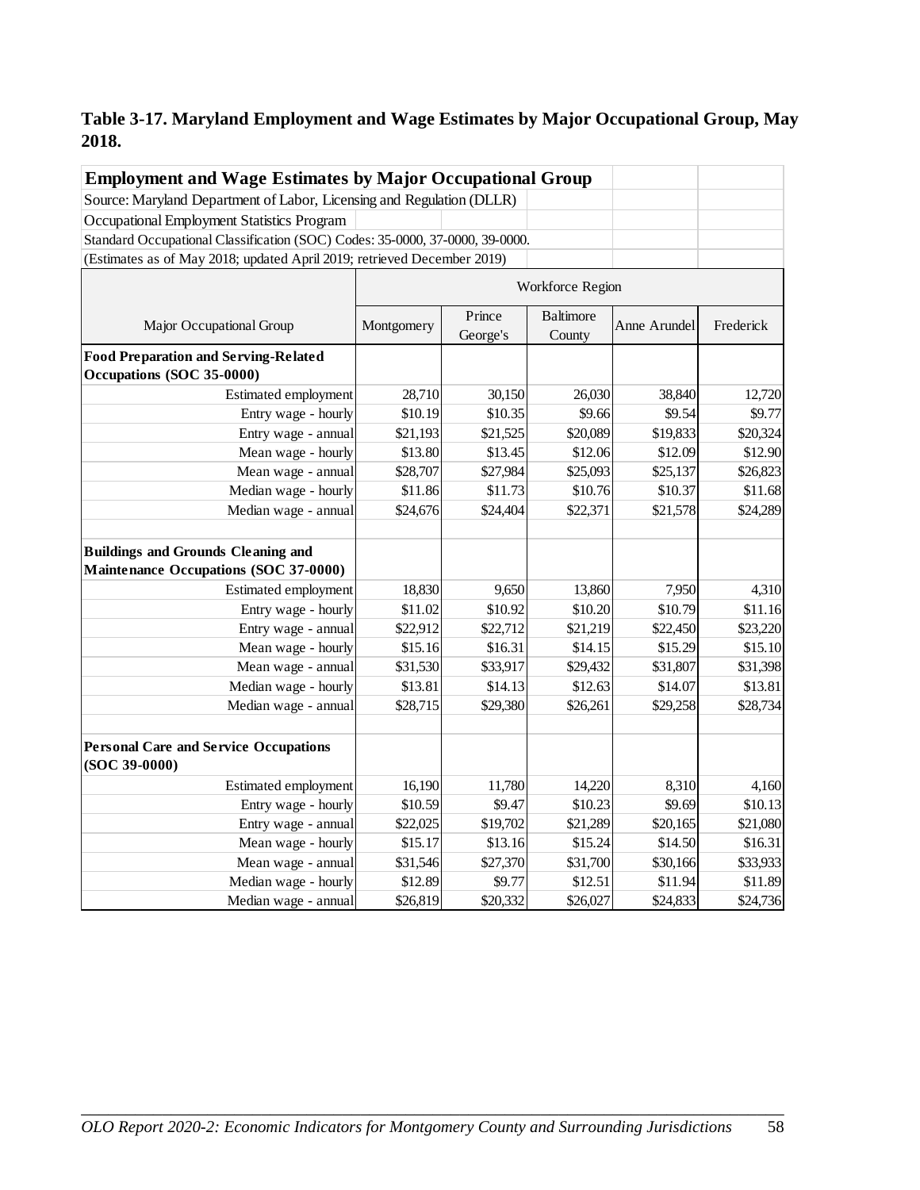### Table 3-17. Maryland Employment and Wage Estimates by Major Occupational Group, May 2018.

**Employment and Wage Estimates by Major Occupational Group**

Source: Maryland Department of Labor, Licensing and Regulation (DLLR)

Occupational Employment Statistics Program

Standard Occupational Classification (SOC) Codes: 35-0000, 37-0000, 39-0000.

(Estimates as of May 2018; updated April 2019; retrieved December 2019)

| | Workforce Region | | | | |
|---|---|---|---|---|---|
| Major Occupational Group | Montgomery | Prince George's | Baltimore County | Anne Arundel | Frederick |
| **Food Preparation and Serving-Related Occupations (SOC 35-0000)** | | | | | |
| Estimated employment | 28,710 | 30,150 | 26,030 | 38,840 | 12,720 |
| Entry wage - hourly | $10.19 | $10.35 | $9.66 | $9.54 | $9.77 |
| Entry wage - annual | $21,193 | $21,525 | $20,089 | $19,833 | $20,324 |
| Mean wage - hourly | $13.80 | $13.45 | $12.06 | $12.09 | $12.90 |
| Mean wage - annual | $28,707 | $27,984 | $25,093 | $25,137 | $26,823 |
| Median wage - hourly | $11.86 | $11.73 | $10.76 | $10.37 | $11.68 |
| Median wage - annual | $24,676 | $24,404 | $22,371 | $21,578 | $24,289 |
| **Buildings and Grounds Cleaning and Maintenance Occupations (SOC 37-0000)** | | | | | |
| Estimated employment | 18,830 | 9,650 | 13,860 | 7,950 | 4,310 |
| Entry wage - hourly | $11.02 | $10.92 | $10.20 | $10.79 | $11.16 |
| Entry wage - annual | $22,912 | $22,712 | $21,219 | $22,450 | $23,220 |
| Mean wage - hourly | $15.16 | $16.31 | $14.15 | $15.29 | $15.10 |
| Mean wage - annual | $31,530 | $33,917 | $29,432 | $31,807 | $31,398 |
| Median wage - hourly | $13.81 | $14.13 | $12.63 | $14.07 | $13.81 |
| Median wage - annual | $28,715 | $29,380 | $26,261 | $29,258 | $28,734 |
| **Personal Care and Service Occupations (SOC 39-0000)** | | | | | |
| Estimated employment | 16,190 | 11,780 | 14,220 | 8,310 | 4,160 |
| Entry wage - hourly | $10.59 | $9.47 | $10.23 | $9.69 | $10.13 |
| Entry wage - annual | $22,025 | $19,702 | $21,289 | $20,165 | $21,080 |
| Mean wage - hourly | $15.17 | $13.16 | $15.24 | $14.50 | $16.31 |
| Mean wage - annual | $31,546 | $27,370 | $31,700 | $30,166 | $33,933 |
| Median wage - hourly | $12.89 | $9.77 | $12.51 | $11.94 | $11.89 |
| Median wage - annual | $26,819 | $20,332 | $26,027 | $24,833 | $24,736 |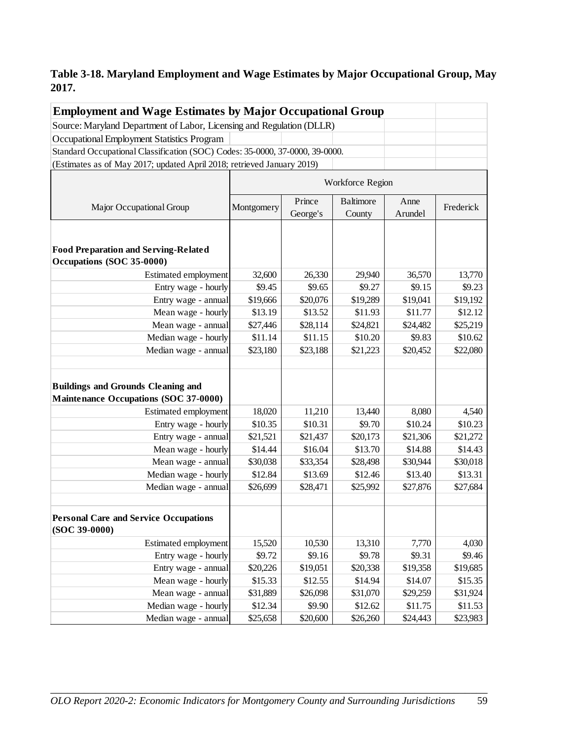**Table 3-18. Maryland Employment and Wage Estimates by Major Occupational Group, May 2017.**

**Employment and Wage Estimates by Major Occupational Group**

Source: Maryland Department of Labor, Licensing and Regulation (DLLR)

Occupational Employment Statistics Program

Standard Occupational Classification (SOC) Codes: 35-0000, 37-0000, 39-0000.

(Estimates as of May 2017; updated April 2018; retrieved January 2019)

| Major Occupational Group | Workforce Region | | | | |
|---|---|---|---|---|---|
| | Montgomery | Prince George's | Baltimore County | Anne Arundel | Frederick |
| **Food Preparation and Serving-Related Occupations (SOC 35-0000)** | | | | | |
| Estimated employment | 32,600 | 26,330 | 29,940 | 36,570 | 13,770 |
| Entry wage - hourly | $9.45 | $9.65 | $9.27 | $9.15 | $9.23 |
| Entry wage - annual | $19,666 | $20,076 | $19,289 | $19,041 | $19,192 |
| Mean wage - hourly | $13.19 | $13.52 | $11.93 | $11.77 | $12.12 |
| Mean wage - annual | $27,446 | $28,114 | $24,821 | $24,482 | $25,219 |
| Median wage - hourly | $11.14 | $11.15 | $10.20 | $9.83 | $10.62 |
| Median wage - annual | $23,180 | $23,188 | $21,223 | $20,452 | $22,080 |
| **Buildings and Grounds Cleaning and Maintenance Occupations (SOC 37-0000)** | | | | | |
| Estimated employment | 18,020 | 11,210 | 13,440 | 8,080 | 4,540 |
| Entry wage - hourly | $10.35 | $10.31 | $9.70 | $10.24 | $10.23 |
| Entry wage - annual | $21,521 | $21,437 | $20,173 | $21,306 | $21,272 |
| Mean wage - hourly | $14.44 | $16.04 | $13.70 | $14.88 | $14.43 |
| Mean wage - annual | $30,038 | $33,354 | $28,498 | $30,944 | $30,018 |
| Median wage - hourly | $12.84 | $13.69 | $12.46 | $13.40 | $13.31 |
| Median wage - annual | $26,699 | $28,471 | $25,992 | $27,876 | $27,684 |
| **Personal Care and Service Occupations (SOC 39-0000)** | | | | | |
| Estimated employment | 15,520 | 10,530 | 13,310 | 7,770 | 4,030 |
| Entry wage - hourly | $9.72 | $9.16 | $9.78 | $9.31 | $9.46 |
| Entry wage - annual | $20,226 | $19,051 | $20,338 | $19,358 | $19,685 |
| Mean wage - hourly | $15.33 | $12.55 | $14.94 | $14.07 | $15.35 |
| Mean wage - annual | $31,889 | $26,098 | $31,070 | $29,259 | $31,924 |
| Median wage - hourly | $12.34 | $9.90 | $12.62 | $11.75 | $11.53 |
| Median wage - annual | $25,658 | $20,600 | $26,260 | $24,443 | $23,983 |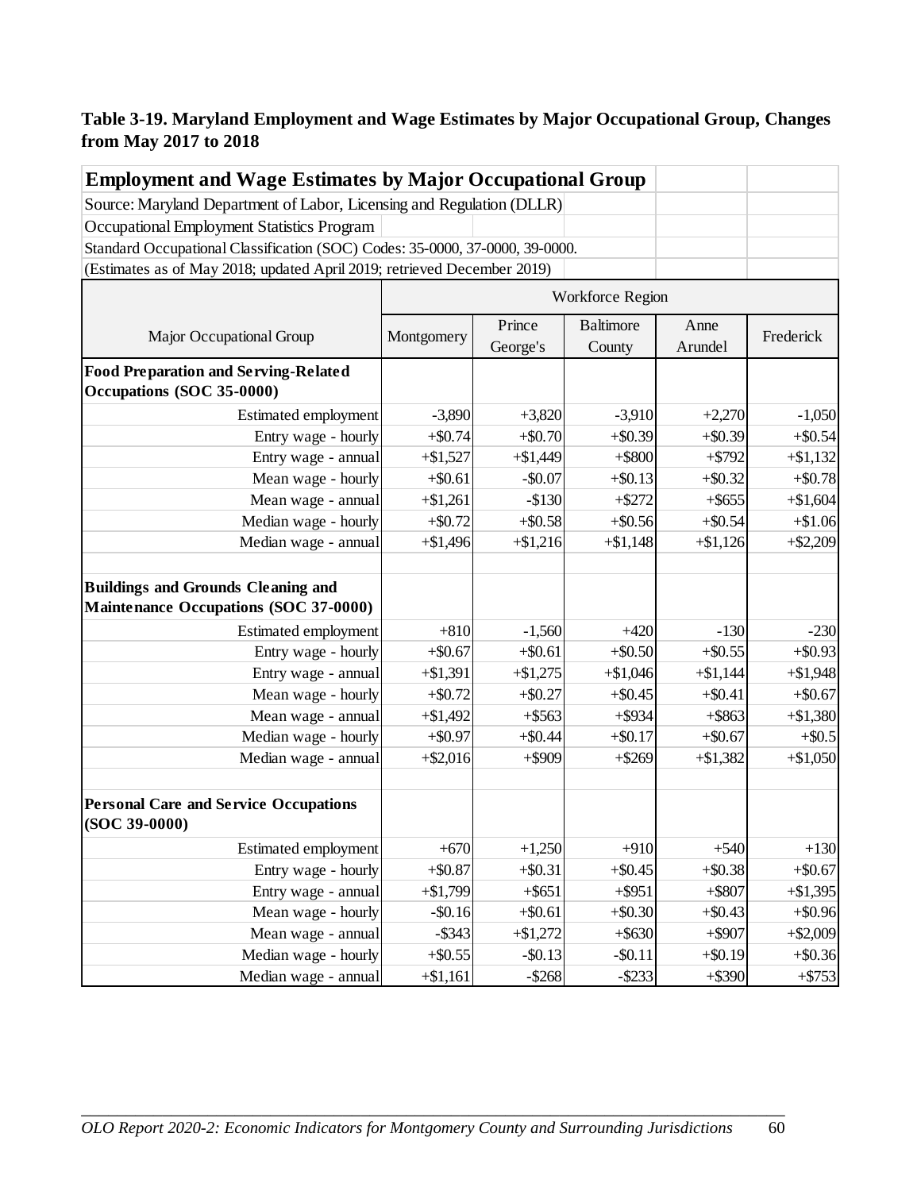**Table 3-19. Maryland Employment and Wage Estimates by Major Occupational Group, Changes from May 2017 to 2018**

| **Employment and Wage Estimates by Major Occupational Group** | | | | | |
|---|---|---|---|---|---|
| Source: Maryland Department of Labor, Licensing and Regulation (DLLR) | | | | | |
| Occupational Employment Statistics Program | | | | | |
| Standard Occupational Classification (SOC) Codes: 35-0000, 37-0000, 39-0000. | | | | | |
| (Estimates as of May 2018; updated April 2019; retrieved December 2019) | | | | | |
| | Workforce Region | | | | |
| Major Occupational Group | Montgomery | Prince George's | Baltimore County | Anne Arundel | Frederick |
| **Food Preparation and Serving-Related Occupations (SOC 35-0000)** | | | | | |
| Estimated employment | -3,890 | +3,820 | -3,910 | +2,270 | -1,050 |
| Entry wage - hourly | +$0.74 | +$0.70 | +$0.39 | +$0.39 | +$0.54 |
| Entry wage - annual | +$1,527 | +$1,449 | +$800 | +$792 | +$1,132 |
| Mean wage - hourly | +$0.61 | -$0.07 | +$0.13 | +$0.32 | +$0.78 |
| Mean wage - annual | +$1,261 | -$130 | +$272 | +$655 | +$1,604 |
| Median wage - hourly | +$0.72 | +$0.58 | +$0.56 | +$0.54 | +$1.06 |
| Median wage - annual | +$1,496 | +$1,216 | +$1,148 | +$1,126 | +$2,209 |
| **Buildings and Grounds Cleaning and Maintenance Occupations (SOC 37-0000)** | | | | | |
| Estimated employment | +810 | -1,560 | +420 | -130 | -230 |
| Entry wage - hourly | +$0.67 | +$0.61 | +$0.50 | +$0.55 | +$0.93 |
| Entry wage - annual | +$1,391 | +$1,275 | +$1,046 | +$1,144 | +$1,948 |
| Mean wage - hourly | +$0.72 | +$0.27 | +$0.45 | +$0.41 | +$0.67 |
| Mean wage - annual | +$1,492 | +$563 | +$934 | +$863 | +$1,380 |
| Median wage - hourly | +$0.97 | +$0.44 | +$0.17 | +$0.67 | +$0.5 |
| Median wage - annual | +$2,016 | +$909 | +$269 | +$1,382 | +$1,050 |
| **Personal Care and Service Occupations (SOC 39-0000)** | | | | | |
| Estimated employment | +670 | +1,250 | +910 | +540 | +130 |
| Entry wage - hourly | +$0.87 | +$0.31 | +$0.45 | +$0.38 | +$0.67 |
| Entry wage - annual | +$1,799 | +$651 | +$951 | +$807 | +$1,395 |
| Mean wage - hourly | -$0.16 | +$0.61 | +$0.30 | +$0.43 | +$0.96 |
| Mean wage - annual | -$343 | +$1,272 | +$630 | +$907 | +$2,009 |
| Median wage - hourly | +$0.55 | -$0.13 | -$0.11 | +$0.19 | +$0.36 |
| Median wage - annual | +$1,161 | -$268 | -$233 | +$390 | +$753 |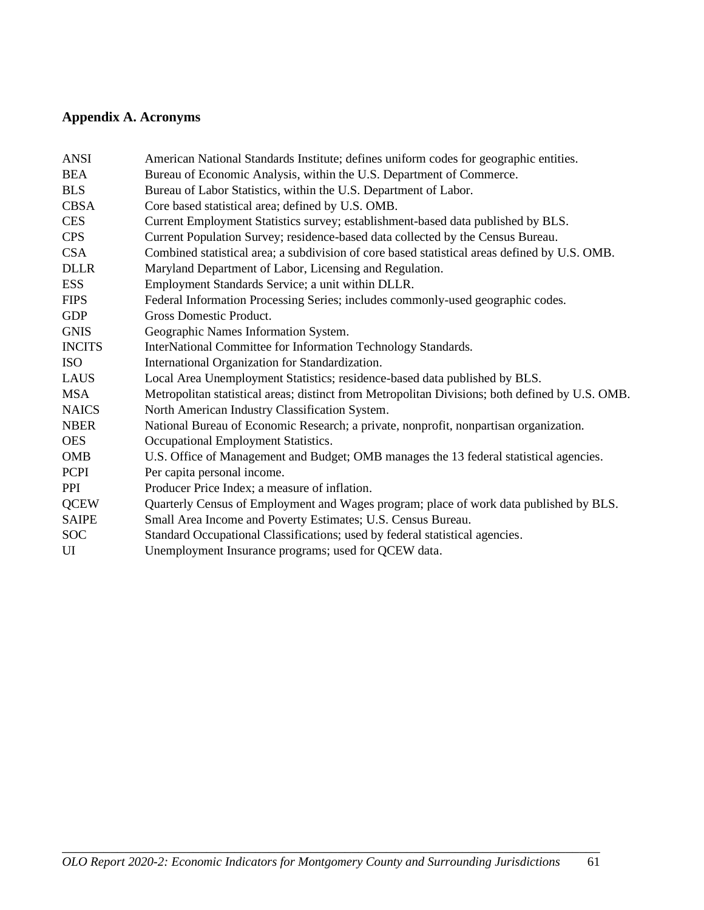## Appendix A. Acronyms

| | |
|---|---|
| ANSI | American National Standards Institute; defines uniform codes for geographic entities. |
| BEA | Bureau of Economic Analysis, within the U.S. Department of Commerce. |
| BLS | Bureau of Labor Statistics, within the U.S. Department of Labor. |
| CBSA | Core based statistical area; defined by U.S. OMB. |
| CES | Current Employment Statistics survey; establishment-based data published by BLS. |
| CPS | Current Population Survey; residence-based data collected by the Census Bureau. |
| CSA | Combined statistical area; a subdivision of core based statistical areas defined by U.S. OMB. |
| DLLR | Maryland Department of Labor, Licensing and Regulation. |
| ESS | Employment Standards Service; a unit within DLLR. |
| FIPS | Federal Information Processing Series; includes commonly-used geographic codes. |
| GDP | Gross Domestic Product. |
| GNIS | Geographic Names Information System. |
| INCITS | InterNational Committee for Information Technology Standards. |
| ISO | International Organization for Standardization. |
| LAUS | Local Area Unemployment Statistics; residence-based data published by BLS. |
| MSA | Metropolitan statistical areas; distinct from Metropolitan Divisions; both defined by U.S. OMB. |
| NAICS | North American Industry Classification System. |
| NBER | National Bureau of Economic Research; a private, nonprofit, nonpartisan organization. |
| OES | Occupational Employment Statistics. |
| OMB | U.S. Office of Management and Budget; OMB manages the 13 federal statistical agencies. |
| PCPI | Per capita personal income. |
| PPI | Producer Price Index; a measure of inflation. |
| QCEW | Quarterly Census of Employment and Wages program; place of work data published by BLS. |
| SAIPE | Small Area Income and Poverty Estimates; U.S. Census Bureau. |
| SOC | Standard Occupational Classifications; used by federal statistical agencies. |
| UI | Unemployment Insurance programs; used for QCEW data. |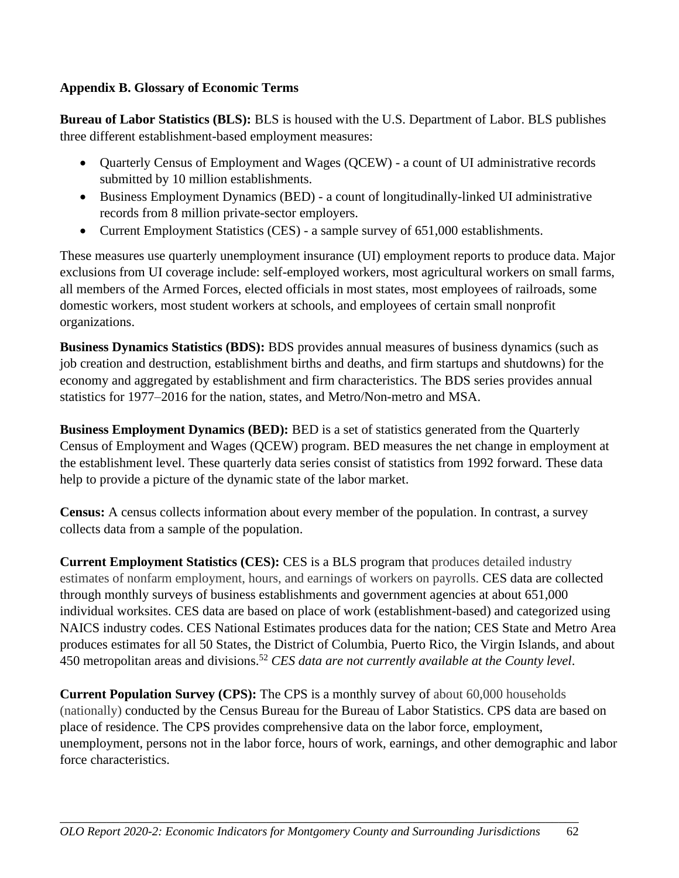## Appendix B. Glossary of Economic Terms

**Bureau of Labor Statistics (BLS):** BLS is housed with the U.S. Department of Labor. BLS publishes three different establishment-based employment measures:

- Quarterly Census of Employment and Wages (QCEW) - a count of UI administrative records submitted by 10 million establishments.
- Business Employment Dynamics (BED) - a count of longitudinally-linked UI administrative records from 8 million private-sector employers.
- Current Employment Statistics (CES) - a sample survey of 651,000 establishments.

These measures use quarterly unemployment insurance (UI) employment reports to produce data. Major exclusions from UI coverage include: self-employed workers, most agricultural workers on small farms, all members of the Armed Forces, elected officials in most states, most employees of railroads, some domestic workers, most student workers at schools, and employees of certain small nonprofit organizations.

**Business Dynamics Statistics (BDS):** BDS provides annual measures of business dynamics (such as job creation and destruction, establishment births and deaths, and firm startups and shutdowns) for the economy and aggregated by establishment and firm characteristics. The BDS series provides annual statistics for 1977–2016 for the nation, states, and Metro/Non-metro and MSA.

**Business Employment Dynamics (BED):** BED is a set of statistics generated from the Quarterly Census of Employment and Wages (QCEW) program. BED measures the net change in employment at the establishment level. These quarterly data series consist of statistics from 1992 forward. These data help to provide a picture of the dynamic state of the labor market.

**Census:** A census collects information about every member of the population. In contrast, a survey collects data from a sample of the population.

**Current Employment Statistics (CES):** CES is a BLS program that produces detailed industry estimates of nonfarm employment, hours, and earnings of workers on payrolls. CES data are collected through monthly surveys of business establishments and government agencies at about 651,000 individual worksites. CES data are based on place of work (establishment-based) and categorized using NAICS industry codes. CES National Estimates produces data for the nation; CES State and Metro Area produces estimates for all 50 States, the District of Columbia, Puerto Rico, the Virgin Islands, and about 450 metropolitan areas and divisions.[52] *CES data are not currently available at the County level*.

**Current Population Survey (CPS):** The CPS is a monthly survey of about 60,000 households (nationally) conducted by the Census Bureau for the Bureau of Labor Statistics. CPS data are based on place of residence. The CPS provides comprehensive data on the labor force, employment, unemployment, persons not in the labor force, hours of work, earnings, and other demographic and labor force characteristics.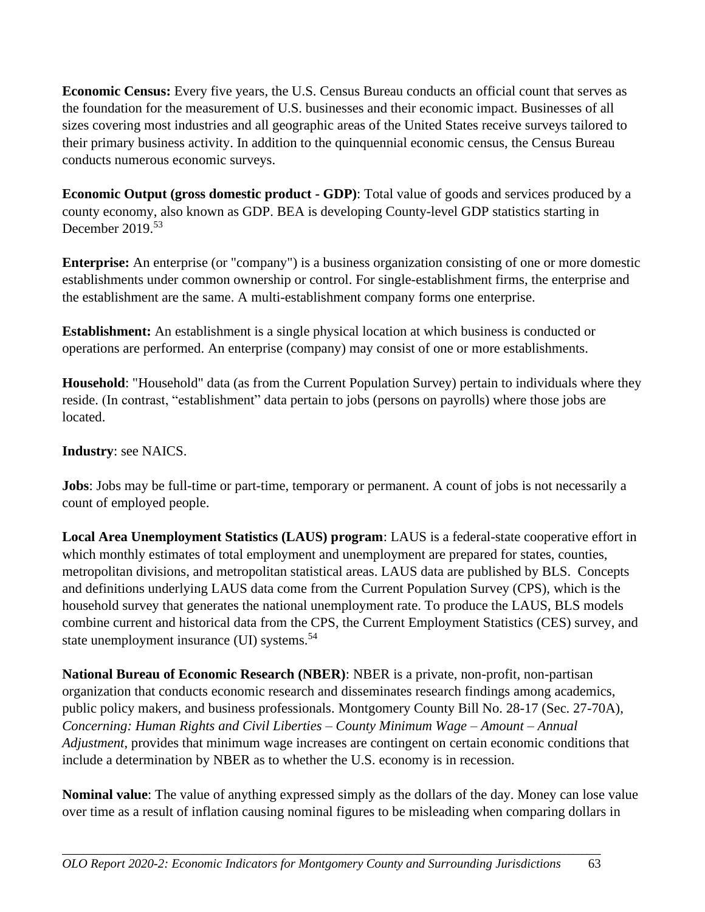**Economic Census:** Every five years, the U.S. Census Bureau conducts an official count that serves as the foundation for the measurement of U.S. businesses and their economic impact. Businesses of all sizes covering most industries and all geographic areas of the United States receive surveys tailored to their primary business activity. In addition to the quinquennial economic census, the Census Bureau conducts numerous economic surveys.

**Economic Output (gross domestic product - GDP)**: Total value of goods and services produced by a county economy, also known as GDP. BEA is developing County-level GDP statistics starting in December 2019.[53]

**Enterprise:** An enterprise (or "company") is a business organization consisting of one or more domestic establishments under common ownership or control. For single-establishment firms, the enterprise and the establishment are the same. A multi-establishment company forms one enterprise.

**Establishment:** An establishment is a single physical location at which business is conducted or operations are performed. An enterprise (company) may consist of one or more establishments.

**Household**: "Household" data (as from the Current Population Survey) pertain to individuals where they reside. (In contrast, "establishment" data pertain to jobs (persons on payrolls) where those jobs are located.

**Industry**: see NAICS.

**Jobs**: Jobs may be full-time or part-time, temporary or permanent. A count of jobs is not necessarily a count of employed people.

**Local Area Unemployment Statistics (LAUS) program**: LAUS is a federal-state cooperative effort in which monthly estimates of total employment and unemployment are prepared for states, counties, metropolitan divisions, and metropolitan statistical areas. LAUS data are published by BLS. Concepts and definitions underlying LAUS data come from the Current Population Survey (CPS), which is the household survey that generates the national unemployment rate. To produce the LAUS, BLS models combine current and historical data from the CPS, the Current Employment Statistics (CES) survey, and state unemployment insurance (UI) systems.[54]

**National Bureau of Economic Research (NBER)**: NBER is a private, non-profit, non-partisan organization that conducts economic research and disseminates research findings among academics, public policy makers, and business professionals. Montgomery County Bill No. 28-17 (Sec. 27-70A), *Concerning: Human Rights and Civil Liberties – County Minimum Wage – Amount – Annual Adjustment*, provides that minimum wage increases are contingent on certain economic conditions that include a determination by NBER as to whether the U.S. economy is in recession.

**Nominal value**: The value of anything expressed simply as the dollars of the day. Money can lose value over time as a result of inflation causing nominal figures to be misleading when comparing dollars in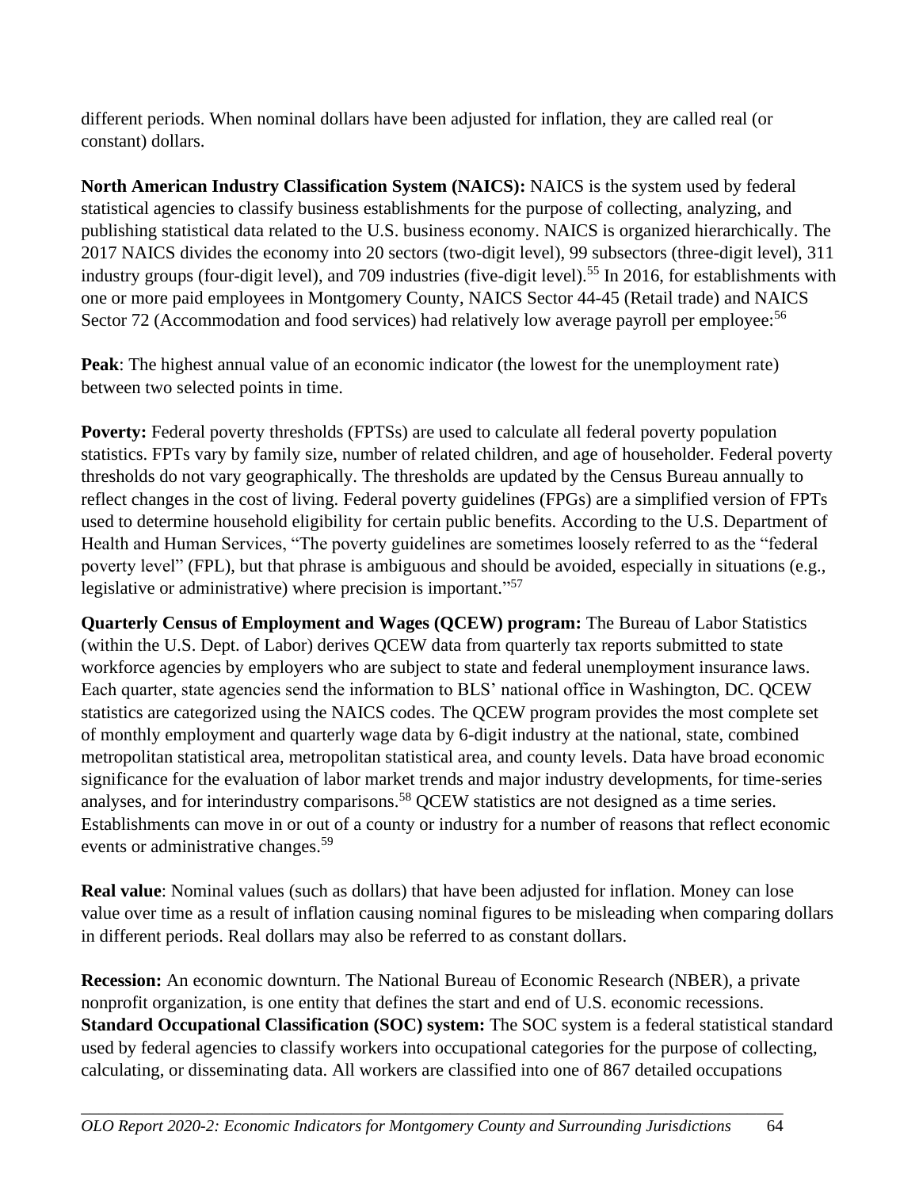different periods. When nominal dollars have been adjusted for inflation, they are called real (or constant) dollars.

**North American Industry Classification System (NAICS):** NAICS is the system used by federal statistical agencies to classify business establishments for the purpose of collecting, analyzing, and publishing statistical data related to the U.S. business economy. NAICS is organized hierarchically. The 2017 NAICS divides the economy into 20 sectors (two-digit level), 99 subsectors (three-digit level), 311 industry groups (four-digit level), and 709 industries (five-digit level).[55] In 2016, for establishments with one or more paid employees in Montgomery County, NAICS Sector 44-45 (Retail trade) and NAICS Sector 72 (Accommodation and food services) had relatively low average payroll per employee:[56]

**Peak**: The highest annual value of an economic indicator (the lowest for the unemployment rate) between two selected points in time.

**Poverty:** Federal poverty thresholds (FPTSs) are used to calculate all federal poverty population statistics. FPTs vary by family size, number of related children, and age of householder. Federal poverty thresholds do not vary geographically. The thresholds are updated by the Census Bureau annually to reflect changes in the cost of living. Federal poverty guidelines (FPGs) are a simplified version of FPTs used to determine household eligibility for certain public benefits. According to the U.S. Department of Health and Human Services, "The poverty guidelines are sometimes loosely referred to as the "federal poverty level" (FPL), but that phrase is ambiguous and should be avoided, especially in situations (e.g., legislative or administrative) where precision is important."[57]

**Quarterly Census of Employment and Wages (QCEW) program:** The Bureau of Labor Statistics (within the U.S. Dept. of Labor) derives QCEW data from quarterly tax reports submitted to state workforce agencies by employers who are subject to state and federal unemployment insurance laws. Each quarter, state agencies send the information to BLS' national office in Washington, DC. QCEW statistics are categorized using the NAICS codes. The QCEW program provides the most complete set of monthly employment and quarterly wage data by 6-digit industry at the national, state, combined metropolitan statistical area, metropolitan statistical area, and county levels. Data have broad economic significance for the evaluation of labor market trends and major industry developments, for time-series analyses, and for interindustry comparisons.[58] QCEW statistics are not designed as a time series. Establishments can move in or out of a county or industry for a number of reasons that reflect economic events or administrative changes.[59]

**Real value**: Nominal values (such as dollars) that have been adjusted for inflation. Money can lose value over time as a result of inflation causing nominal figures to be misleading when comparing dollars in different periods. Real dollars may also be referred to as constant dollars.

**Recession:** An economic downturn. The National Bureau of Economic Research (NBER), a private nonprofit organization, is one entity that defines the start and end of U.S. economic recessions.

**Standard Occupational Classification (SOC) system:** The SOC system is a federal statistical standard used by federal agencies to classify workers into occupational categories for the purpose of collecting, calculating, or disseminating data. All workers are classified into one of 867 detailed occupations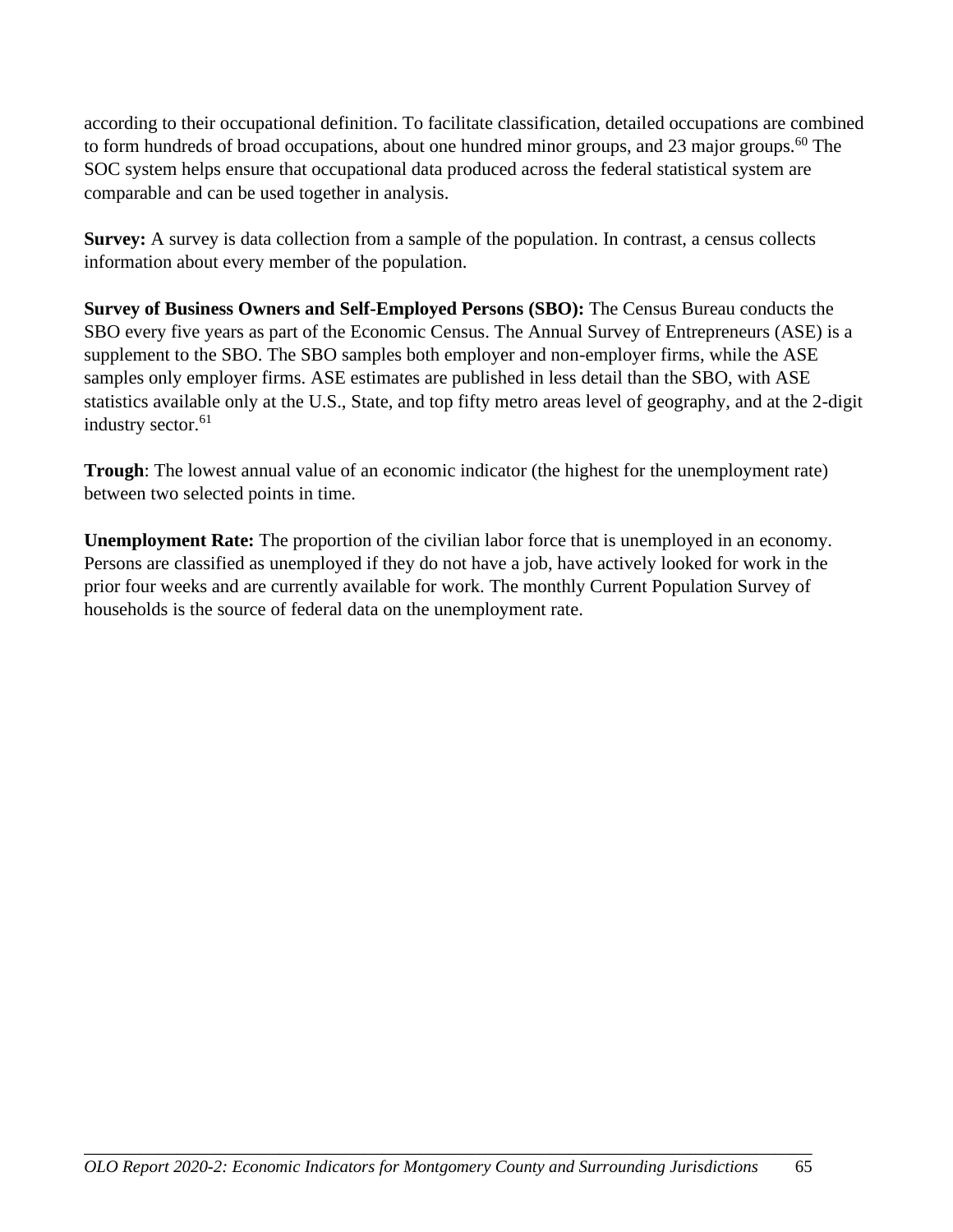according to their occupational definition. To facilitate classification, detailed occupations are combined to form hundreds of broad occupations, about one hundred minor groups, and 23 major groups.[60] The SOC system helps ensure that occupational data produced across the federal statistical system are comparable and can be used together in analysis.

**Survey:** A survey is data collection from a sample of the population. In contrast, a census collects information about every member of the population.

**Survey of Business Owners and Self-Employed Persons (SBO):** The Census Bureau conducts the SBO every five years as part of the Economic Census. The Annual Survey of Entrepreneurs (ASE) is a supplement to the SBO. The SBO samples both employer and non-employer firms, while the ASE samples only employer firms. ASE estimates are published in less detail than the SBO, with ASE statistics available only at the U.S., State, and top fifty metro areas level of geography, and at the 2-digit industry sector.[61]

**Trough**: The lowest annual value of an economic indicator (the highest for the unemployment rate) between two selected points in time.

**Unemployment Rate:** The proportion of the civilian labor force that is unemployed in an economy. Persons are classified as unemployed if they do not have a job, have actively looked for work in the prior four weeks and are currently available for work. The monthly Current Population Survey of households is the source of federal data on the unemployment rate.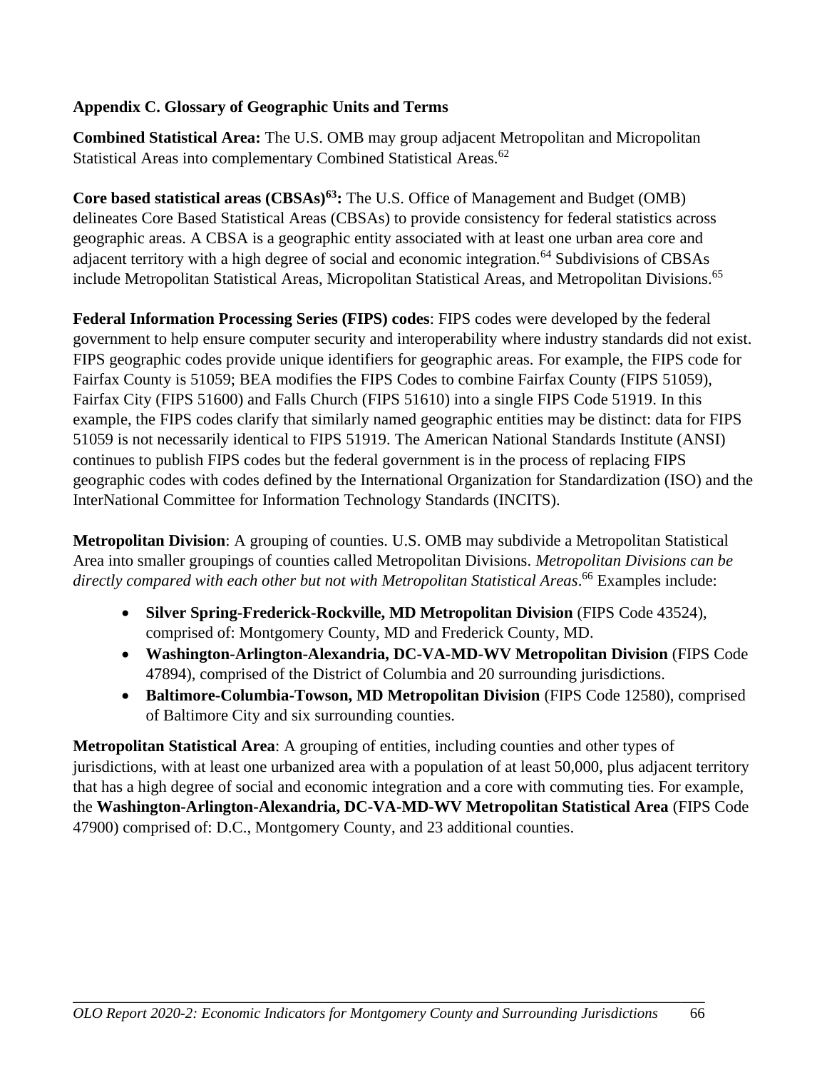## Appendix C. Glossary of Geographic Units and Terms

**Combined Statistical Area:** The U.S. OMB may group adjacent Metropolitan and Micropolitan Statistical Areas into complementary Combined Statistical Areas.[62]

**Core based statistical areas (CBSAs)[63]:** The U.S. Office of Management and Budget (OMB) delineates Core Based Statistical Areas (CBSAs) to provide consistency for federal statistics across geographic areas. A CBSA is a geographic entity associated with at least one urban area core and adjacent territory with a high degree of social and economic integration.[64] Subdivisions of CBSAs include Metropolitan Statistical Areas, Micropolitan Statistical Areas, and Metropolitan Divisions.[65]

**Federal Information Processing Series (FIPS) codes**: FIPS codes were developed by the federal government to help ensure computer security and interoperability where industry standards did not exist. FIPS geographic codes provide unique identifiers for geographic areas. For example, the FIPS code for Fairfax County is 51059; BEA modifies the FIPS Codes to combine Fairfax County (FIPS 51059), Fairfax City (FIPS 51600) and Falls Church (FIPS 51610) into a single FIPS Code 51919. In this example, the FIPS codes clarify that similarly named geographic entities may be distinct: data for FIPS 51059 is not necessarily identical to FIPS 51919. The American National Standards Institute (ANSI) continues to publish FIPS codes but the federal government is in the process of replacing FIPS geographic codes with codes defined by the International Organization for Standardization (ISO) and the InterNational Committee for Information Technology Standards (INCITS).

**Metropolitan Division**: A grouping of counties. U.S. OMB may subdivide a Metropolitan Statistical Area into smaller groupings of counties called Metropolitan Divisions. *Metropolitan Divisions can be directly compared with each other but not with Metropolitan Statistical Areas*.[66] Examples include:

- **Silver Spring-Frederick-Rockville, MD Metropolitan Division** (FIPS Code 43524), comprised of: Montgomery County, MD and Frederick County, MD.
- **Washington-Arlington-Alexandria, DC-VA-MD-WV Metropolitan Division** (FIPS Code 47894), comprised of the District of Columbia and 20 surrounding jurisdictions.
- **Baltimore-Columbia-Towson, MD Metropolitan Division** (FIPS Code 12580), comprised of Baltimore City and six surrounding counties.

**Metropolitan Statistical Area**: A grouping of entities, including counties and other types of jurisdictions, with at least one urbanized area with a population of at least 50,000, plus adjacent territory that has a high degree of social and economic integration and a core with commuting ties. For example, the **Washington-Arlington-Alexandria, DC-VA-MD-WV Metropolitan Statistical Area** (FIPS Code 47900) comprised of: D.C., Montgomery County, and 23 additional counties.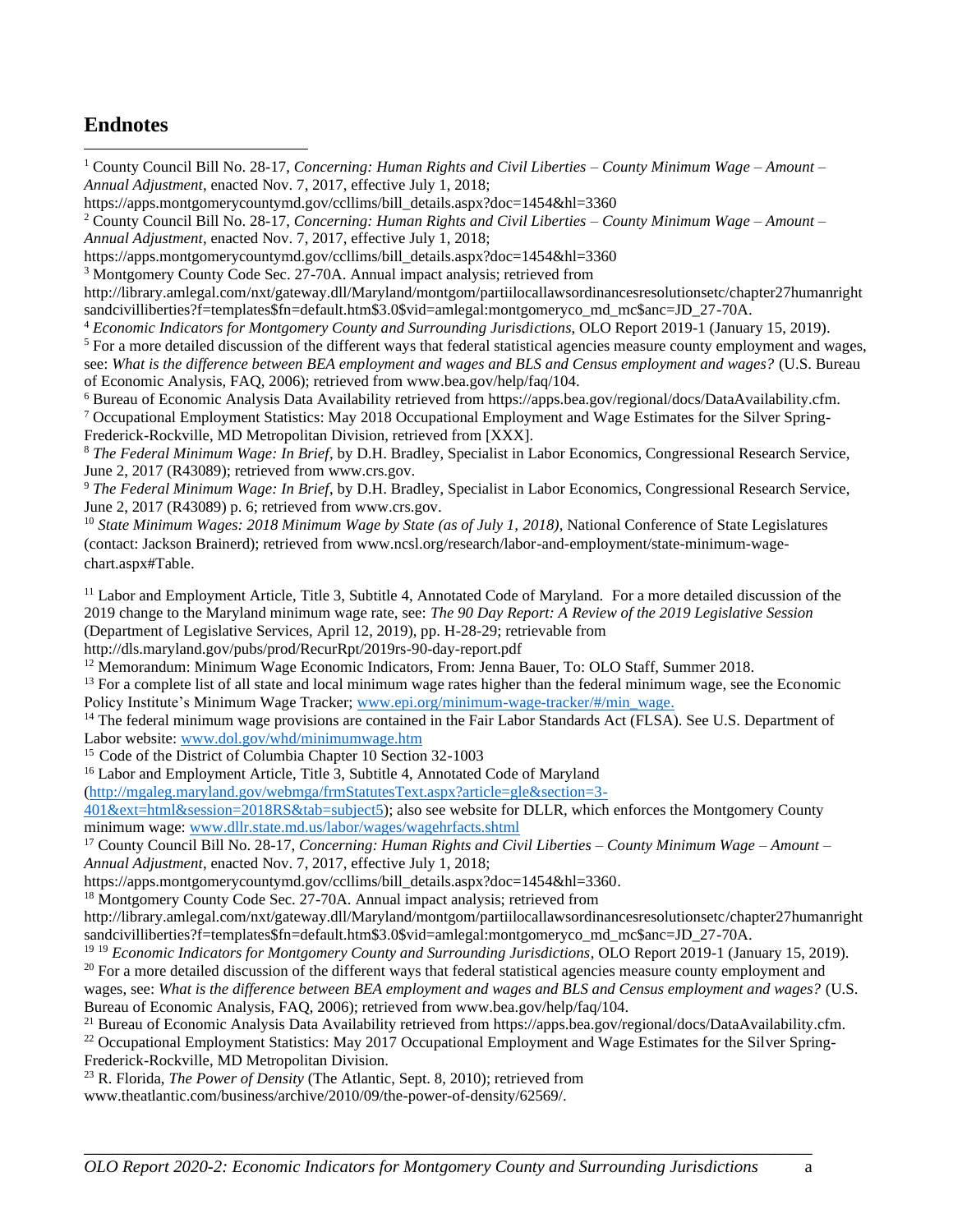## Endnotes

[1] County Council Bill No. 28-17, *Concerning: Human Rights and Civil Liberties – County Minimum Wage – Amount – Annual Adjustment*, enacted Nov. 7, 2017, effective July 1, 2018; https://apps.montgomerycountymd.gov/ccllims/bill_details.aspx?doc=1454&hl=3360

[2] County Council Bill No. 28-17, *Concerning: Human Rights and Civil Liberties – County Minimum Wage – Amount – Annual Adjustment*, enacted Nov. 7, 2017, effective July 1, 2018; https://apps.montgomerycountymd.gov/ccllims/bill_details.aspx?doc=1454&hl=3360

[3] Montgomery County Code Sec. 27-70A. Annual impact analysis; retrieved from http://library.amlegal.com/nxt/gateway.dll/Maryland/montgom/partiilocallawsordinancesresolutionsetc/chapter27humanrightsandcivilliberties?f=templates$fn=default.htm$3.0$vid=amlegal:montgomeryco_md_mc$anc=JD_27-70A.

[4] *Economic Indicators for Montgomery County and Surrounding Jurisdictions*, OLO Report 2019-1 (January 15, 2019).

[5] For a more detailed discussion of the different ways that federal statistical agencies measure county employment and wages, see: *What is the difference between BEA employment and wages and BLS and Census employment and wages?* (U.S. Bureau of Economic Analysis, FAQ, 2006); retrieved from www.bea.gov/help/faq/104.

[6] Bureau of Economic Analysis Data Availability retrieved from https://apps.bea.gov/regional/docs/DataAvailability.cfm.

[7] Occupational Employment Statistics: May 2018 Occupational Employment and Wage Estimates for the Silver Spring-Frederick-Rockville, MD Metropolitan Division, retrieved from [XXX].

[8] *The Federal Minimum Wage: In Brief*, by D.H. Bradley, Specialist in Labor Economics, Congressional Research Service, June 2, 2017 (R43089); retrieved from www.crs.gov.

[9] *The Federal Minimum Wage: In Brief*, by D.H. Bradley, Specialist in Labor Economics, Congressional Research Service, June 2, 2017 (R43089) p. 6; retrieved from www.crs.gov.

[10] *State Minimum Wages: 2018 Minimum Wage by State (as of July 1, 2018)*, National Conference of State Legislatures (contact: Jackson Brainerd); retrieved from www.ncsl.org/research/labor-and-employment/state-minimum-wage-chart.aspx#Table.

[11] Labor and Employment Article, Title 3, Subtitle 4, Annotated Code of Maryland. For a more detailed discussion of the 2019 change to the Maryland minimum wage rate, see: *The 90 Day Report: A Review of the 2019 Legislative Session* (Department of Legislative Services, April 12, 2019), pp. H-28-29; retrievable from http://dls.maryland.gov/pubs/prod/RecurRpt/2019rs-90-day-report.pdf

[12] Memorandum: Minimum Wage Economic Indicators, From: Jenna Bauer, To: OLO Staff, Summer 2018.

[13] For a complete list of all state and local minimum wage rates higher than the federal minimum wage, see the Economic Policy Institute's Minimum Wage Tracker; www.epi.org/minimum-wage-tracker/#/min_wage.

[14] The federal minimum wage provisions are contained in the Fair Labor Standards Act (FLSA). See U.S. Department of Labor website: www.dol.gov/whd/minimumwage.htm

[15] Code of the District of Columbia Chapter 10 Section 32-1003

[16] Labor and Employment Article, Title 3, Subtitle 4, Annotated Code of Maryland (http://mgaleg.maryland.gov/webmga/frmStatutesText.aspx?article=gle&section=3-401&ext=html&session=2018RS&tab=subject5); also see website for DLLR, which enforces the Montgomery County minimum wage: www.dllr.state.md.us/labor/wages/wagehrfacts.shtml

[17] County Council Bill No. 28-17, *Concerning: Human Rights and Civil Liberties – County Minimum Wage – Amount – Annual Adjustment*, enacted Nov. 7, 2017, effective July 1, 2018; https://apps.montgomerycountymd.gov/ccllims/bill_details.aspx?doc=1454&hl=3360.

[18] Montgomery County Code Sec. 27-70A. Annual impact analysis; retrieved from http://library.amlegal.com/nxt/gateway.dll/Maryland/montgom/partiilocallawsordinancesresolutionsetc/chapter27humanrightsandcivilliberties?f=templates$fn=default.htm$3.0$vid=amlegal:montgomeryco_md_mc$anc=JD_27-70A.

[19] [19] *Economic Indicators for Montgomery County and Surrounding Jurisdictions*, OLO Report 2019-1 (January 15, 2019).

[20] For a more detailed discussion of the different ways that federal statistical agencies measure county employment and wages, see: *What is the difference between BEA employment and wages and BLS and Census employment and wages?* (U.S. Bureau of Economic Analysis, FAQ, 2006); retrieved from www.bea.gov/help/faq/104.

[21] Bureau of Economic Analysis Data Availability retrieved from https://apps.bea.gov/regional/docs/DataAvailability.cfm.

[22] Occupational Employment Statistics: May 2017 Occupational Employment and Wage Estimates for the Silver Spring-Frederick-Rockville, MD Metropolitan Division.

[23] R. Florida, *The Power of Density* (The Atlantic, Sept. 8, 2010); retrieved from www.theatlantic.com/business/archive/2010/09/the-power-of-density/62569/.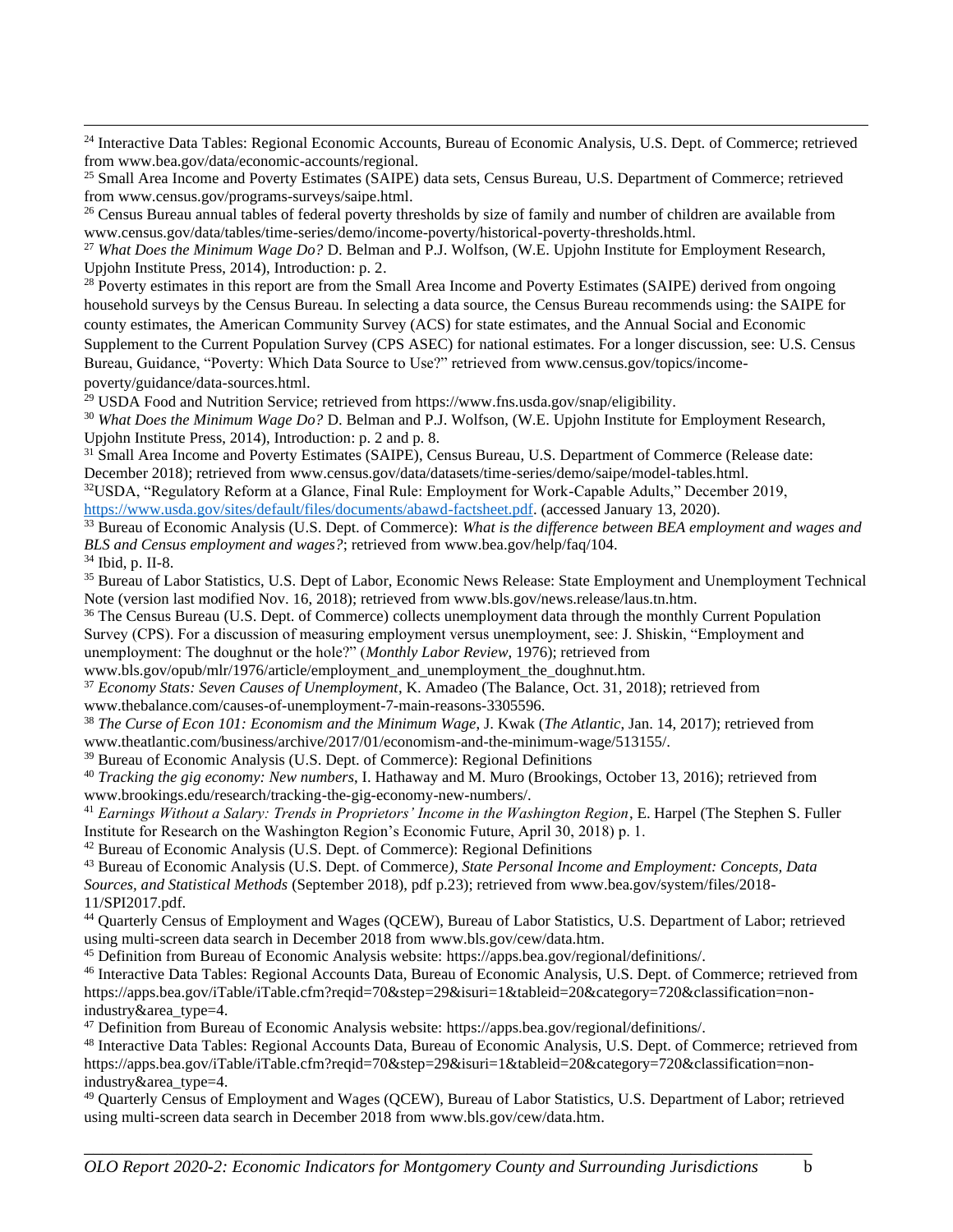[24] Interactive Data Tables: Regional Economic Accounts, Bureau of Economic Analysis, U.S. Dept. of Commerce; retrieved from www.bea.gov/data/economic-accounts/regional.

[25] Small Area Income and Poverty Estimates (SAIPE) data sets, Census Bureau, U.S. Department of Commerce; retrieved from www.census.gov/programs-surveys/saipe.html.

[26] Census Bureau annual tables of federal poverty thresholds by size of family and number of children are available from www.census.gov/data/tables/time-series/demo/income-poverty/historical-poverty-thresholds.html.

[27] *What Does the Minimum Wage Do?* D. Belman and P.J. Wolfson, (W.E. Upjohn Institute for Employment Research, Upjohn Institute Press, 2014), Introduction: p. 2.

[28] Poverty estimates in this report are from the Small Area Income and Poverty Estimates (SAIPE) derived from ongoing household surveys by the Census Bureau. In selecting a data source, the Census Bureau recommends using: the SAIPE for county estimates, the American Community Survey (ACS) for state estimates, and the Annual Social and Economic Supplement to the Current Population Survey (CPS ASEC) for national estimates. For a longer discussion, see: U.S. Census Bureau, Guidance, "Poverty: Which Data Source to Use?" retrieved from www.census.gov/topics/income-poverty/guidance/data-sources.html.

[29] USDA Food and Nutrition Service; retrieved from https://www.fns.usda.gov/snap/eligibility.

[30] *What Does the Minimum Wage Do?* D. Belman and P.J. Wolfson, (W.E. Upjohn Institute for Employment Research, Upjohn Institute Press, 2014), Introduction: p. 2 and p. 8.

[31] Small Area Income and Poverty Estimates (SAIPE), Census Bureau, U.S. Department of Commerce (Release date: December 2018); retrieved from www.census.gov/data/datasets/time-series/demo/saipe/model-tables.html.

[32] USDA, "Regulatory Reform at a Glance, Final Rule: Employment for Work-Capable Adults," December 2019, https://www.usda.gov/sites/default/files/documents/abawd-factsheet.pdf. (accessed January 13, 2020).

[33] Bureau of Economic Analysis (U.S. Dept. of Commerce): *What is the difference between BEA employment and wages and BLS and Census employment and wages?*; retrieved from www.bea.gov/help/faq/104.

[34] Ibid, p. II-8.

[35] Bureau of Labor Statistics, U.S. Dept of Labor, Economic News Release: State Employment and Unemployment Technical Note (version last modified Nov. 16, 2018); retrieved from www.bls.gov/news.release/laus.tn.htm.

[36] The Census Bureau (U.S. Dept. of Commerce) collects unemployment data through the monthly Current Population Survey (CPS). For a discussion of measuring employment versus unemployment, see: J. Shiskin, "Employment and unemployment: The doughnut or the hole?" (*Monthly Labor Review*, 1976); retrieved from www.bls.gov/opub/mlr/1976/article/employment_and_unemployment_the_doughnut.htm.

[37] *Economy Stats: Seven Causes of Unemployment*, K. Amadeo (The Balance, Oct. 31, 2018); retrieved from www.thebalance.com/causes-of-unemployment-7-main-reasons-3305596.

[38] *The Curse of Econ 101: Economism and the Minimum Wage*, J. Kwak (*The Atlantic*, Jan. 14, 2017); retrieved from www.theatlantic.com/business/archive/2017/01/economism-and-the-minimum-wage/513155/.

[39] Bureau of Economic Analysis (U.S. Dept. of Commerce): Regional Definitions

[40] *Tracking the gig economy: New numbers*, I. Hathaway and M. Muro (Brookings, October 13, 2016); retrieved from www.brookings.edu/research/tracking-the-gig-economy-new-numbers/.

[41] *Earnings Without a Salary: Trends in Proprietors' Income in the Washington Region*, E. Harpel (The Stephen S. Fuller Institute for Research on the Washington Region's Economic Future, April 30, 2018) p. 1.

[42] Bureau of Economic Analysis (U.S. Dept. of Commerce): Regional Definitions

[43] Bureau of Economic Analysis (U.S. Dept. of Commerce*), State Personal Income and Employment: Concepts, Data Sources, and Statistical Methods* (September 2018), pdf p.23); retrieved from www.bea.gov/system/files/2018-11/SPI2017.pdf.

[44] Quarterly Census of Employment and Wages (QCEW), Bureau of Labor Statistics, U.S. Department of Labor; retrieved using multi-screen data search in December 2018 from www.bls.gov/cew/data.htm.

[45] Definition from Bureau of Economic Analysis website: https://apps.bea.gov/regional/definitions/.

[46] Interactive Data Tables: Regional Accounts Data, Bureau of Economic Analysis, U.S. Dept. of Commerce; retrieved from https://apps.bea.gov/iTable/iTable.cfm?reqid=70&step=29&isuri=1&tableid=20&category=720&classification=non-industry&area_type=4.

[47] Definition from Bureau of Economic Analysis website: https://apps.bea.gov/regional/definitions/.

[48] Interactive Data Tables: Regional Accounts Data, Bureau of Economic Analysis, U.S. Dept. of Commerce; retrieved from https://apps.bea.gov/iTable/iTable.cfm?reqid=70&step=29&isuri=1&tableid=20&category=720&classification=non-industry&area_type=4.

[49] Quarterly Census of Employment and Wages (QCEW), Bureau of Labor Statistics, U.S. Department of Labor; retrieved using multi-screen data search in December 2018 from www.bls.gov/cew/data.htm.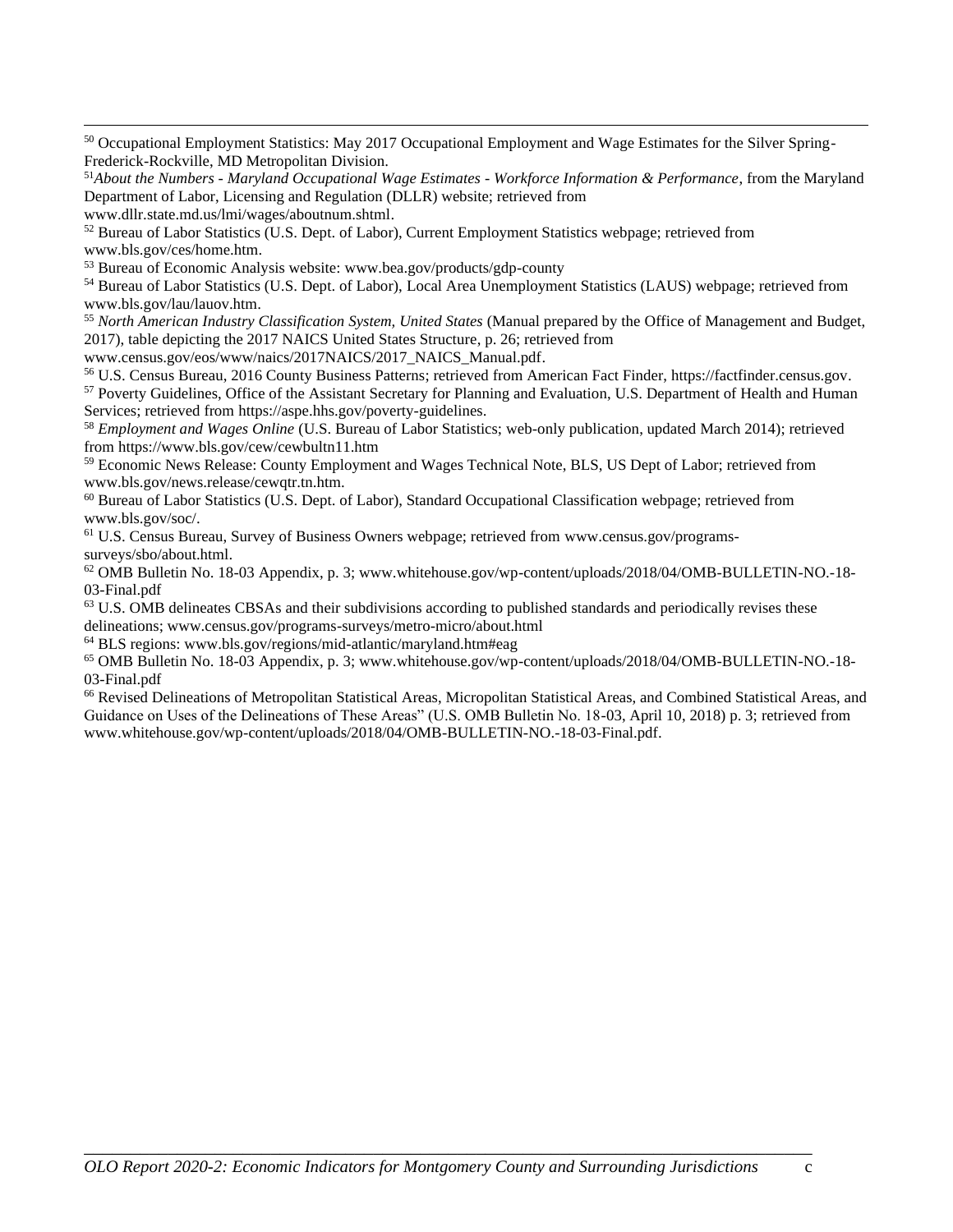[50] Occupational Employment Statistics: May 2017 Occupational Employment and Wage Estimates for the Silver Spring-Frederick-Rockville, MD Metropolitan Division.

[51] *About the Numbers - Maryland Occupational Wage Estimates - Workforce Information & Performance*, from the Maryland Department of Labor, Licensing and Regulation (DLLR) website; retrieved from www.dllr.state.md.us/lmi/wages/aboutnum.shtml.

[52] Bureau of Labor Statistics (U.S. Dept. of Labor), Current Employment Statistics webpage; retrieved from www.bls.gov/ces/home.htm.

[53] Bureau of Economic Analysis website: www.bea.gov/products/gdp-county

[54] Bureau of Labor Statistics (U.S. Dept. of Labor), Local Area Unemployment Statistics (LAUS) webpage; retrieved from www.bls.gov/lau/lauov.htm.

[55] *North American Industry Classification System, United States* (Manual prepared by the Office of Management and Budget, 2017), table depicting the 2017 NAICS United States Structure, p. 26; retrieved from www.census.gov/eos/www/naics/2017NAICS/2017_NAICS_Manual.pdf.

[56] U.S. Census Bureau, 2016 County Business Patterns; retrieved from American Fact Finder, https://factfinder.census.gov.

[57] Poverty Guidelines, Office of the Assistant Secretary for Planning and Evaluation, U.S. Department of Health and Human Services; retrieved from https://aspe.hhs.gov/poverty-guidelines.

[58] *Employment and Wages Online* (U.S. Bureau of Labor Statistics; web-only publication, updated March 2014); retrieved from https://www.bls.gov/cew/cewbultn11.htm

[59] Economic News Release: County Employment and Wages Technical Note, BLS, US Dept of Labor; retrieved from www.bls.gov/news.release/cewqtr.tn.htm.

[60] Bureau of Labor Statistics (U.S. Dept. of Labor), Standard Occupational Classification webpage; retrieved from www.bls.gov/soc/.

[61] U.S. Census Bureau, Survey of Business Owners webpage; retrieved from www.census.gov/programs-surveys/sbo/about.html.

[62] OMB Bulletin No. 18-03 Appendix, p. 3; www.whitehouse.gov/wp-content/uploads/2018/04/OMB-BULLETIN-NO.-18-03-Final.pdf

[63] U.S. OMB delineates CBSAs and their subdivisions according to published standards and periodically revises these delineations; www.census.gov/programs-surveys/metro-micro/about.html

[64] BLS regions: www.bls.gov/regions/mid-atlantic/maryland.htm#eag

[65] OMB Bulletin No. 18-03 Appendix, p. 3; www.whitehouse.gov/wp-content/uploads/2018/04/OMB-BULLETIN-NO.-18-03-Final.pdf

[66] Revised Delineations of Metropolitan Statistical Areas, Micropolitan Statistical Areas, and Combined Statistical Areas, and Guidance on Uses of the Delineations of These Areas" (U.S. OMB Bulletin No. 18-03, April 10, 2018) p. 3; retrieved from www.whitehouse.gov/wp-content/uploads/2018/04/OMB-BULLETIN-NO.-18-03-Final.pdf.